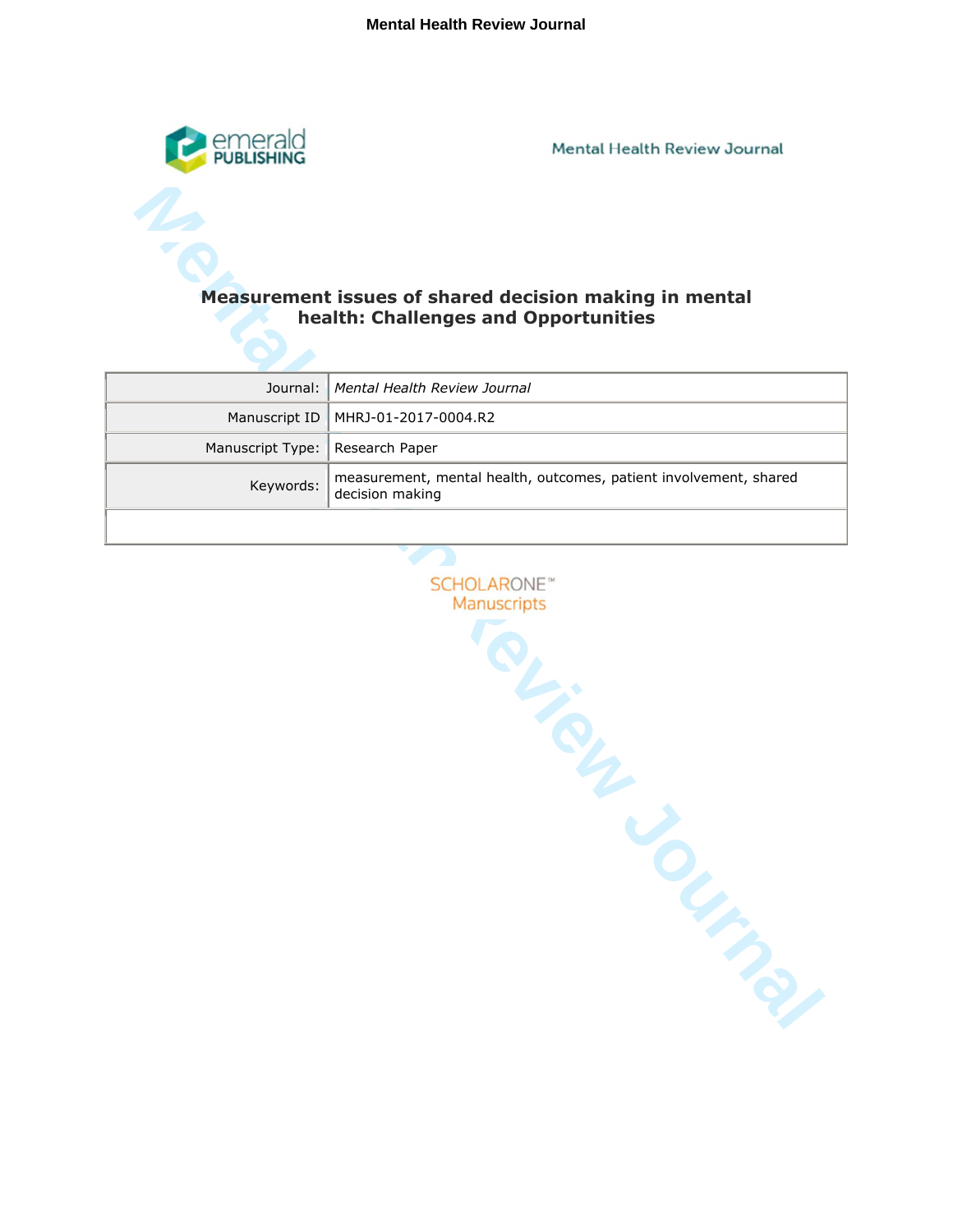# Measurement issues of shared decision making in mental health: Challenges and Opportunities

| | |
|---|---|
| Journal: | *Mental Health Review Journal* |
| Manuscript ID | MHRJ-01-2017-0004.R2 |
| Manuscript Type: | Research Paper |
| Keywords: | measurement, mental health, outcomes, patient involvement, shared decision making |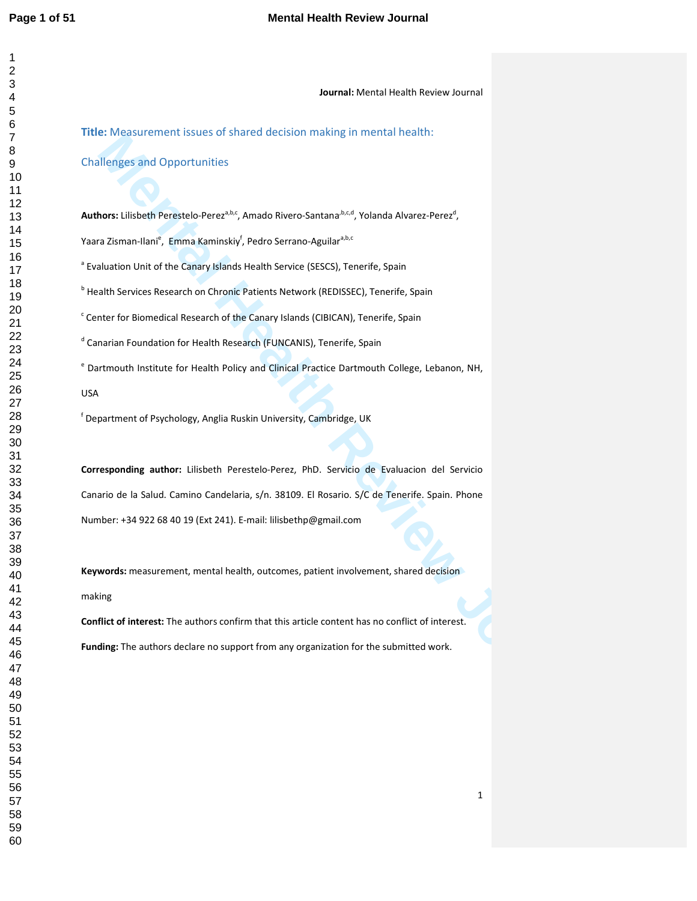**Journal:** Mental Health Review Journal

# Title: Measurement issues of shared decision making in mental health: Challenges and Opportunities

**Authors:** Lilisbeth Perestelo-Perez[a,b,c], Amado Rivero-Santana[b,c,d], Yolanda Alvarez-Perez[d], Yaara Zisman-Ilani[e], Emma Kaminskiy[f], Pedro Serrano-Aguilar[a,b,c]

[a] Evaluation Unit of the Canary Islands Health Service (SESCS), Tenerife, Spain

[b] Health Services Research on Chronic Patients Network (REDISSEC), Tenerife, Spain

[c] Center for Biomedical Research of the Canary Islands (CIBICAN), Tenerife, Spain

[d] Canarian Foundation for Health Research (FUNCANIS), Tenerife, Spain

[e] Dartmouth Institute for Health Policy and Clinical Practice Dartmouth College, Lebanon, NH, USA

[f] Department of Psychology, Anglia Ruskin University, Cambridge, UK

**Corresponding author:** Lilisbeth Perestelo-Perez, PhD. Servicio de Evaluacion del Servicio Canario de la Salud. Camino Candelaria, s/n. 38109. El Rosario. S/C de Tenerife. Spain. Phone Number: +34 922 68 40 19 (Ext 241). E-mail: lilisbethp@gmail.com

**Keywords:** measurement, mental health, outcomes, patient involvement, shared decision making

**Conflict of interest:** The authors confirm that this article content has no conflict of interest.

**Funding:** The authors declare no support from any organization for the submitted work.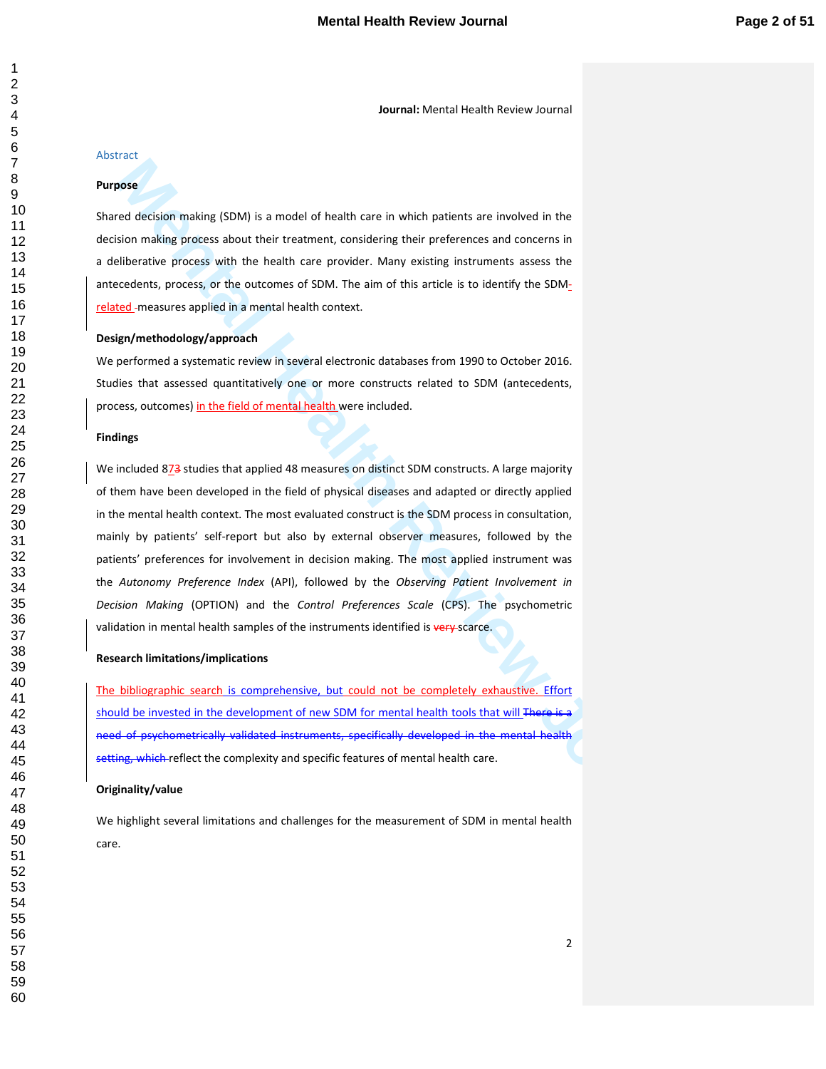**Journal:** Mental Health Review Journal

## Abstract

**Purpose**

Shared decision making (SDM) is a model of health care in which patients are involved in the decision making process about their treatment, considering their preferences and concerns in a deliberative process with the health care provider. Many existing instruments assess the antecedents, process, or the outcomes of SDM. The aim of this article is to identify the SDM-related measures applied in a mental health context.

**Design/methodology/approach**

We performed a systematic review in several electronic databases from 1990 to October 2016. Studies that assessed quantitatively one or more constructs related to SDM (antecedents, process, outcomes) in the field of mental health were included.

**Findings**

We included 87 studies that applied 48 measures of distinct SDM constructs. A large majority of them have been developed in the field of physical diseases and adapted or directly applied in the mental health context. The most evaluated construct is the SDM process in consultation, mainly by patients' self-report but also by external observer measures, followed by the patients' preferences for involvement in decision making. The most applied instrument was the *Autonomy Preference Index* (API), followed by the *Observing Patient Involvement in Decision Making* (OPTION) and the *Control Preferences Scale* (CPS). The psychometric validation in mental health samples of the instruments identified is scarce.

**Research limitations/implications**

The bibliographic search is comprehensive, but could not be completely exhaustive. Effort should be invested in the development of new SDM for mental health tools that will reflect the complexity and specific features of mental health care.

**Originality/value**

We highlight several limitations and challenges for the measurement of SDM in mental health care.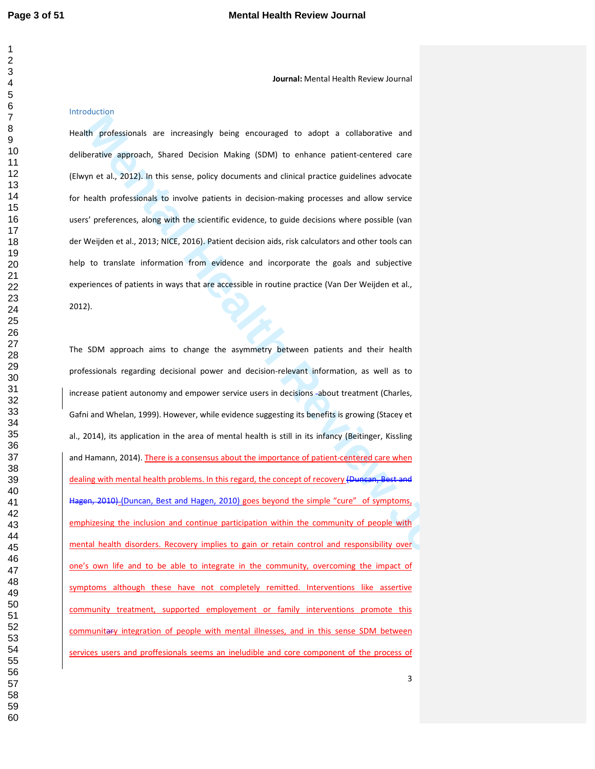**Journal:** Mental Health Review Journal

## Introduction

Health professionals are increasingly being encouraged to adopt a collaborative and deliberative approach, Shared Decision Making (SDM) to enhance patient-centered care (Elwyn et al., 2012). In this sense, policy documents and clinical practice guidelines advocate for health professionals to involve patients in decision-making processes and allow service users' preferences, along with the scientific evidence, to guide decisions where possible (van der Weijden et al., 2013; NICE, 2016). Patient decision aids, risk calculators and other tools can help to translate information from evidence and incorporate the goals and subjective experiences of patients in ways that are accessible in routine practice (Van Der Weijden et al., 2012).

The SDM approach aims to change the asymmetry between patients and their health professionals regarding decisional power and decision-relevant information, as well as to increase patient autonomy and empower service users in decisions about treatment (Charles, Gafni and Whelan, 1999). However, while evidence suggesting its benefits is growing (Stacey et al., 2014), its application in the area of mental health is still in its infancy (Beitinger, Kissling and Hamann, 2014). There is a consensus about the importance of patient-centered care when dealing with mental health problems. In this regard, the concept of recovery ~~(Duncan, Best and Hagen, 2010)~~ (Duncan, Best and Hagen, 2010) goes beyond the simple "cure" of symptoms, emphizesing the inclusion and continue participation within the community of people with mental health disorders. Recovery implies to gain or retain control and responsibility over one's own life and to be able to integrate in the community, overcoming the impact of symptoms although these have not completely remitted. Interventions like assertive community treatment, supported employement or family interventions promote this communitary integration of people with mental illnesses, and in this sense SDM between services users and proffesionals seems an ineludible and core component of the process of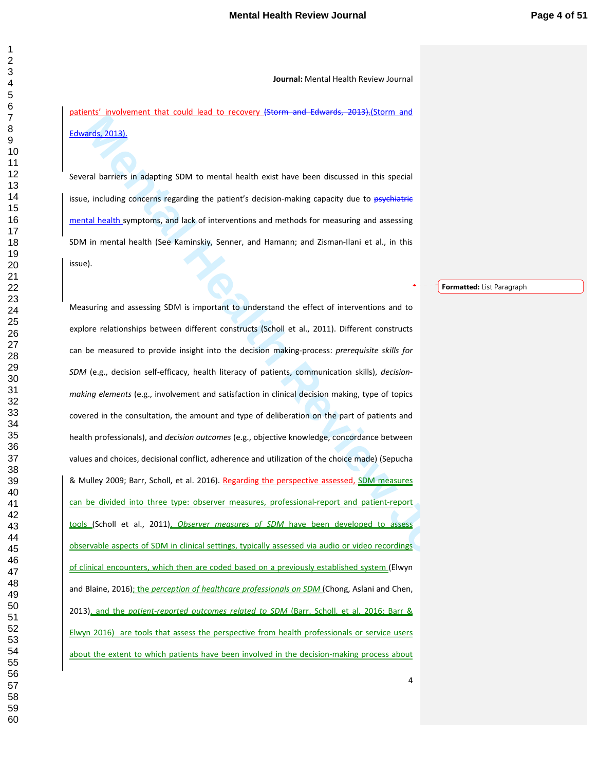patients' involvement that could lead to recovery (Storm and Edwards, 2013).(Storm and Edwards, 2013).

Several barriers in adapting SDM to mental health exist have been discussed in this special issue, including concerns regarding the patient's decision-making capacity due to psychiatric mental health symptoms, and lack of interventions and methods for measuring and assessing SDM in mental health (See Kaminskiy, Senner, and Hamann; and Zisman-Ilani et al., in this issue).

Measuring and assessing SDM is important to understand the effect of interventions and to explore relationships between different constructs (Scholl et al., 2011). Different constructs can be measured to provide insight into the decision making-process: *prerequisite skills for SDM* (e.g., decision self-efficacy, health literacy of patients, communication skills), *decision-making elements* (e.g., involvement and satisfaction in clinical decision making, type of topics covered in the consultation, the amount and type of deliberation on the part of patients and health professionals), and *decision outcomes* (e.g., objective knowledge, concordance between values and choices, decisional conflict, adherence and utilization of the choice made) (Sepucha & Mulley 2009; Barr, Scholl, et al. 2016). Regarding the perspective assessed, SDM measures can be divided into three type: observer measures, professional-report and patient-report tools (Scholl et al., 2011). *Observer measures of SDM* have been developed to assess observable aspects of SDM in clinical settings, typically assessed via audio or video recordings of clinical encounters, which then are coded based on a previously established system (Elwyn and Blaine, 2016); the *perception of healthcare professionals on SDM* (Chong, Aslani and Chen, 2013), and the *patient-reported outcomes related to SDM* (Barr, Scholl, et al. 2016; Barr & Elwyn 2016) are tools that assess the perspective from health professionals or service users about the extent to which patients have been involved in the decision-making process about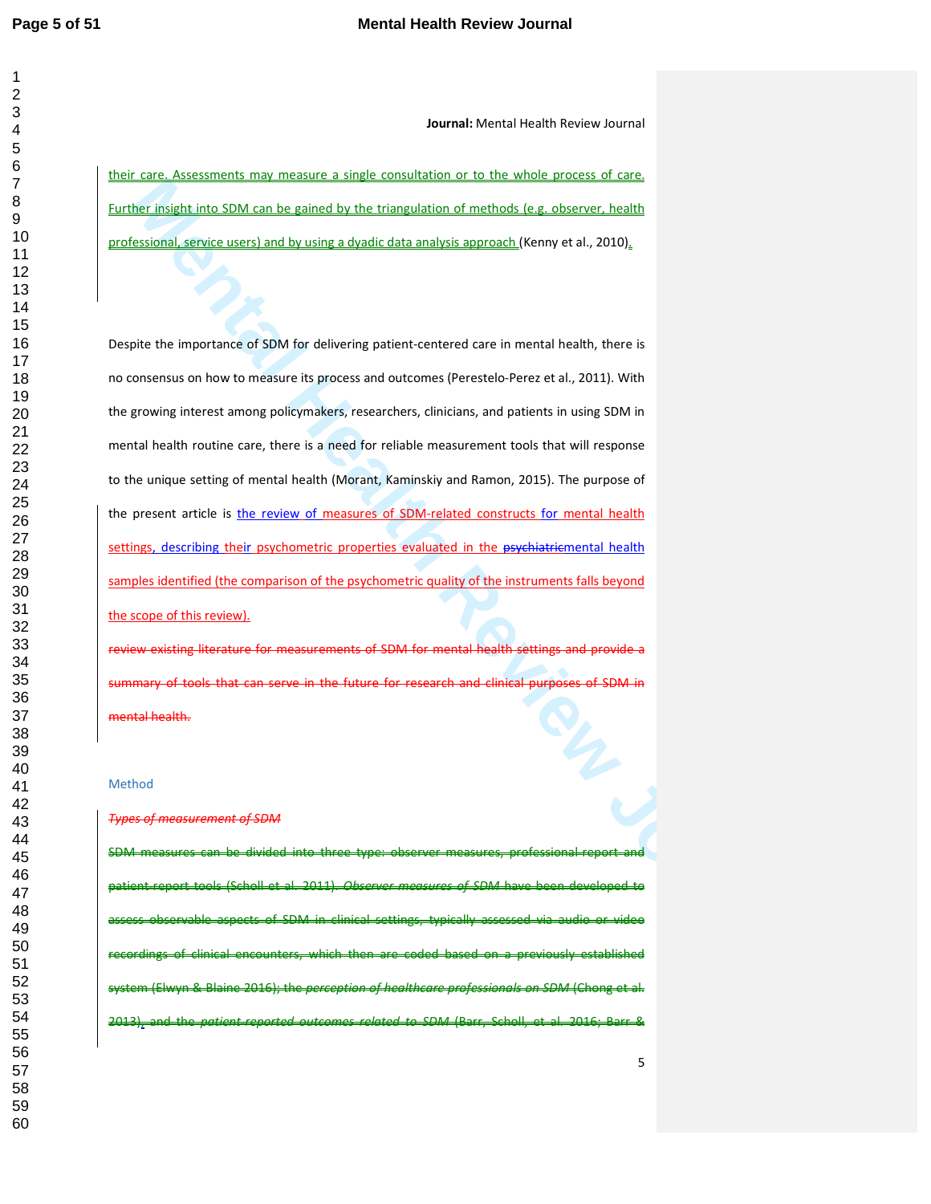their care. Assessments may measure a single consultation or to the whole process of care. Further insight into SDM can be gained by the triangulation of methods (e.g. observer, health professional, service users) and by using a dyadic data analysis approach (Kenny et al., 2010).

Despite the importance of SDM for delivering patient-centered care in mental health, there is no consensus on how to measure its process and outcomes (Perestelo-Perez et al., 2011). With the growing interest among policymakers, researchers, clinicians, and patients in using SDM in mental health routine care, there is a need for reliable measurement tools that will response to the unique setting of mental health (Morant, Kaminskiy and Ramon, 2015). The purpose of the present article is the review of measures of SDM-related constructs for mental health settings, describing their psychometric properties evaluated in the ~~psychiatric~~mental health samples identified (the comparison of the psychometric quality of the instruments falls beyond the scope of this review).

~~review existing literature for measurements of SDM for mental health settings and provide a summary of tools that can serve in the future for research and clinical purposes of SDM in mental health.~~

## Method

~~*Types of measurement of SDM*~~

~~SDM measures can be divided into three type: observer measures, professional report and patient report tools (Scholl et al. 2011). *Observer measures of SDM* have been developed to assess observable aspects of SDM in clinical settings, typically assessed via audio or video recordings of clinical encounters, which then are coded based on a previously established system (Elwyn & Blaine 2016); the *perception of healthcare professionals on SDM* (Chong et al. 2013), and the *patient-reported outcomes related to SDM* (Barr, Scholl, et al. 2016; Barr &~~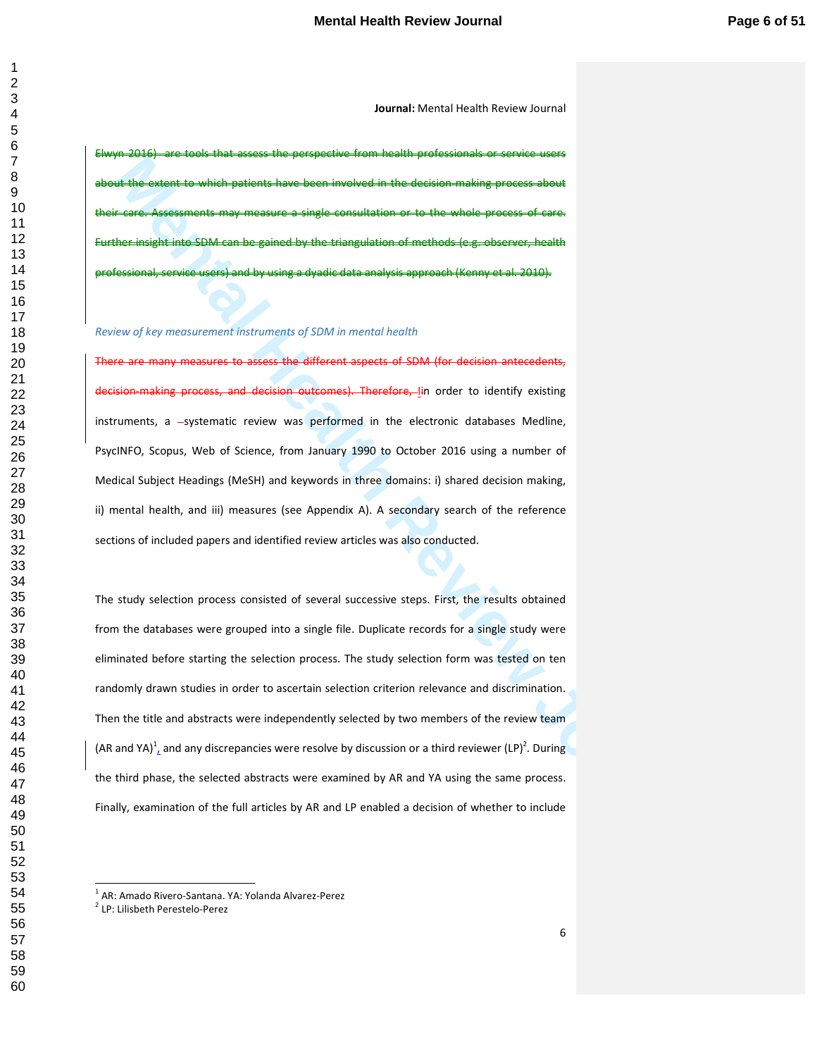**Journal:** Mental Health Review Journal

~~Elwyn 2016) are tools that assess the perspective from health professionals or service users about the extent to which patients have been involved in the decision-making process about their care. Assessments may measure a single consultation or to the whole process of care. Further insight into SDM can be gained by the triangulation of methods (e.g. observer, health professional, service users) and by using a dyadic data analysis approach (Kenny et al. 2010).~~

*Review of key measurement instruments of SDM in mental health*

~~There are many measures to assess the different aspects of SDM (for decision antecedents, decision-making process, and decision outcomes). Therefore, I~~in order to identify existing instruments, a systematic review was performed in the electronic databases Medline, PsycINFO, Scopus, Web of Science, from January 1990 to October 2016 using a number of Medical Subject Headings (MeSH) and keywords in three domains: i) shared decision making, ii) mental health, and iii) measures (see Appendix A). A secondary search of the reference sections of included papers and identified review articles was also conducted.

The study selection process consisted of several successive steps. First, the results obtained from the databases were grouped into a single file. Duplicate records for a single study were eliminated before starting the selection process. The study selection form was tested on ten randomly drawn studies in order to ascertain selection criterion relevance and discrimination. Then the title and abstracts were independently selected by two members of the review team (AR and YA)[1], and any discrepancies were resolve by discussion or a third reviewer (LP)[2]. During the third phase, the selected abstracts were examined by AR and YA using the same process. Finally, examination of the full articles by AR and LP enabled a decision of whether to include

[1] AR: Amado Rivero-Santana. YA: Yolanda Alvarez-Perez

[2] LP: Lilisbeth Perestelo-Perez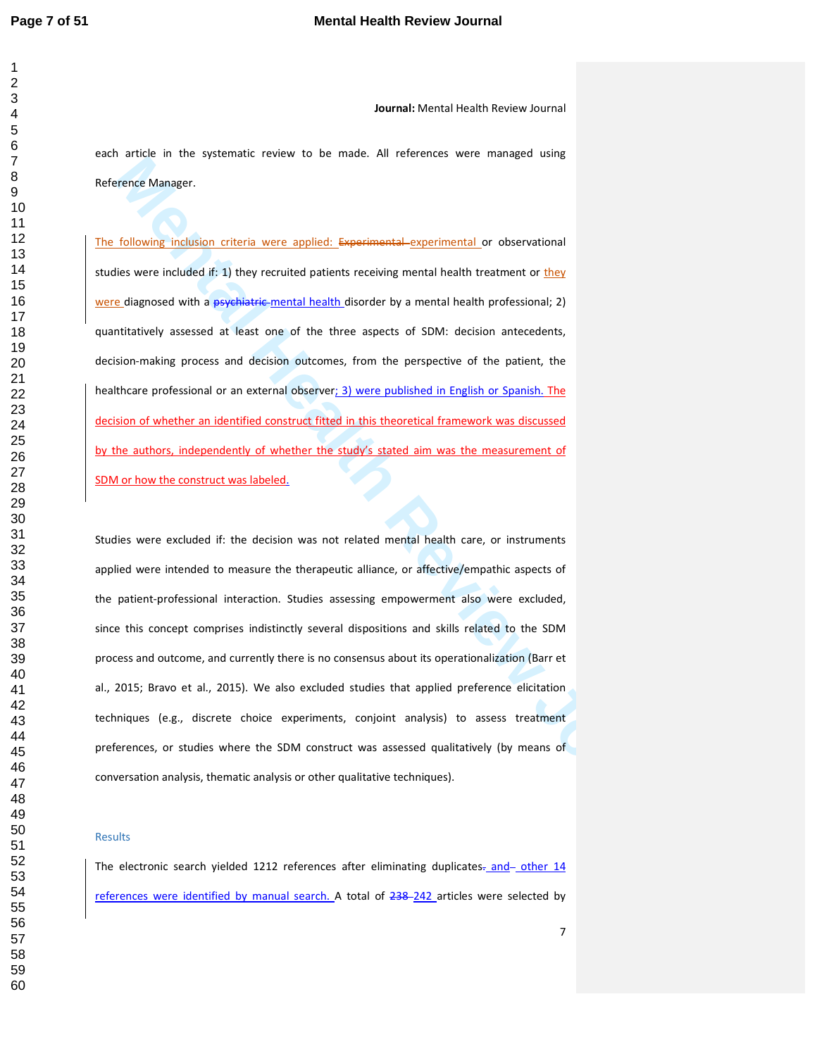each article in the systematic review to be made. All references were managed using Reference Manager.

The following inclusion criteria were applied: ~~Experimental~~ experimental or observational studies were included if: 1) they recruited patients receiving mental health treatment or they were diagnosed with a ~~psychiatric~~ mental health disorder by a mental health professional; 2) quantitatively assessed at least one of the three aspects of SDM: decision antecedents, decision-making process and decision outcomes, from the perspective of the patient, the healthcare professional or an external observer; 3) were published in English or Spanish. The decision of whether an identified construct fitted in this theoretical framework was discussed by the authors, independently of whether the study's stated aim was the measurement of SDM or how the construct was labeled.

Studies were excluded if: the decision was not related mental health care, or instruments applied were intended to measure the therapeutic alliance, or affective/empathic aspects of the patient-professional interaction. Studies assessing empowerment also were excluded, since this concept comprises indistinctly several dispositions and skills related to the SDM process and outcome, and currently there is no consensus about its operationalization (Barr et al., 2015; Bravo et al., 2015). We also excluded studies that applied preference elicitation techniques (e.g., discrete choice experiments, conjoint analysis) to assess treatment preferences, or studies where the SDM construct was assessed qualitatively (by means of conversation analysis, thematic analysis or other qualitative techniques).

## Results

The electronic search yielded 1212 references after eliminating duplicates~~.~~ and other 14 references were identified by manual search. A total of ~~238~~ 242 articles were selected by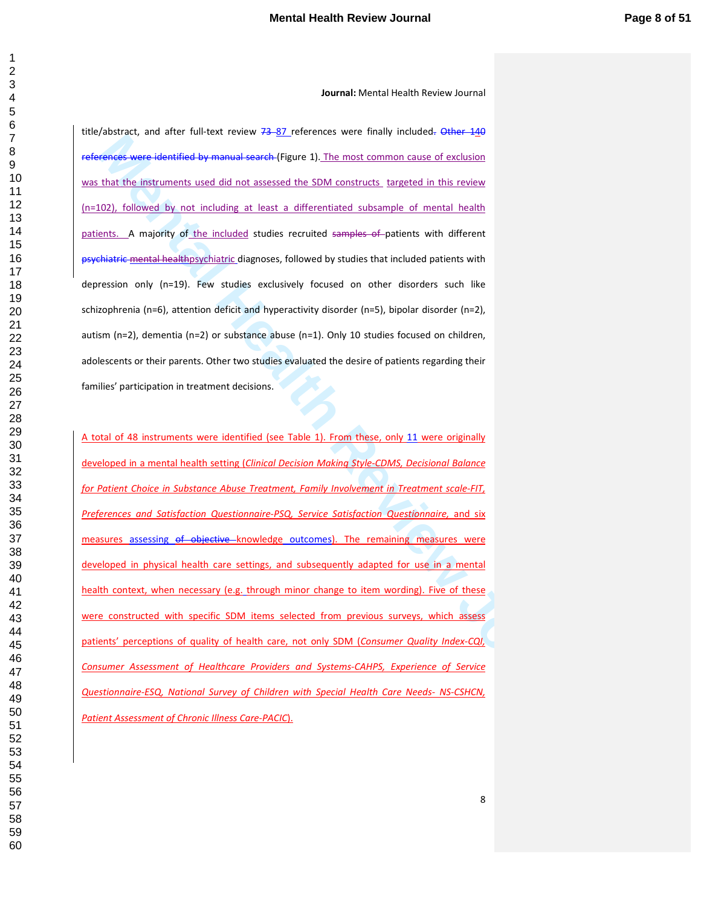title/abstract, and after full-text review 73 87 references were finally included. Other 140 references were identified by manual search (Figure 1). The most common cause of exclusion was that the instruments used did not assessed the SDM constructs targeted in this review (n=102), followed by not including at least a differentiated subsample of mental health patients. A majority of the included studies recruited samples of patients with different psychiatric mental healthpsychiatric diagnoses, followed by studies that included patients with depression only (n=19). Few studies exclusively focused on other disorders such like schizophrenia (n=6), attention deficit and hyperactivity disorder (n=5), bipolar disorder (n=2), autism (n=2), dementia (n=2) or substance abuse (n=1). Only 10 studies focused on children, adolescents or their parents. Other two studies evaluated the desire of patients regarding their families' participation in treatment decisions.

A total of 48 instruments were identified (see Table 1). From these, only 11 were originally developed in a mental health setting (*Clinical Decision Making Style-CDMS, Decisional Balance for Patient Choice in Substance Abuse Treatment, Family Involvement in Treatment scale-FIT, Preferences and Satisfaction Questionnaire-PSQ, Service Satisfaction Questionnaire,* and six measures assessing of objective knowledge outcomes). The remaining measures were developed in physical health care settings, and subsequently adapted for use in a mental health context, when necessary (e.g. through minor change to item wording). Five of these were constructed with specific SDM items selected from previous surveys, which assess patients' perceptions of quality of health care, not only SDM (*Consumer Quality Index-CQI, Consumer Assessment of Healthcare Providers and Systems-CAHPS, Experience of Service Questionnaire-ESQ, National Survey of Children with Special Health Care Needs- NS-CSHCN, Patient Assessment of Chronic Illness Care-PACIC*).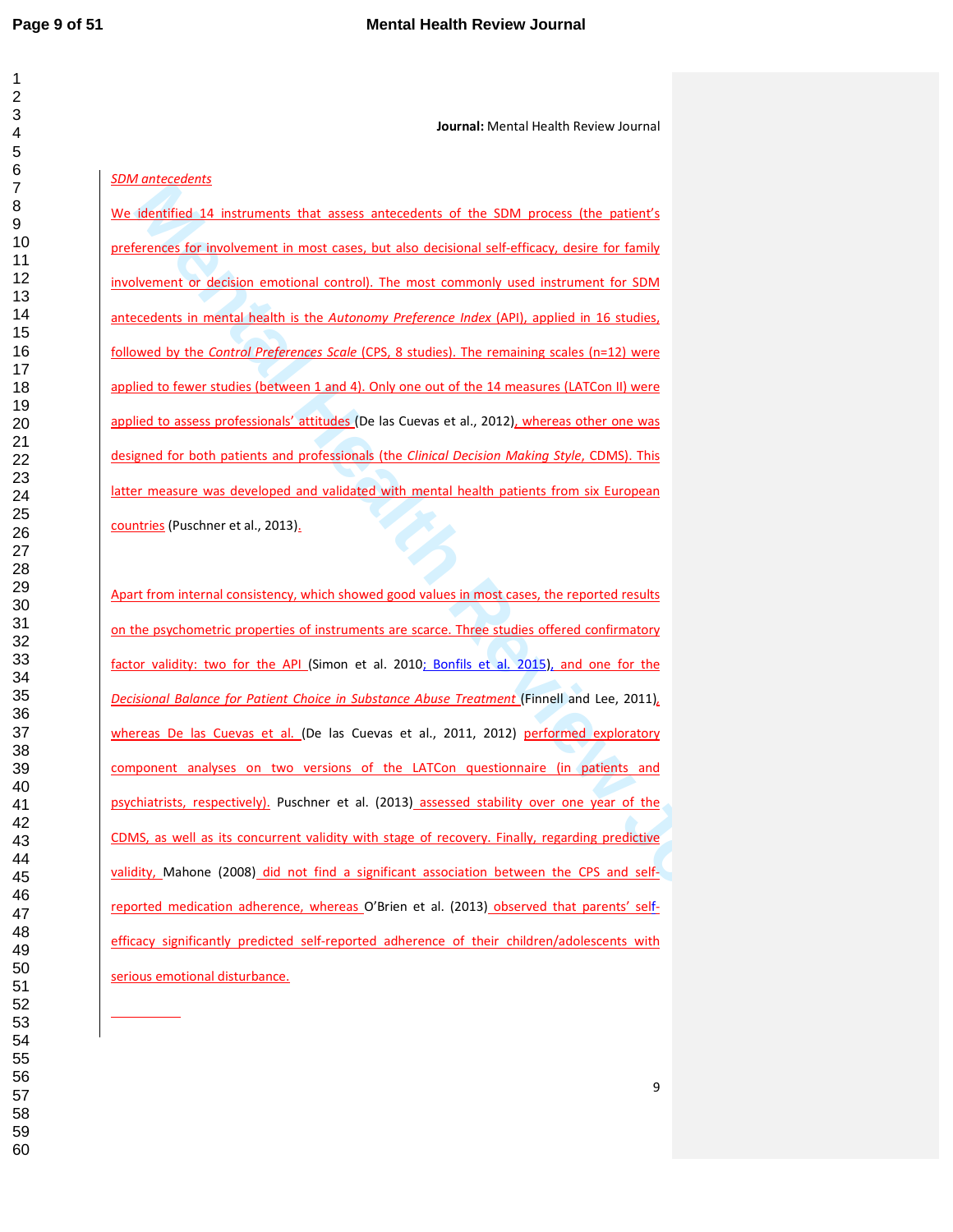*SDM antecedents*

We identified 14 instruments that assess antecedents of the SDM process (the patient's preferences for involvement in most cases, but also decisional self-efficacy, desire for family involvement or decision emotional control). The most commonly used instrument for SDM antecedents in mental health is the *Autonomy Preference Index* (API), applied in 16 studies, followed by the *Control Preferences Scale* (CPS, 8 studies). The remaining scales (n=12) were applied to fewer studies (between 1 and 4). Only one out of the 14 measures (LATCon II) were applied to assess professionals' attitudes (De las Cuevas et al., 2012), whereas other one was designed for both patients and professionals (the *Clinical Decision Making Style*, CDMS). This latter measure was developed and validated with mental health patients from six European countries (Puschner et al., 2013).

Apart from internal consistency, which showed good values in most cases, the reported results on the psychometric properties of instruments are scarce. Three studies offered confirmatory factor validity: two for the API (Simon et al. 2010; Bonfils et al. 2015), and one for the *Decisional Balance for Patient Choice in Substance Abuse Treatment* (Finnell and Lee, 2011), whereas De las Cuevas et al. (De las Cuevas et al., 2011, 2012) performed exploratory component analyses on two versions of the LATCon questionnaire (in patients and psychiatrists, respectively). Puschner et al. (2013) assessed stability over one year of the CDMS, as well as its concurrent validity with stage of recovery. Finally, regarding predictive validity, Mahone (2008) did not find a significant association between the CPS and self-reported medication adherence, whereas O'Brien et al. (2013) observed that parents' self-efficacy significantly predicted self-reported adherence of their children/adolescents with serious emotional disturbance.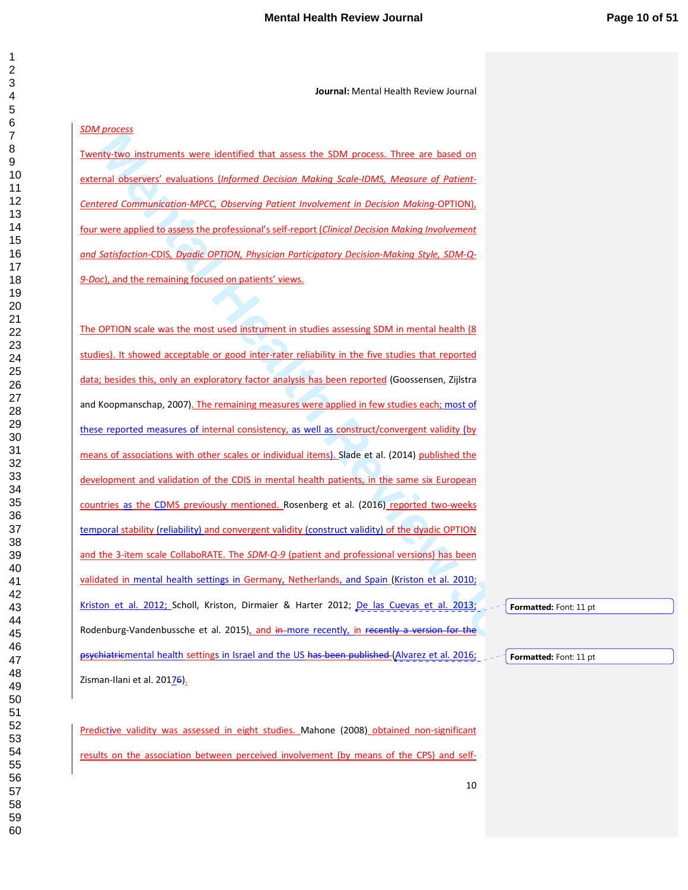Journal: Mental Health Review Journal

*SDM process*

Twenty-two instruments were identified that assess the SDM process. Three are based on external observers' evaluations (*Informed Decision Making Scale-IDMS, Measure of Patient-Centered Communication-MPCC, Observing Patient Involvement in Decision Making*-OPTION), four were applied to assess the professional's self-report (*Clinical Decision Making Involvement and Satisfaction*-CDIS, *Dyadic OPTION, Physician Participatory Decision-Making Style, SDM-Q-9-Doc*), and the remaining focused on patients' views.

The OPTION scale was the most used instrument in studies assessing SDM in mental health (8 studies). It showed acceptable or good inter-rater reliability in the five studies that reported data; besides this, only an exploratory factor analysis has been reported (Goossensen, Zijlstra and Koopmanschap, 2007). The remaining measures were applied in few studies each; most of these reported measures of internal consistency, as well as construct/convergent validity (by means of associations with other scales or individual items). Slade et al. (2014) published the development and validation of the CDIS in mental health patients, in the same six European countries as the CDMS previously mentioned. Rosenberg et al. (2016) reported two-weeks temporal stability (reliability) and convergent validity (construct validity) of the dyadic OPTION and the 3-item scale CollaboRATE. The *SDM-Q-9* (patient and professional versions) has been validated in mental health settings in Germany, Netherlands, and Spain (Kriston et al. 2010; Kriston et al. 2012; Scholl, Kriston, Dirmaier & Harter 2012; De las Cuevas et al. 2013; Rodenburg-Vandenbussche et al. 2015), and ~~in~~ more recently, in ~~recently a version for the psychiatric~~mental health settings in Israel and the US ~~has been published~~ (Alvarez et al. 2016; Zisman-Ilani et al. 2017~~6~~).

Predictive validity was assessed in eight studies. Mahone (2008) obtained non-significant results on the association between perceived involvement (by means of the CPS) and self-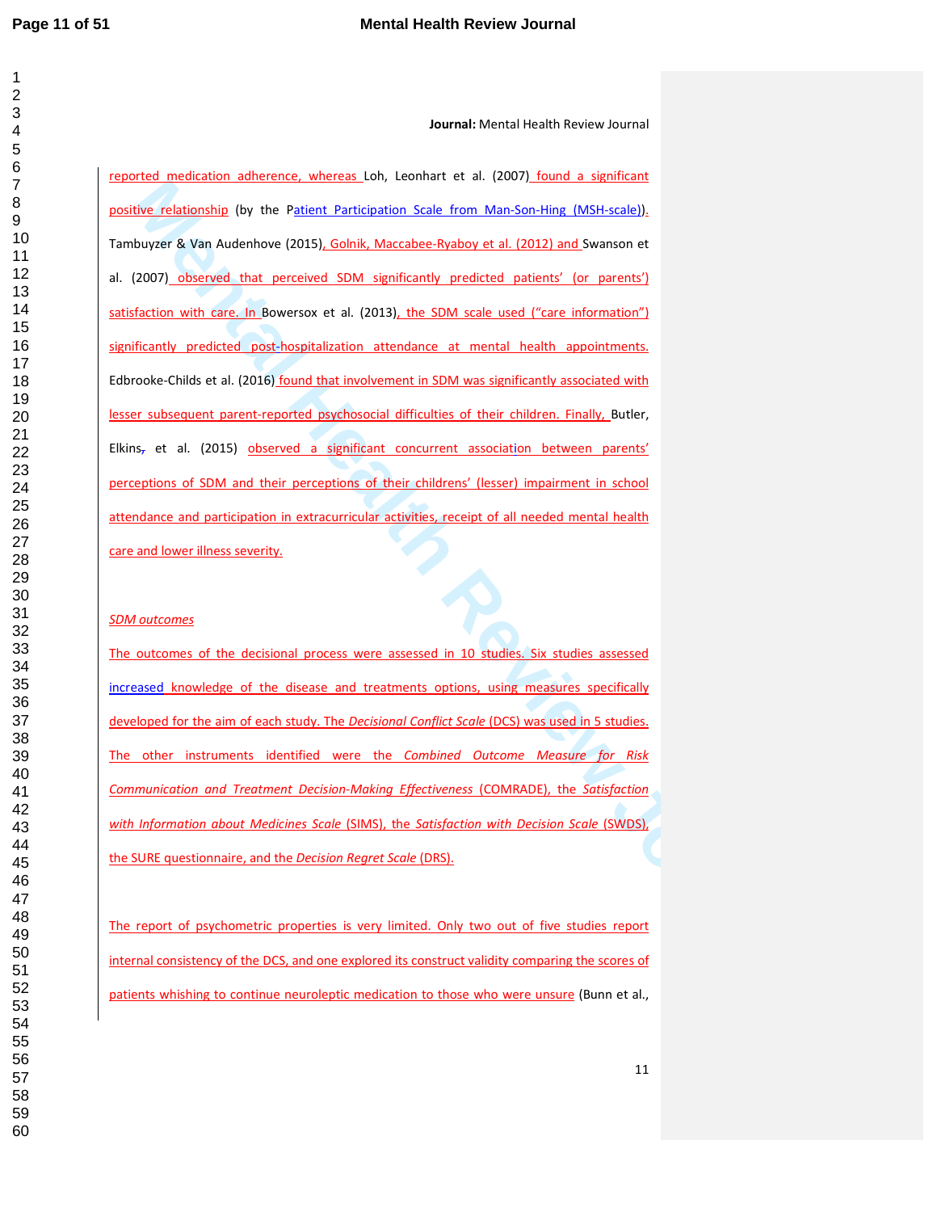reported medication adherence, whereas Loh, Leonhart et al. (2007) found a significant positive relationship (by the Patient Participation Scale from Man-Son-Hing (MSH-scale)). Tambuyzer & Van Audenhove (2015), Golnik, Maccabee-Ryaboy et al. (2012) and Swanson et al. (2007) observed that perceived SDM significantly predicted patients' (or parents') satisfaction with care. In Bowersox et al. (2013), the SDM scale used ("care information") significantly predicted post-hospitalization attendance at mental health appointments. Edbrooke-Childs et al. (2016) found that involvement in SDM was significantly associated with lesser subsequent parent-reported psychosocial difficulties of their children. Finally, Butler, Elkins, et al. (2015) observed a significant concurrent association between parents' perceptions of SDM and their perceptions of their childrens' (lesser) impairment in school attendance and participation in extracurricular activities, receipt of all needed mental health care and lower illness severity.

*SDM outcomes*

The outcomes of the decisional process were assessed in 10 studies. Six studies assessed increased knowledge of the disease and treatments options, using measures specifically developed for the aim of each study. The *Decisional Conflict Scale* (DCS) was used in 5 studies. The other instruments identified were the *Combined Outcome Measure for Risk Communication and Treatment Decision-Making Effectiveness* (COMRADE), the *Satisfaction with Information about Medicines Scale* (SIMS), the *Satisfaction with Decision Scale* (SWDS), the SURE questionnaire, and the *Decision Regret Scale* (DRS).

The report of psychometric properties is very limited. Only two out of five studies report internal consistency of the DCS, and one explored its construct validity comparing the scores of patients whishing to continue neuroleptic medication to those who were unsure (Bunn et al.,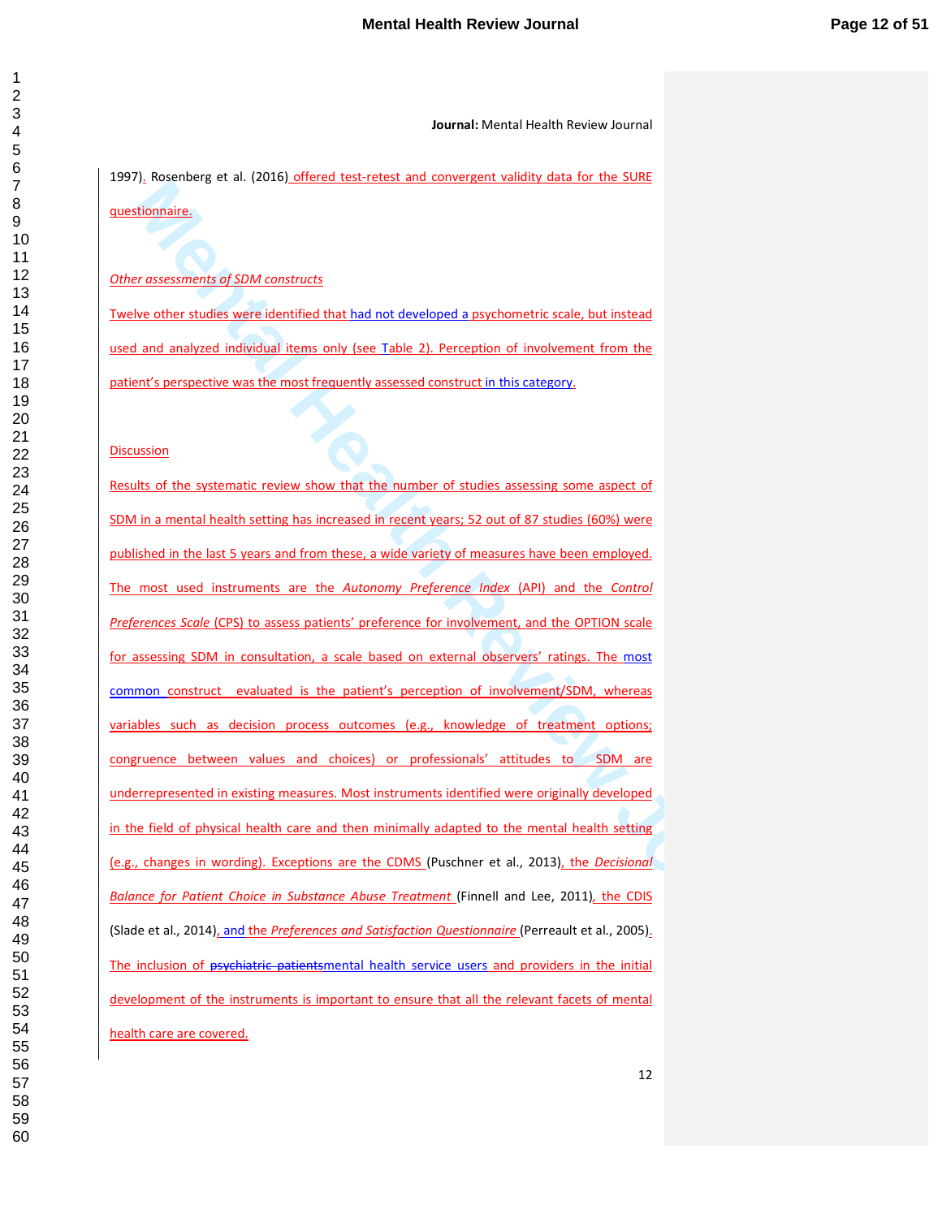1997). Rosenberg et al. (2016) offered test-retest and convergent validity data for the SURE questionnaire.

*Other assessments of SDM constructs*

Twelve other studies were identified that had not developed a psychometric scale, but instead used and analyzed individual items only (see Table 2). Perception of involvement from the patient's perspective was the most frequently assessed construct in this category.

## Discussion

Results of the systematic review show that the number of studies assessing some aspect of SDM in a mental health setting has increased in recent years; 52 out of 87 studies (60%) were published in the last 5 years and from these, a wide variety of measures have been employed. The most used instruments are the *Autonomy Preference Index* (API) and the *Control Preferences Scale* (CPS) to assess patients' preference for involvement, and the OPTION scale for assessing SDM in consultation, a scale based on external observers' ratings. The most common construct evaluated is the patient's perception of involvement/SDM, whereas variables such as decision process outcomes (e.g., knowledge of treatment options; congruence between values and choices) or professionals' attitudes to SDM are underrepresented in existing measures. Most instruments identified were originally developed in the field of physical health care and then minimally adapted to the mental health setting (e.g., changes in wording). Exceptions are the CDMS (Puschner et al., 2013), the *Decisional Balance for Patient Choice in Substance Abuse Treatment* (Finnell and Lee, 2011), the CDIS (Slade et al., 2014), and the *Preferences and Satisfaction Questionnaire* (Perreault et al., 2005). The inclusion of ~~psychiatric patients~~mental health service users and providers in the initial development of the instruments is important to ensure that all the relevant facets of mental health care are covered.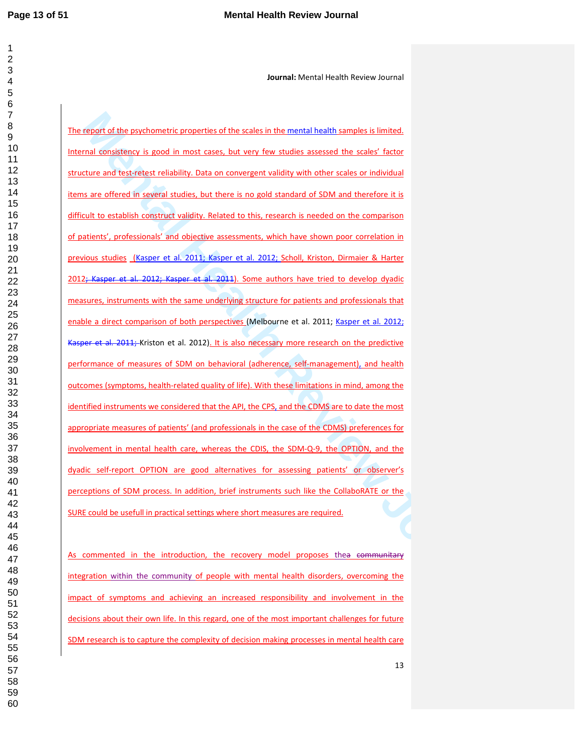The report of the psychometric properties of the scales in the mental health samples is limited. Internal consistency is good in most cases, but very few studies assessed the scales' factor structure and test-retest reliability. Data on convergent validity with other scales or individual items are offered in several studies, but there is no gold standard of SDM and therefore it is difficult to establish construct validity. Related to this, research is needed on the comparison of patients', professionals' and objective assessments, which have shown poor correlation in previous studies (Kasper et al. 2011; Kasper et al. 2012; Scholl, Kriston, Dirmaier & Harter 2012; ~~Kasper et al. 2012; Kasper et al. 2011~~). Some authors have tried to develop dyadic measures, instruments with the same underlying structure for patients and professionals that enable a direct comparison of both perspectives (Melbourne et al. 2011; Kasper et al. 2012; ~~Kasper et al. 2011;~~ Kriston et al. 2012). It is also necessary more research on the predictive performance of measures of SDM on behavioral (adherence, self-management), and health outcomes (symptoms, health-related quality of life). With these limitations in mind, among the identified instruments we considered that the API, the CPS, and the CDMS are to date the most appropriate measures of patients' (and professionals in the case of the CDMS) preferences for involvement in mental health care, whereas the CDIS, the SDM-Q-9, the OPTION, and the dyadic self-report OPTION are good alternatives for assessing patients' or observer's perceptions of SDM process. In addition, brief instruments such like the CollaboRATE or the SURE could be usefull in practical settings where short measures are required.

As commented in the introduction, the recovery model proposes thea ~~communitary~~ integration within the community of people with mental health disorders, overcoming the impact of symptoms and achieving an increased responsibility and involvement in the decisions about their own life. In this regard, one of the most important challenges for future SDM research is to capture the complexity of decision making processes in mental health care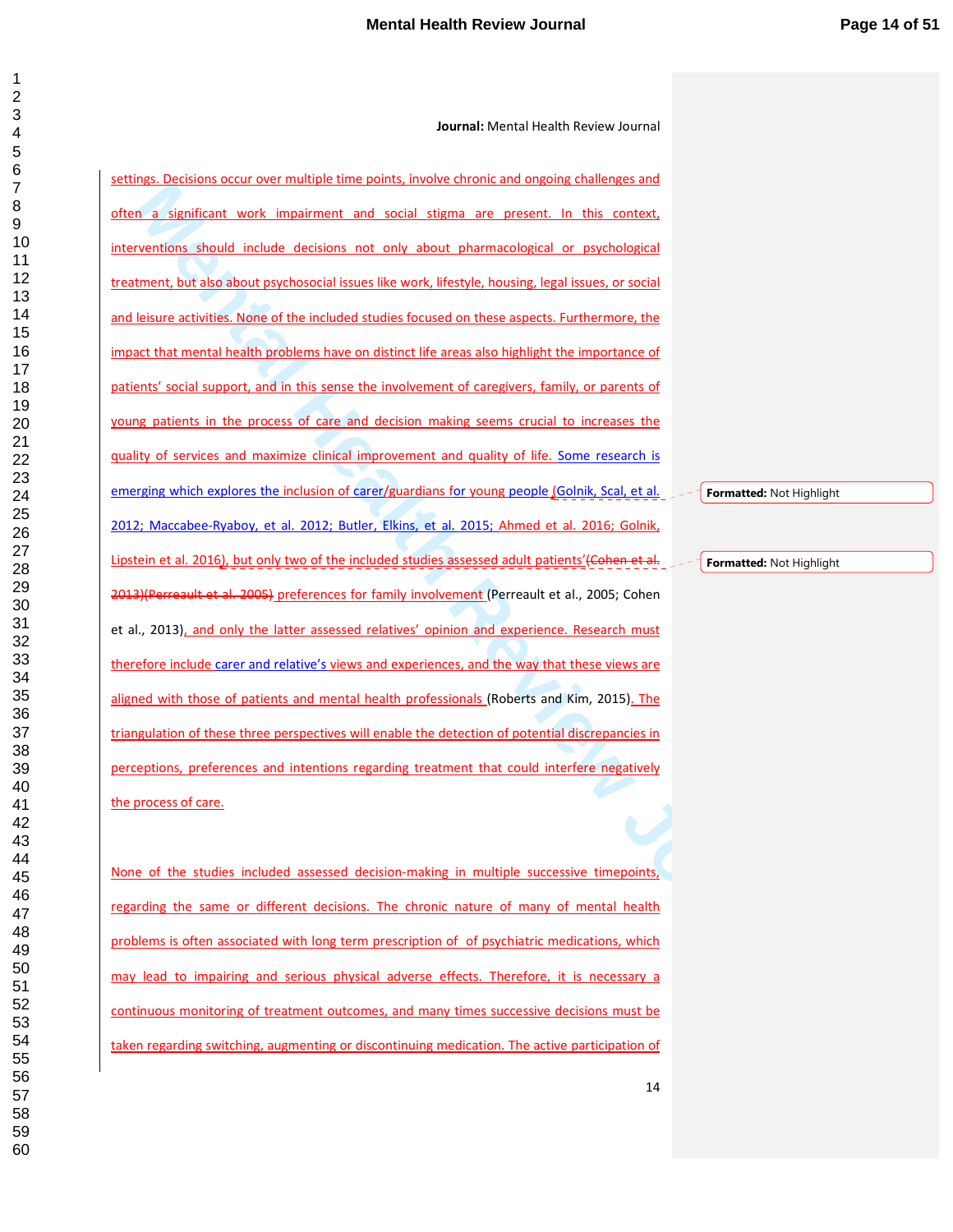settings. Decisions occur over multiple time points, involve chronic and ongoing challenges and often a significant work impairment and social stigma are present. In this context, interventions should include decisions not only about pharmacological or psychological treatment, but also about psychosocial issues like work, lifestyle, housing, legal issues, or social and leisure activities. None of the included studies focused on these aspects. Furthermore, the impact that mental health problems have on distinct life areas also highlight the importance of patients' social support, and in this sense the involvement of caregivers, family, or parents of young patients in the process of care and decision making seems crucial to increases the quality of services and maximize clinical improvement and quality of life. Some research is emerging which explores the inclusion of carer/guardians for young people (Golnik, Scal, et al. 2012; Maccabee-Ryaboy, et al. 2012; Butler, Elkins, et al. 2015; Ahmed et al. 2016; Golnik, Lipstein et al. 2016), but only two of the included studies assessed adult patients' ~~(Cohen et al. 2013)(Perreault et al. 2005)~~ preferences for family involvement (Perreault et al., 2005; Cohen et al., 2013), and only the latter assessed relatives' opinion and experience. Research must therefore include carer and relative's views and experiences, and the way that these views are aligned with those of patients and mental health professionals (Roberts and Kim, 2015). The triangulation of these three perspectives will enable the detection of potential discrepancies in perceptions, preferences and intentions regarding treatment that could interfere negatively the process of care.

None of the studies included assessed decision-making in multiple successive timepoints, regarding the same or different decisions. The chronic nature of many of mental health problems is often associated with long term prescription of of psychiatric medications, which may lead to impairing and serious physical adverse effects. Therefore, it is necessary a continuous monitoring of treatment outcomes, and many times successive decisions must be taken regarding switching, augmenting or discontinuing medication. The active participation of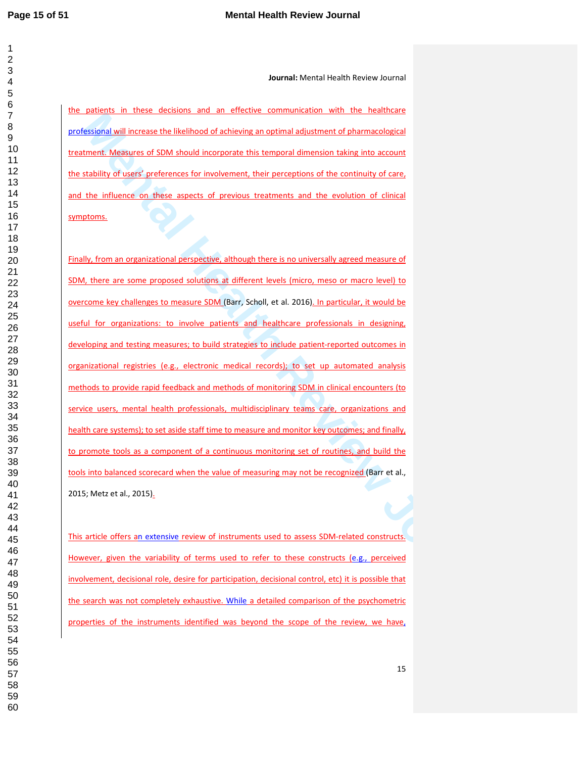the patients in these decisions and an effective communication with the healthcare professional will increase the likelihood of achieving an optimal adjustment of pharmacological treatment. Measures of SDM should incorporate this temporal dimension taking into account the stability of users' preferences for involvement, their perceptions of the continuity of care, and the influence on these aspects of previous treatments and the evolution of clinical symptoms.

Finally, from an organizational perspective, although there is no universally agreed measure of SDM, there are some proposed solutions at different levels (micro, meso or macro level) to overcome key challenges to measure SDM (Barr, Scholl, et al. 2016). In particular, it would be useful for organizations: to involve patients and healthcare professionals in designing, developing and testing measures; to build strategies to include patient-reported outcomes in organizational registries (e.g., electronic medical records); to set up automated analysis methods to provide rapid feedback and methods of monitoring SDM in clinical encounters (to service users, mental health professionals, multidisciplinary teams care, organizations and health care systems); to set aside staff time to measure and monitor key outcomes; and finally, to promote tools as a component of a continuous monitoring set of routines, and build the tools into balanced scorecard when the value of measuring may not be recognized (Barr et al., 2015; Metz et al., 2015).

This article offers an extensive review of instruments used to assess SDM-related constructs. However, given the variability of terms used to refer to these constructs (e.g., perceived involvement, decisional role, desire for participation, decisional control, etc) it is possible that the search was not completely exhaustive. While a detailed comparison of the psychometric properties of the instruments identified was beyond the scope of the review, we have,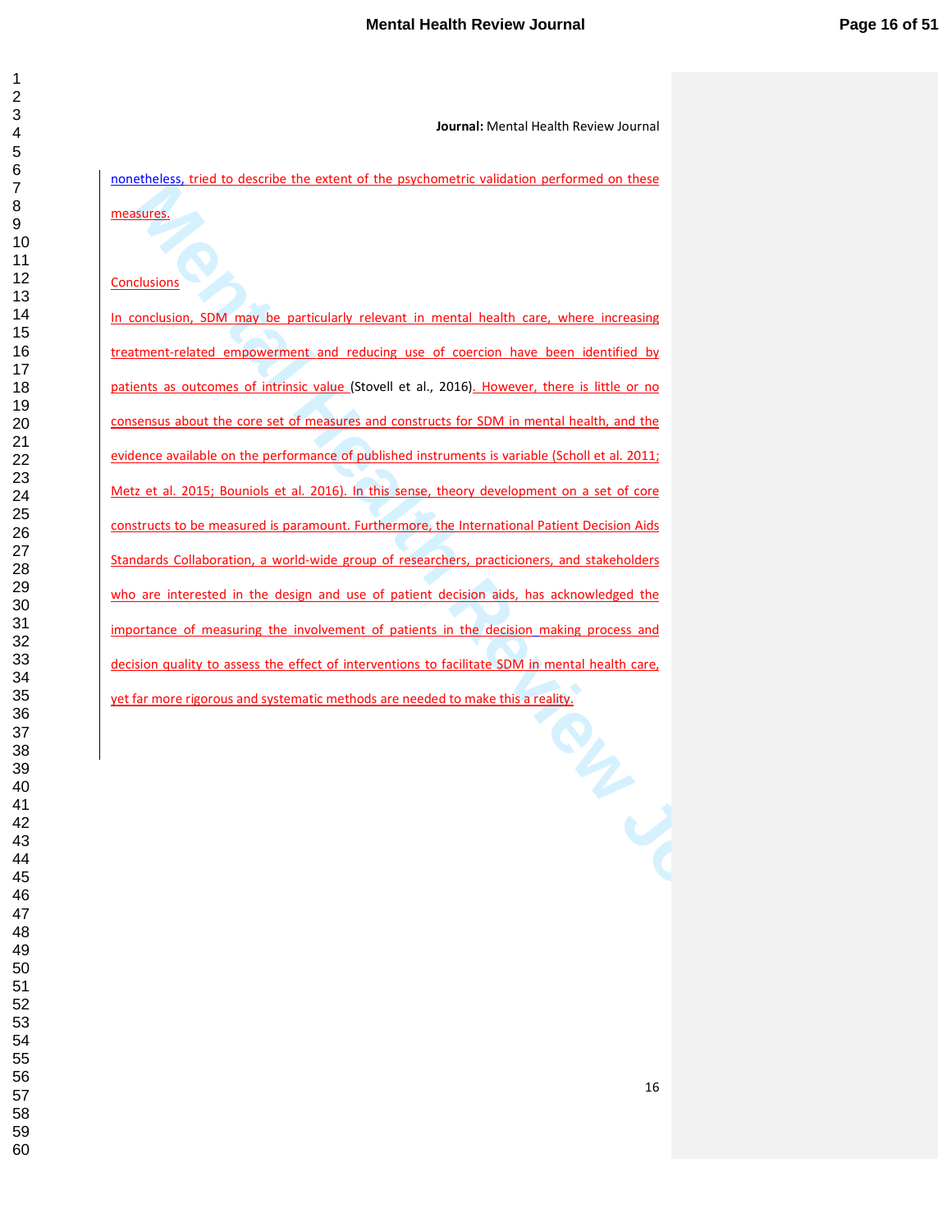nonetheless, tried to describe the extent of the psychometric validation performed on these measures.

## Conclusions

In conclusion, SDM may be particularly relevant in mental health care, where increasing treatment-related empowerment and reducing use of coercion have been identified by patients as outcomes of intrinsic value (Stovell et al., 2016). However, there is little or no consensus about the core set of measures and constructs for SDM in mental health, and the evidence available on the performance of published instruments is variable (Scholl et al. 2011; Metz et al. 2015; Bouniols et al. 2016). In this sense, theory development on a set of core constructs to be measured is paramount. Furthermore, the International Patient Decision Aids Standards Collaboration, a world-wide group of researchers, practicioners, and stakeholders who are interested in the design and use of patient decision aids, has acknowledged the importance of measuring the involvement of patients in the decision making process and decision quality to assess the effect of interventions to facilitate SDM in mental health care, yet far more rigorous and systematic methods are needed to make this a reality.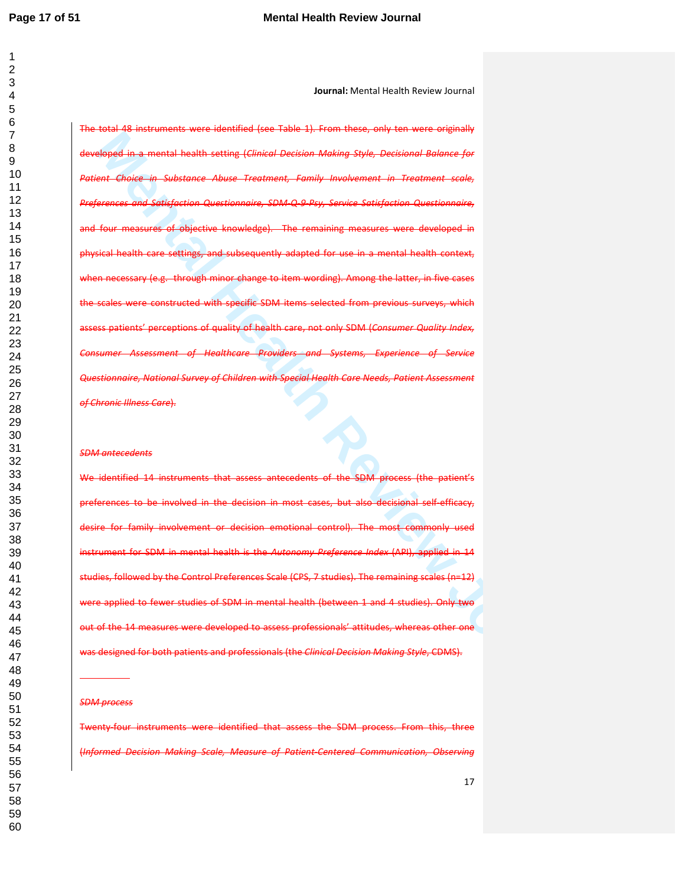**Journal:** Mental Health Review Journal

The total 48 instruments were identified (see Table 1). From these, only ten were originally developed in a mental health setting (*Clinical Decision Making Style, Decisional Balance for Patient Choice in Substance Abuse Treatment, Family Involvement in Treatment scale, Preferences and Satisfaction Questionnaire, SDM-Q-9-Psy, Service Satisfaction Questionnaire,* and four measures of objective knowledge). The remaining measures were developed in physical health care settings, and subsequently adapted for use in a mental health context, when necessary (e.g. through minor change to item wording). Among the latter, in five cases the scales were constructed with specific SDM items selected from previous surveys, which assess patients' perceptions of quality of health care, not only SDM (*Consumer Quality Index, Consumer Assessment of Healthcare Providers and Systems, Experience of Service Questionnaire, National Survey of Children with Special Health Care Needs, Patient Assessment of Chronic Illness Care*).

*SDM antecedents*

We identified 14 instruments that assess antecedents of the SDM process (the patient's preferences to be involved in the decision in most cases, but also decisional self-efficacy, desire for family involvement or decision emotional control). The most commonly used instrument for SDM in mental health is the *Autonomy Preference Index* (API), applied in 14 studies, followed by the Control Preferences Scale (CPS, 7 studies). The remaining scales (n=12) were applied to fewer studies of SDM in mental health (between 1 and 4 studies). Only two out of the 14 measures were developed to assess professionals' attitudes, whereas other one was designed for both patients and professionals (the *Clinical Decision Making Style*, CDMS).

*SDM process*

Twenty-four instruments were identified that assess the SDM process. From this, three (*Informed Decision Making Scale, Measure of Patient-Centered Communication, Observing*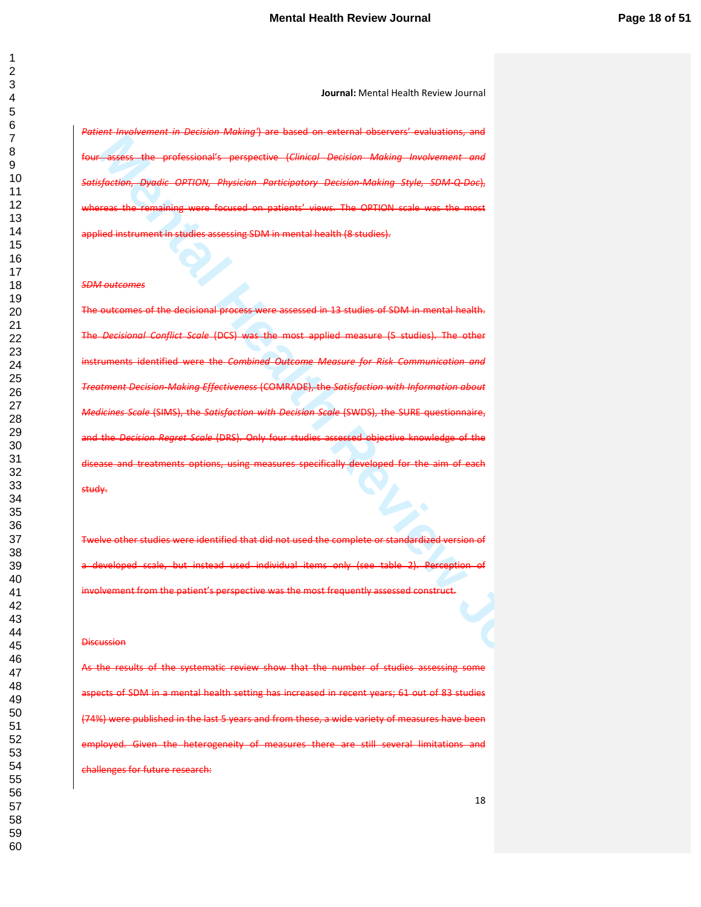*Patient Involvement in Decision Making*') are based on external observers' evaluations, and four assess the professional's perspective (*Clinical Decision Making Involvement and Satisfaction, Dyadic OPTION, Physician Participatory Decision-Making Style, SDM-Q-Doc*), whereas the remaining were focused on patients' views. The OPTION scale was the most applied instrument in studies assessing SDM in mental health (8 studies).

### *SDM outcomes*

The outcomes of the decisional process were assessed in 13 studies of SDM in mental health. The *Decisional Conflict Scale* (DCS) was the most applied measure (5 studies). The other instruments identified were the *Combined Outcome Measure for Risk Communication and Treatment Decision-Making Effectiveness* (COMRADE), the *Satisfaction with Information about Medicines Scale* (SIMS), the *Satisfaction with Decision Scale* (SWDS), the SURE questionnaire, and the *Decision Regret Scale* (DRS). Only four studies assessed objective knowledge of the disease and treatments options, using measures specifically developed for the aim of each study.

Twelve other studies were identified that did not used the complete or standardized version of a developed scale, but instead used individual items only (see table 2). Perception of involvement from the patient's perspective was the most frequently assessed construct.

## Discussion

As the results of the systematic review show that the number of studies assessing some aspects of SDM in a mental health setting has increased in recent years; 61 out of 83 studies (74%) were published in the last 5 years and from these, a wide variety of measures have been employed. Given the heterogeneity of measures there are still several limitations and challenges for future research: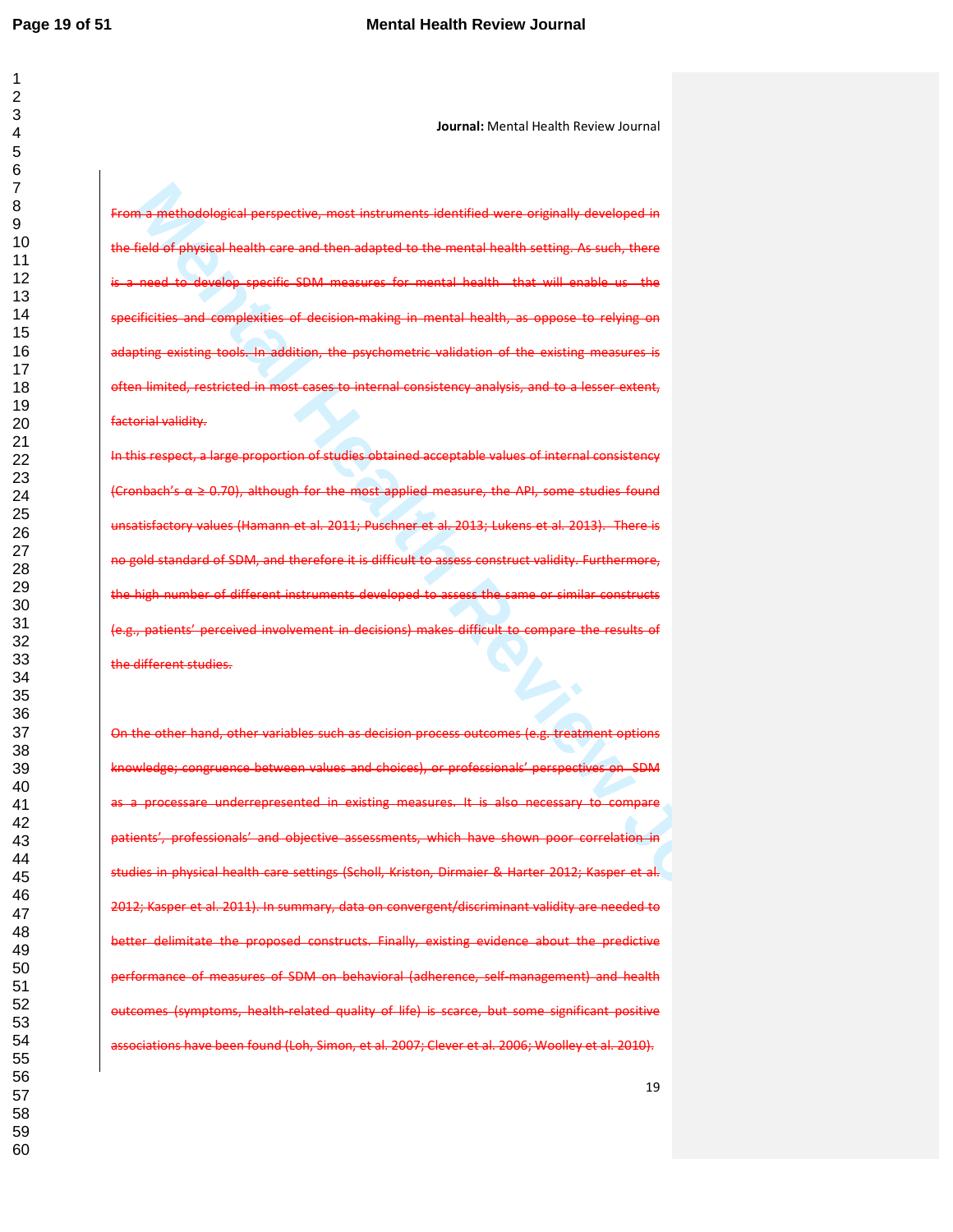**Journal:** Mental Health Review Journal

~~From a methodological perspective, most instruments identified were originally developed in the field of physical health care and then adapted to the mental health setting. As such, there is a need to develop specific SDM measures for mental health that will enable us the specificities and complexities of decision-making in mental health, as oppose to relying on adapting existing tools. In addition, the psychometric validation of the existing measures is often limited, restricted in most cases to internal consistency analysis, and to a lesser extent, factorial validity.~~

~~In this respect, a large proportion of studies obtained acceptable values of internal consistency (Cronbach's $\alpha \geq 0.70$), although for the most applied measure, the API, some studies found unsatisfactory values (Hamann et al. 2011; Puschner et al. 2013; Lukens et al. 2013). There is no gold standard of SDM, and therefore it is difficult to assess construct validity. Furthermore, the high number of different instruments developed to assess the same or similar constructs (e.g., patients' perceived involvement in decisions) makes difficult to compare the results of the different studies.~~

~~On the other hand, other variables such as decision process outcomes (e.g. treatment options knowledge; congruence between values and choices), or professionals' perspectives on SDM as a processare underrepresented in existing measures. It is also necessary to compare patients', professionals' and objective assessments, which have shown poor correlation in studies in physical health care settings (Scholl, Kriston, Dirmaier & Harter 2012; Kasper et al. 2012; Kasper et al. 2011). In summary, data on convergent/discriminant validity are needed to better delimitate the proposed constructs. Finally, existing evidence about the predictive performance of measures of SDM on behavioral (adherence, self-management) and health outcomes (symptoms, health-related quality of life) is scarce, but some significant positive associations have been found (Loh, Simon, et al. 2007; Clever et al. 2006; Woolley et al. 2010).~~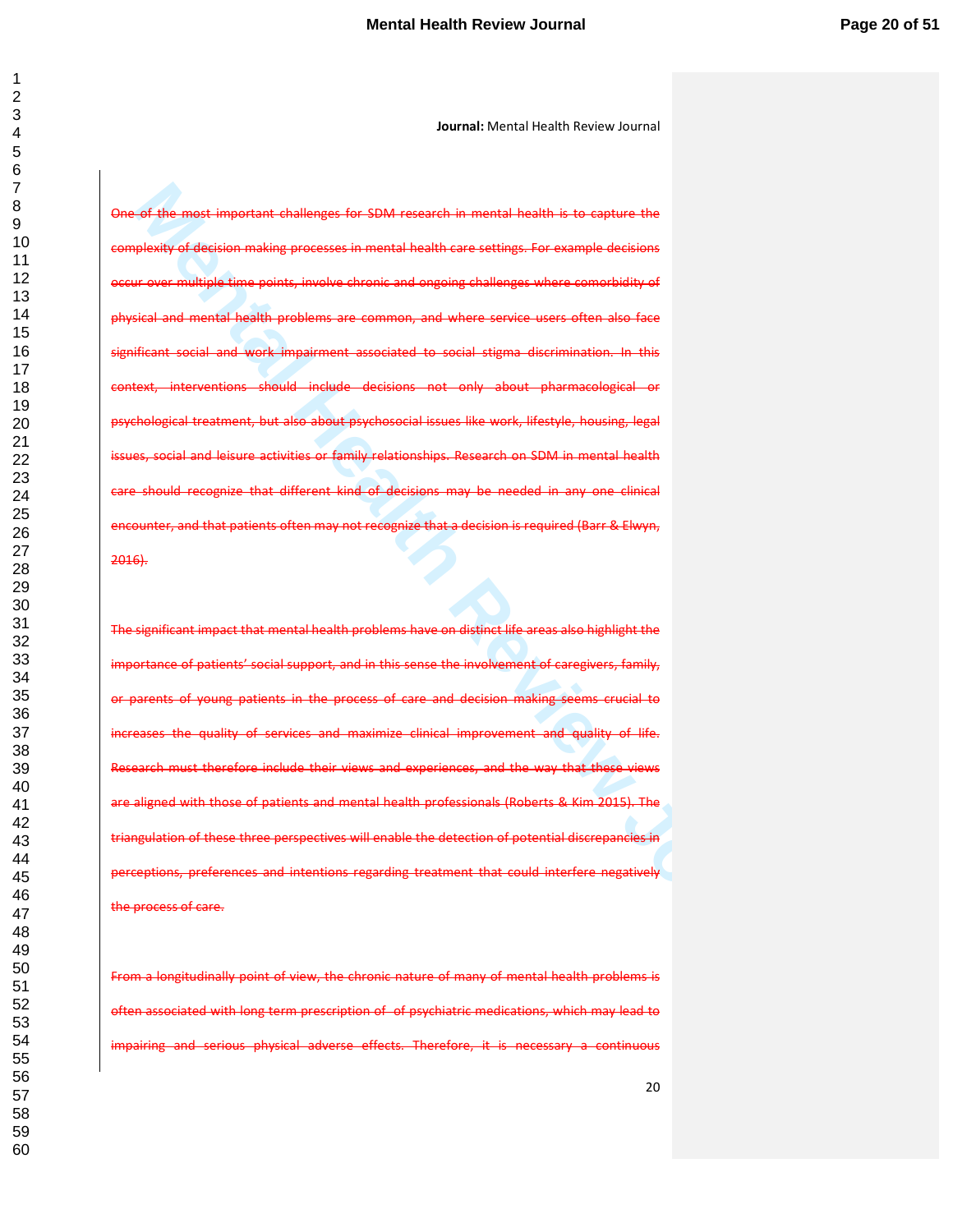**Journal:** Mental Health Review Journal

~~One of the most important challenges for SDM research in mental health is to capture the complexity of decision making processes in mental health care settings. For example decisions occur over multiple time points, involve chronic and ongoing challenges where comorbidity of physical and mental health problems are common, and where service users often also face significant social and work impairment associated to social stigma discrimination. In this context, interventions should include decisions not only about pharmacological or psychological treatment, but also about psychosocial issues like work, lifestyle, housing, legal issues, social and leisure activities or family relationships. Research on SDM in mental health care should recognize that different kind of decisions may be needed in any one clinical encounter, and that patients often may not recognize that a decision is required (Barr & Elwyn, 2016).~~

~~The significant impact that mental health problems have on distinct life areas also highlight the importance of patients' social support, and in this sense the involvement of caregivers, family, or parents of young patients in the process of care and decision making seems crucial to increases the quality of services and maximize clinical improvement and quality of life. Research must therefore include their views and experiences, and the way that these views are aligned with those of patients and mental health professionals (Roberts & Kim 2015). The triangulation of these three perspectives will enable the detection of potential discrepancies in perceptions, preferences and intentions regarding treatment that could interfere negatively the process of care.~~

~~From a longitudinally point of view, the chronic nature of many of mental health problems is often associated with long term prescription of of psychiatric medications, which may lead to impairing and serious physical adverse effects. Therefore, it is necessary a continuous~~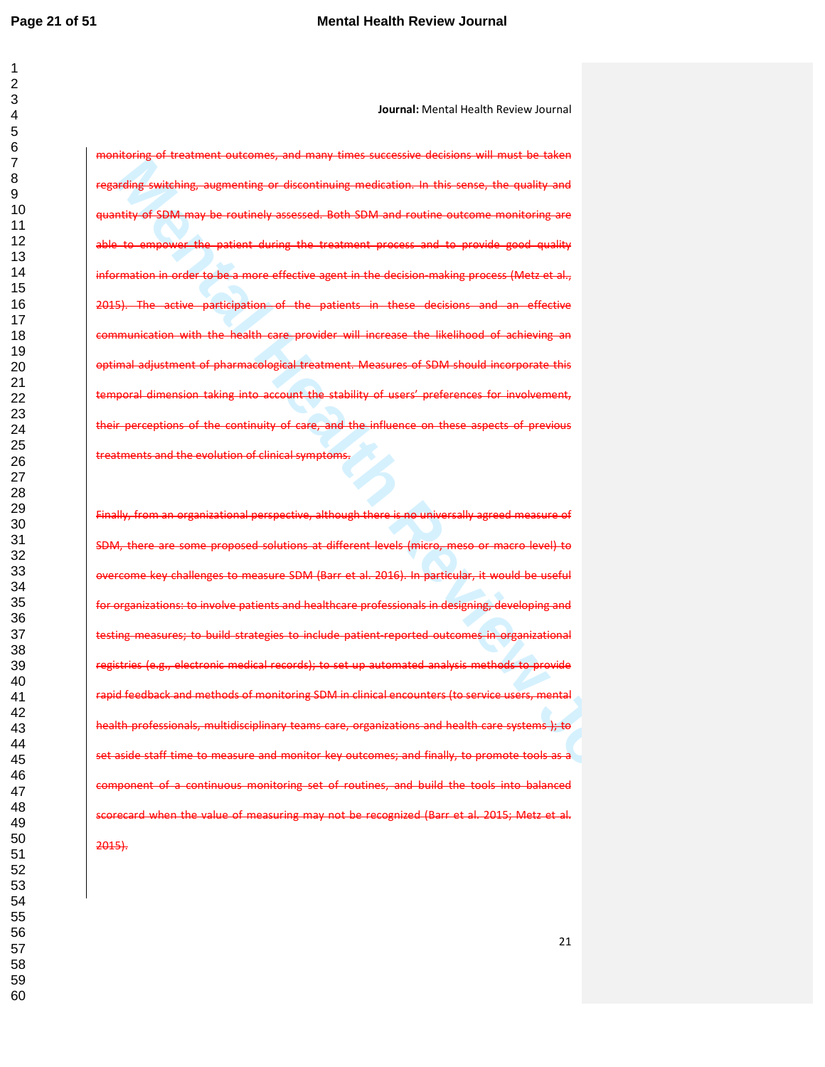monitoring of treatment outcomes, and many times successive decisions will must be taken regarding switching, augmenting or discontinuing medication. In this sense, the quality and quantity of SDM may be routinely assessed. Both SDM and routine outcome monitoring are able to empower the patient during the treatment process and to provide good quality information in order to be a more effective agent in the decision-making process (Metz et al., 2015). The active participation of the patients in these decisions and an effective communication with the health care provider will increase the likelihood of achieving an optimal adjustment of pharmacological treatment. Measures of SDM should incorporate this temporal dimension taking into account the stability of users' preferences for involvement, their perceptions of the continuity of care, and the influence on these aspects of previous treatments and the evolution of clinical symptoms.

Finally, from an organizational perspective, although there is no universally agreed measure of SDM, there are some proposed solutions at different levels (micro, meso or macro level) to overcome key challenges to measure SDM (Barr et al. 2016). In particular, it would be useful for organizations: to involve patients and healthcare professionals in designing, developing and testing measures; to build strategies to include patient-reported outcomes in organizational registries (e.g., electronic medical records); to set up automated analysis methods to provide rapid feedback and methods of monitoring SDM in clinical encounters (to service users, mental health professionals, multidisciplinary teams care, organizations and health care systems ); to set aside staff time to measure and monitor key outcomes; and finally, to promote tools as a component of a continuous monitoring set of routines, and build the tools into balanced scorecard when the value of measuring may not be recognized (Barr et al. 2015; Metz et al. 2015).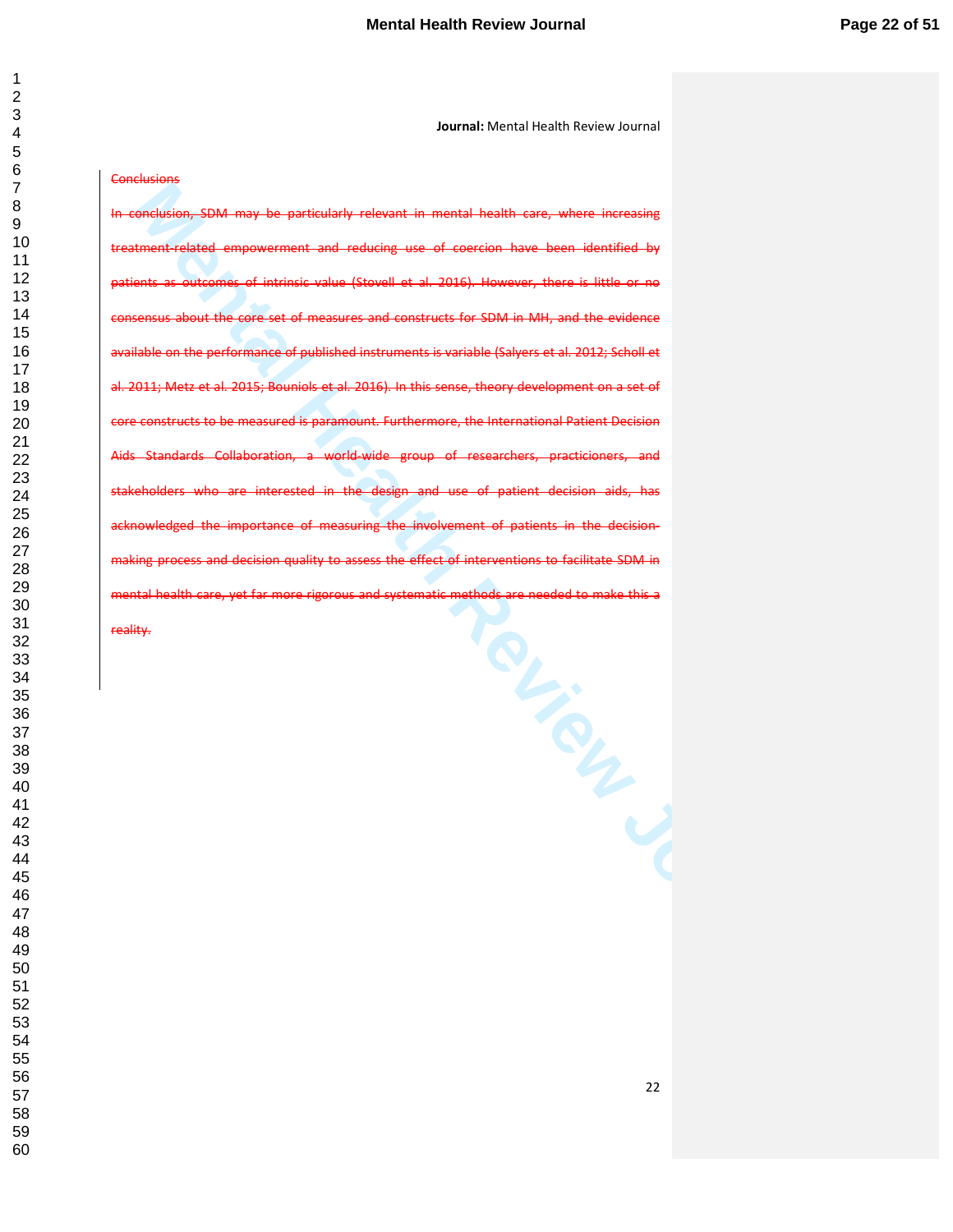**Journal:** Mental Health Review Journal

## Conclusions

In conclusion, SDM may be particularly relevant in mental health care, where increasing treatment-related empowerment and reducing use of coercion have been identified by patients as outcomes of intrinsic value (Stovell et al. 2016). However, there is little or no consensus about the core set of measures and constructs for SDM in MH, and the evidence available on the performance of published instruments is variable (Salyers et al. 2012; Scholl et al. 2011; Metz et al. 2015; Bouniols et al. 2016). In this sense, theory development on a set of core constructs to be measured is paramount. Furthermore, the International Patient Decision Aids Standards Collaboration, a world-wide group of researchers, practicioners, and stakeholders who are interested in the design and use of patient decision aids, has acknowledged the importance of measuring the involvement of patients in the decision-making process and decision quality to assess the effect of interventions to facilitate SDM in mental health care, yet far more rigorous and systematic methods are needed to make this a reality.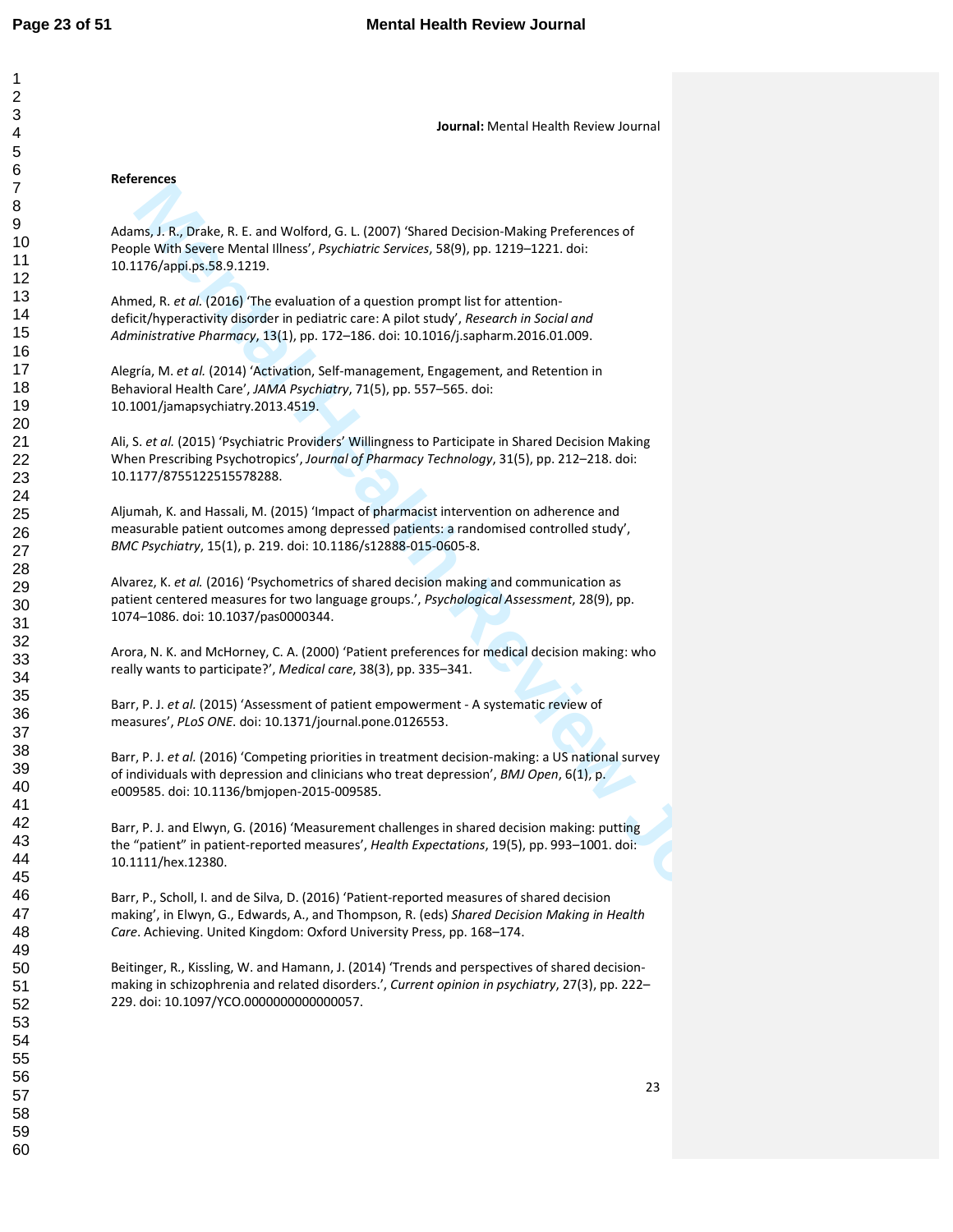**Journal:** Mental Health Review Journal

**References**

Adams, J. R., Drake, R. E. and Wolford, G. L. (2007) 'Shared Decision-Making Preferences of People With Severe Mental Illness', *Psychiatric Services*, 58(9), pp. 1219–1221. doi: 10.1176/appi.ps.58.9.1219.

Ahmed, R. *et al.* (2016) 'The evaluation of a question prompt list for attention-deficit/hyperactivity disorder in pediatric care: A pilot study', *Research in Social and Administrative Pharmacy*, 13(1), pp. 172–186. doi: 10.1016/j.sapharm.2016.01.009.

Alegría, M. *et al.* (2014) 'Activation, Self-management, Engagement, and Retention in Behavioral Health Care', *JAMA Psychiatry*, 71(5), pp. 557–565. doi: 10.1001/jamapsychiatry.2013.4519.

Ali, S. *et al.* (2015) 'Psychiatric Providers' Willingness to Participate in Shared Decision Making When Prescribing Psychotropics', *Journal of Pharmacy Technology*, 31(5), pp. 212–218. doi: 10.1177/8755122515578288.

Aljumah, K. and Hassali, M. (2015) 'Impact of pharmacist intervention on adherence and measurable patient outcomes among depressed patients: a randomised controlled study', *BMC Psychiatry*, 15(1), p. 219. doi: 10.1186/s12888-015-0605-8.

Alvarez, K. *et al.* (2016) 'Psychometrics of shared decision making and communication as patient centered measures for two language groups.', *Psychological Assessment*, 28(9), pp. 1074–1086. doi: 10.1037/pas0000344.

Arora, N. K. and McHorney, C. A. (2000) 'Patient preferences for medical decision making: who really wants to participate?', *Medical care*, 38(3), pp. 335–341.

Barr, P. J. *et al.* (2015) 'Assessment of patient empowerment - A systematic review of measures', *PLoS ONE*. doi: 10.1371/journal.pone.0126553.

Barr, P. J. *et al.* (2016) 'Competing priorities in treatment decision-making: a US national survey of individuals with depression and clinicians who treat depression', *BMJ Open*, 6(1), p. e009585. doi: 10.1136/bmjopen-2015-009585.

Barr, P. J. and Elwyn, G. (2016) 'Measurement challenges in shared decision making: putting the "patient" in patient-reported measures', *Health Expectations*, 19(5), pp. 993–1001. doi: 10.1111/hex.12380.

Barr, P., Scholl, I. and de Silva, D. (2016) 'Patient-reported measures of shared decision making', in Elwyn, G., Edwards, A., and Thompson, R. (eds) *Shared Decision Making in Health Care*. Achieving. United Kingdom: Oxford University Press, pp. 168–174.

Beitinger, R., Kissling, W. and Hamann, J. (2014) 'Trends and perspectives of shared decision-making in schizophrenia and related disorders.', *Current opinion in psychiatry*, 27(3), pp. 222–229. doi: 10.1097/YCO.0000000000000057.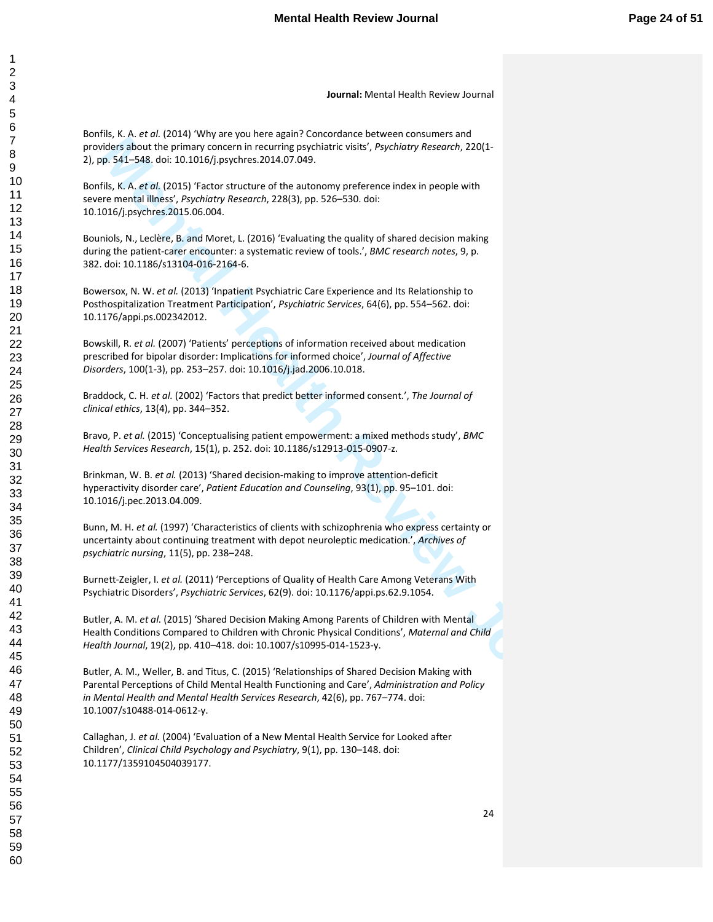**Journal:** Mental Health Review Journal

Bonfils, K. A. *et al.* (2014) 'Why are you here again? Concordance between consumers and providers about the primary concern in recurring psychiatric visits', *Psychiatry Research*, 220(1-2), pp. 541–548. doi: 10.1016/j.psychres.2014.07.049.

Bonfils, K. A. *et al.* (2015) 'Factor structure of the autonomy preference index in people with severe mental illness', *Psychiatry Research*, 228(3), pp. 526–530. doi: 10.1016/j.psychres.2015.06.004.

Bouniols, N., Leclère, B. and Moret, L. (2016) 'Evaluating the quality of shared decision making during the patient-carer encounter: a systematic review of tools.', *BMC research notes*, 9, p. 382. doi: 10.1186/s13104-016-2164-6.

Bowersox, N. W. *et al.* (2013) 'Inpatient Psychiatric Care Experience and Its Relationship to Posthospitalization Treatment Participation', *Psychiatric Services*, 64(6), pp. 554–562. doi: 10.1176/appi.ps.002342012.

Bowskill, R. *et al.* (2007) 'Patients' perceptions of information received about medication prescribed for bipolar disorder: Implications for informed choice', *Journal of Affective Disorders*, 100(1-3), pp. 253–257. doi: 10.1016/j.jad.2006.10.018.

Braddock, C. H. *et al.* (2002) 'Factors that predict better informed consent.', *The Journal of clinical ethics*, 13(4), pp. 344–352.

Bravo, P. *et al.* (2015) 'Conceptualising patient empowerment: a mixed methods study', *BMC Health Services Research*, 15(1), p. 252. doi: 10.1186/s12913-015-0907-z.

Brinkman, W. B. *et al.* (2013) 'Shared decision-making to improve attention-deficit hyperactivity disorder care', *Patient Education and Counseling*, 93(1), pp. 95–101. doi: 10.1016/j.pec.2013.04.009.

Bunn, M. H. *et al.* (1997) 'Characteristics of clients with schizophrenia who express certainty or uncertainty about continuing treatment with depot neuroleptic medication.', *Archives of psychiatric nursing*, 11(5), pp. 238–248.

Burnett-Zeigler, I. *et al.* (2011) 'Perceptions of Quality of Health Care Among Veterans With Psychiatric Disorders', *Psychiatric Services*, 62(9). doi: 10.1176/appi.ps.62.9.1054.

Butler, A. M. *et al.* (2015) 'Shared Decision Making Among Parents of Children with Mental Health Conditions Compared to Children with Chronic Physical Conditions', *Maternal and Child Health Journal*, 19(2), pp. 410–418. doi: 10.1007/s10995-014-1523-y.

Butler, A. M., Weller, B. and Titus, C. (2015) 'Relationships of Shared Decision Making with Parental Perceptions of Child Mental Health Functioning and Care', *Administration and Policy in Mental Health and Mental Health Services Research*, 42(6), pp. 767–774. doi: 10.1007/s10488-014-0612-y.

Callaghan, J. *et al.* (2004) 'Evaluation of a New Mental Health Service for Looked after Children', *Clinical Child Psychology and Psychiatry*, 9(1), pp. 130–148. doi: 10.1177/1359104504039177.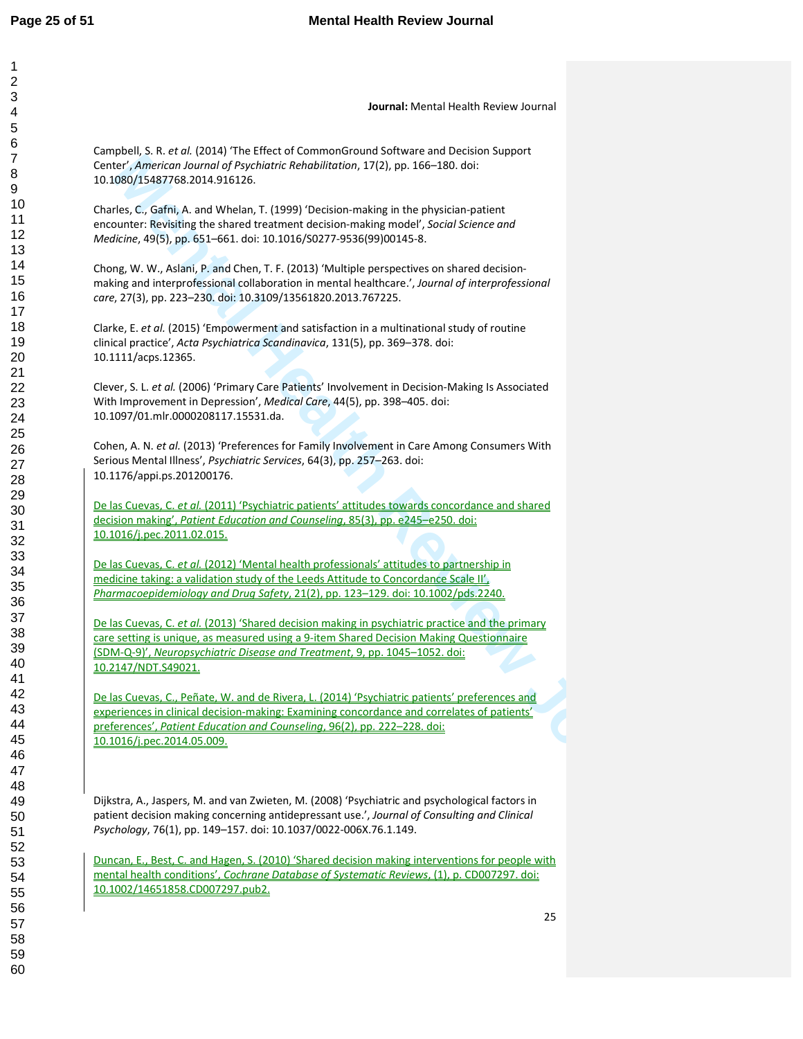**Journal:** Mental Health Review Journal

Campbell, S. R. *et al.* (2014) 'The Effect of CommonGround Software and Decision Support Center', *American Journal of Psychiatric Rehabilitation*, 17(2), pp. 166–180. doi: 10.1080/15487768.2014.916126.

Charles, C., Gafni, A. and Whelan, T. (1999) 'Decision-making in the physician-patient encounter: Revisiting the shared treatment decision-making model', *Social Science and Medicine*, 49(5), pp. 651–661. doi: 10.1016/S0277-9536(99)00145-8.

Chong, W. W., Aslani, P. and Chen, T. F. (2013) 'Multiple perspectives on shared decision-making and interprofessional collaboration in mental healthcare.', *Journal of interprofessional care*, 27(3), pp. 223–230. doi: 10.3109/13561820.2013.767225.

Clarke, E. *et al.* (2015) 'Empowerment and satisfaction in a multinational study of routine clinical practice', *Acta Psychiatrica Scandinavica*, 131(5), pp. 369–378. doi: 10.1111/acps.12365.

Clever, S. L. *et al.* (2006) 'Primary Care Patients' Involvement in Decision-Making Is Associated With Improvement in Depression', *Medical Care*, 44(5), pp. 398–405. doi: 10.1097/01.mlr.0000208117.15531.da.

Cohen, A. N. *et al.* (2013) 'Preferences for Family Involvement in Care Among Consumers With Serious Mental Illness', *Psychiatric Services*, 64(3), pp. 257–263. doi: 10.1176/appi.ps.201200176.

De las Cuevas, C. *et al.* (2011) 'Psychiatric patients' attitudes towards concordance and shared decision making', *Patient Education and Counseling*, 85(3), pp. e245–e250. doi: 10.1016/j.pec.2011.02.015.

De las Cuevas, C. *et al.* (2012) 'Mental health professionals' attitudes to partnership in medicine taking: a validation study of the Leeds Attitude to Concordance Scale II', *Pharmacoepidemiology and Drug Safety*, 21(2), pp. 123–129. doi: 10.1002/pds.2240.

De las Cuevas, C. *et al.* (2013) 'Shared decision making in psychiatric practice and the primary care setting is unique, as measured using a 9-item Shared Decision Making Questionnaire (SDM-Q-9)', *Neuropsychiatric Disease and Treatment*, 9, pp. 1045–1052. doi: 10.2147/NDT.S49021.

De las Cuevas, C., Peñate, W. and de Rivera, L. (2014) 'Psychiatric patients' preferences and experiences in clinical decision-making: Examining concordance and correlates of patients' preferences', *Patient Education and Counseling*, 96(2), pp. 222–228. doi: 10.1016/j.pec.2014.05.009.

Dijkstra, A., Jaspers, M. and van Zwieten, M. (2008) 'Psychiatric and psychological factors in patient decision making concerning antidepressant use.', *Journal of Consulting and Clinical Psychology*, 76(1), pp. 149–157. doi: 10.1037/0022-006X.76.1.149.

Duncan, E., Best, C. and Hagen, S. (2010) 'Shared decision making interventions for people with mental health conditions', *Cochrane Database of Systematic Reviews*, (1), p. CD007297. doi: 10.1002/14651858.CD007297.pub2.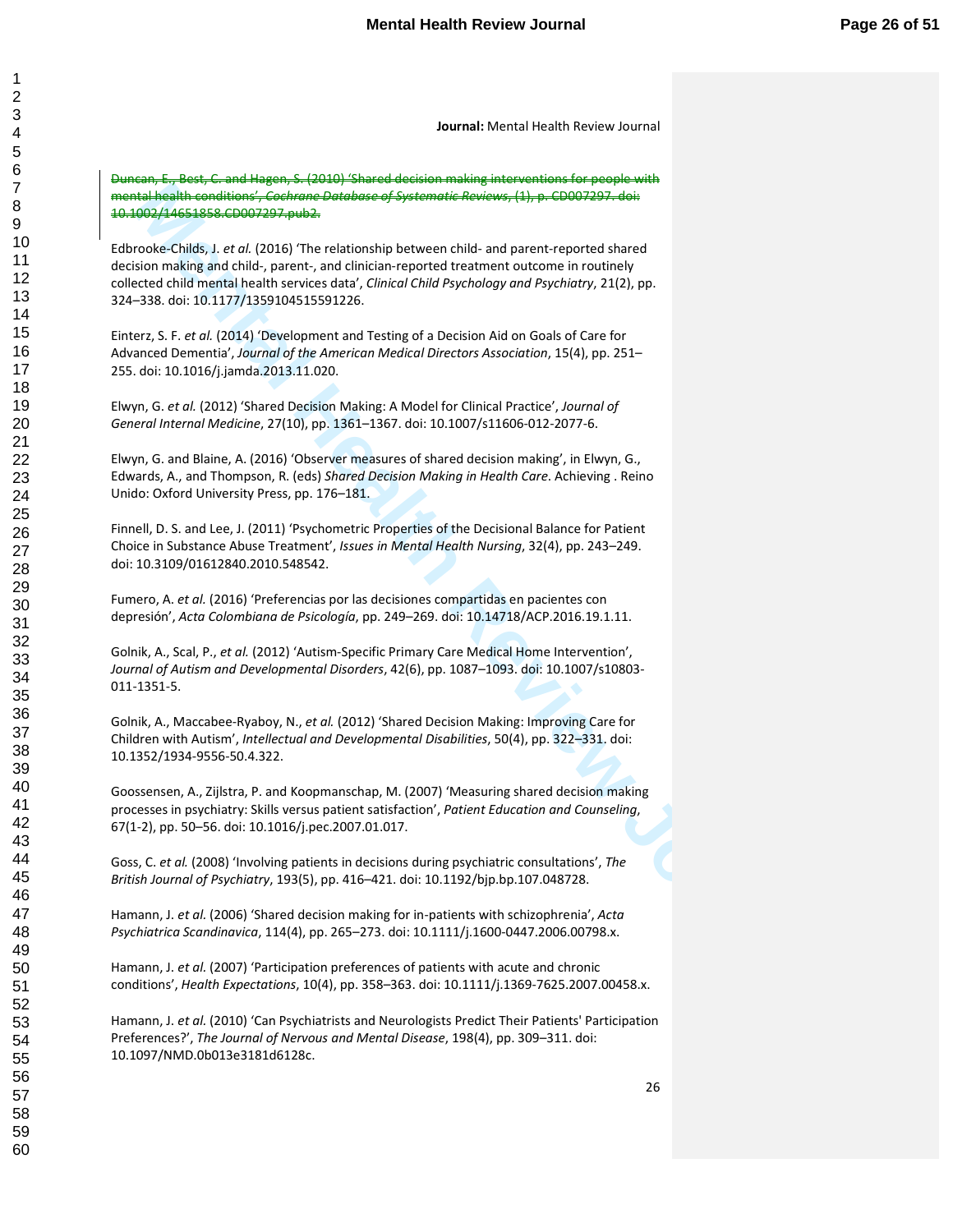**Journal:** Mental Health Review Journal

~~Duncan, E., Best, C. and Hagen, S. (2010) 'Shared decision making interventions for people with mental health conditions', *Cochrane Database of Systematic Reviews*, (1), p. CD007297. doi: 10.1002/14651858.CD007297.pub2.~~

Edbrooke-Childs, J. *et al.* (2016) 'The relationship between child- and parent-reported shared decision making and child-, parent-, and clinician-reported treatment outcome in routinely collected child mental health services data', *Clinical Child Psychology and Psychiatry*, 21(2), pp. 324–338. doi: 10.1177/1359104515591226.

Einterz, S. F. *et al.* (2014) 'Development and Testing of a Decision Aid on Goals of Care for Advanced Dementia', *Journal of the American Medical Directors Association*, 15(4), pp. 251–255. doi: 10.1016/j.jamda.2013.11.020.

Elwyn, G. *et al.* (2012) 'Shared Decision Making: A Model for Clinical Practice', *Journal of General Internal Medicine*, 27(10), pp. 1361–1367. doi: 10.1007/s11606-012-2077-6.

Elwyn, G. and Blaine, A. (2016) 'Observer measures of shared decision making', in Elwyn, G., Edwards, A., and Thompson, R. (eds) *Shared Decision Making in Health Care*. Achieving . Reino Unido: Oxford University Press, pp. 176–181.

Finnell, D. S. and Lee, J. (2011) 'Psychometric Properties of the Decisional Balance for Patient Choice in Substance Abuse Treatment', *Issues in Mental Health Nursing*, 32(4), pp. 243–249. doi: 10.3109/01612840.2010.548542.

Fumero, A. *et al.* (2016) 'Preferencias por las decisiones compartidas en pacientes con depresión', *Acta Colombiana de Psicología*, pp. 249–269. doi: 10.14718/ACP.2016.19.1.11.

Golnik, A., Scal, P., *et al.* (2012) 'Autism-Specific Primary Care Medical Home Intervention', *Journal of Autism and Developmental Disorders*, 42(6), pp. 1087–1093. doi: 10.1007/s10803-011-1351-5.

Golnik, A., Maccabee-Ryaboy, N., *et al.* (2012) 'Shared Decision Making: Improving Care for Children with Autism', *Intellectual and Developmental Disabilities*, 50(4), pp. 322–331. doi: 10.1352/1934-9556-50.4.322.

Goossensen, A., Zijlstra, P. and Koopmanschap, M. (2007) 'Measuring shared decision making processes in psychiatry: Skills versus patient satisfaction', *Patient Education and Counseling*, 67(1-2), pp. 50–56. doi: 10.1016/j.pec.2007.01.017.

Goss, C. *et al.* (2008) 'Involving patients in decisions during psychiatric consultations', *The British Journal of Psychiatry*, 193(5), pp. 416–421. doi: 10.1192/bjp.bp.107.048728.

Hamann, J. *et al.* (2006) 'Shared decision making for in-patients with schizophrenia', *Acta Psychiatrica Scandinavica*, 114(4), pp. 265–273. doi: 10.1111/j.1600-0447.2006.00798.x.

Hamann, J. *et al.* (2007) 'Participation preferences of patients with acute and chronic conditions', *Health Expectations*, 10(4), pp. 358–363. doi: 10.1111/j.1369-7625.2007.00458.x.

Hamann, J. *et al.* (2010) 'Can Psychiatrists and Neurologists Predict Their Patients' Participation Preferences?', *The Journal of Nervous and Mental Disease*, 198(4), pp. 309–311. doi: 10.1097/NMD.0b013e3181d6128c.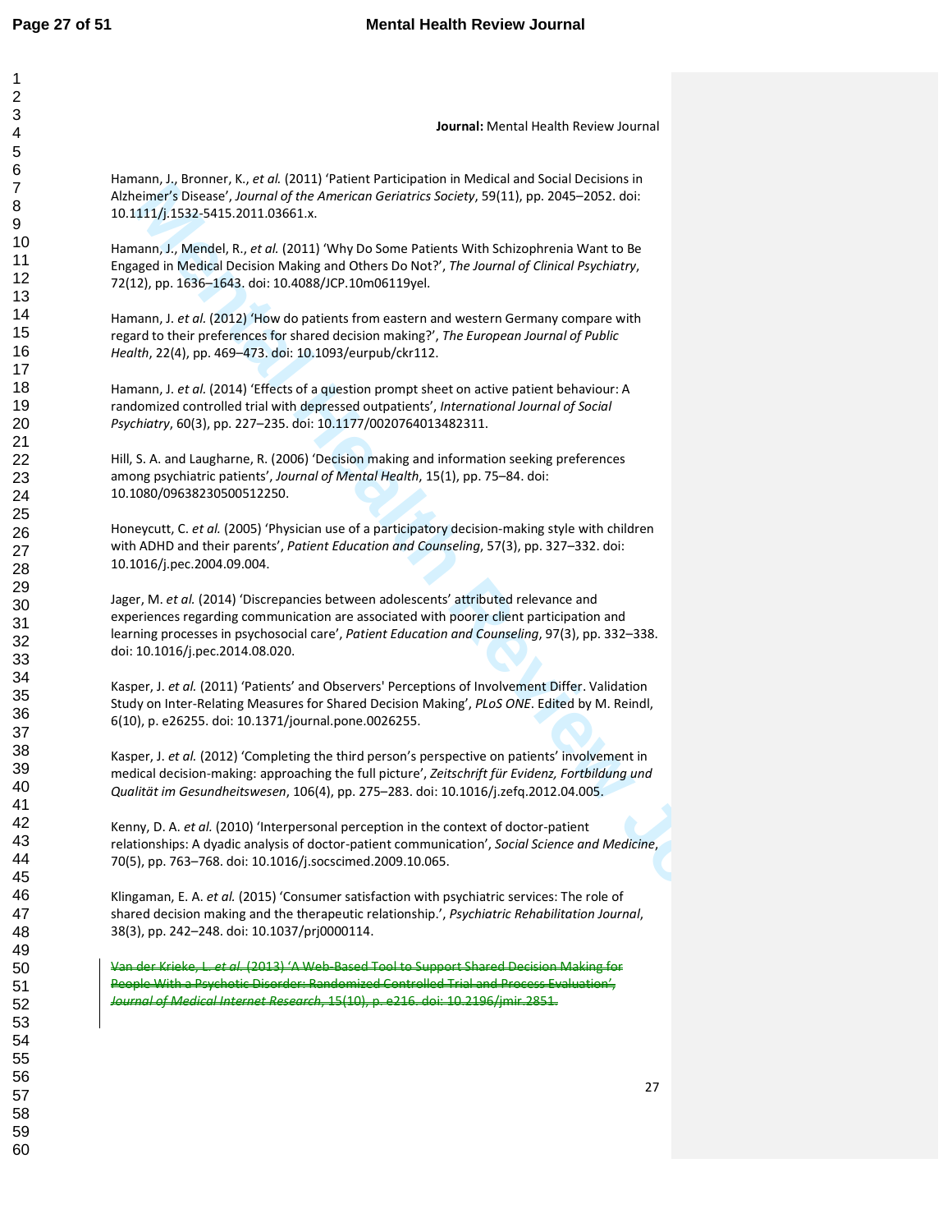**Journal:** Mental Health Review Journal

Hamann, J., Bronner, K., *et al.* (2011) 'Patient Participation in Medical and Social Decisions in Alzheimer's Disease', *Journal of the American Geriatrics Society*, 59(11), pp. 2045–2052. doi: 10.1111/j.1532-5415.2011.03661.x.

Hamann, J., Mendel, R., *et al.* (2011) 'Why Do Some Patients With Schizophrenia Want to Be Engaged in Medical Decision Making and Others Do Not?', *The Journal of Clinical Psychiatry*, 72(12), pp. 1636–1643. doi: 10.4088/JCP.10m06119yel.

Hamann, J. *et al.* (2012) 'How do patients from eastern and western Germany compare with regard to their preferences for shared decision making?', *The European Journal of Public Health*, 22(4), pp. 469–473. doi: 10.1093/eurpub/ckr112.

Hamann, J. *et al.* (2014) 'Effects of a question prompt sheet on active patient behaviour: A randomized controlled trial with depressed outpatients', *International Journal of Social Psychiatry*, 60(3), pp. 227–235. doi: 10.1177/0020764013482311.

Hill, S. A. and Laugharne, R. (2006) 'Decision making and information seeking preferences among psychiatric patients', *Journal of Mental Health*, 15(1), pp. 75–84. doi: 10.1080/09638230500512250.

Honeycutt, C. *et al.* (2005) 'Physician use of a participatory decision-making style with children with ADHD and their parents', *Patient Education and Counseling*, 57(3), pp. 327–332. doi: 10.1016/j.pec.2004.09.004.

Jager, M. *et al.* (2014) 'Discrepancies between adolescents' attributed relevance and experiences regarding communication are associated with poorer client participation and learning processes in psychosocial care', *Patient Education and Counseling*, 97(3), pp. 332–338. doi: 10.1016/j.pec.2014.08.020.

Kasper, J. *et al.* (2011) 'Patients' and Observers' Perceptions of Involvement Differ. Validation Study on Inter-Relating Measures for Shared Decision Making', *PLoS ONE*. Edited by M. Reindl, 6(10), p. e26255. doi: 10.1371/journal.pone.0026255.

Kasper, J. *et al.* (2012) 'Completing the third person's perspective on patients' involvement in medical decision-making: approaching the full picture', *Zeitschrift für Evidenz, Fortbildung und Qualität im Gesundheitswesen*, 106(4), pp. 275–283. doi: 10.1016/j.zefq.2012.04.005.

Kenny, D. A. *et al.* (2010) 'Interpersonal perception in the context of doctor-patient relationships: A dyadic analysis of doctor-patient communication', *Social Science and Medicine*, 70(5), pp. 763–768. doi: 10.1016/j.socscimed.2009.10.065.

Klingaman, E. A. *et al.* (2015) 'Consumer satisfaction with psychiatric services: The role of shared decision making and the therapeutic relationship.', *Psychiatric Rehabilitation Journal*, 38(3), pp. 242–248. doi: 10.1037/prj0000114.

~~Van der Krieke, L. *et al.* (2013) 'A Web-Based Tool to Support Shared Decision Making for People With a Psychotic Disorder: Randomized Controlled Trial and Process Evaluation', *Journal of Medical Internet Research*, 15(10), p. e216. doi: 10.2196/jmir.2851.~~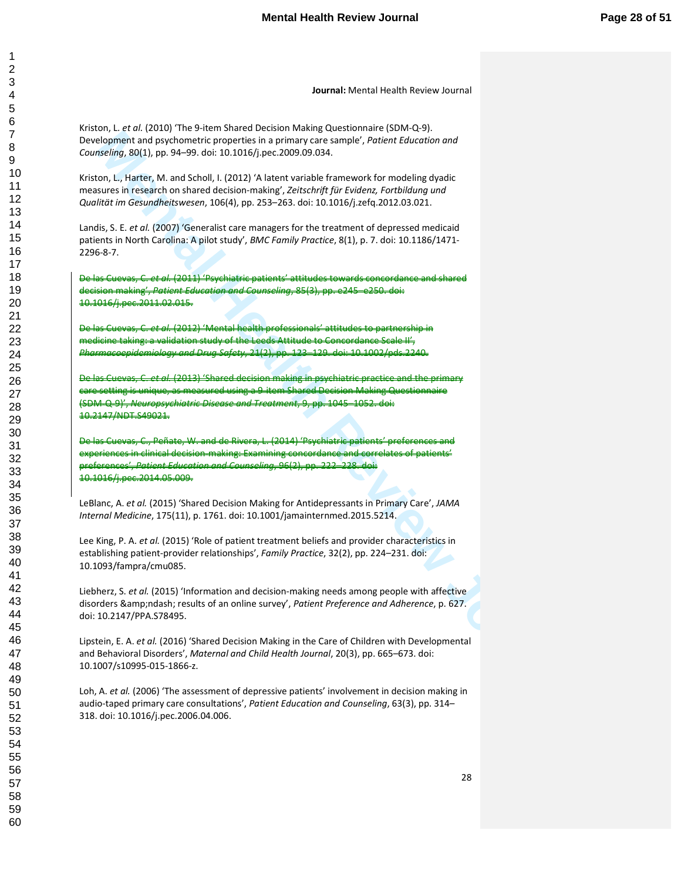**Journal:** Mental Health Review Journal

Kriston, L. *et al.* (2010) 'The 9-item Shared Decision Making Questionnaire (SDM-Q-9). Development and psychometric properties in a primary care sample', *Patient Education and Counseling*, 80(1), pp. 94–99. doi: 10.1016/j.pec.2009.09.034.

Kriston, L., Harter, M. and Scholl, I. (2012) 'A latent variable framework for modeling dyadic measures in research on shared decision-making', *Zeitschrift für Evidenz, Fortbildung und Qualität im Gesundheitswesen*, 106(4), pp. 253–263. doi: 10.1016/j.zefq.2012.03.021.

Landis, S. E. *et al.* (2007) 'Generalist care managers for the treatment of depressed medicaid patients in North Carolina: A pilot study', *BMC Family Practice*, 8(1), p. 7. doi: 10.1186/1471-2296-8-7.

~~De las Cuevas, C. *et al.* (2011) 'Psychiatric patients' attitudes towards concordance and shared decision making', *Patient Education and Counseling*, 85(3), pp. e245–e250. doi: 10.1016/j.pec.2011.02.015.~~

~~De las Cuevas, C. *et al.* (2012) 'Mental health professionals' attitudes to partnership in medicine taking: a validation study of the Leeds Attitude to Concordance Scale II', *Pharmacoepidemiology and Drug Safety*, 21(2), pp. 123–129. doi: 10.1002/pds.2240.~~

~~De las Cuevas, C. *et al.* (2013) 'Shared decision making in psychiatric practice and the primary care setting is unique, as measured using a 9-item Shared Decision Making Questionnaire (SDM-Q-9)', *Neuropsychiatric Disease and Treatment*, 9, pp. 1045–1052. doi: 10.2147/NDT.S49021.~~

~~De las Cuevas, C., Peñate, W. and de Rivera, L. (2014) 'Psychiatric patients' preferences and experiences in clinical decision-making: Examining concordance and correlates of patients' preferences', *Patient Education and Counseling*, 96(2), pp. 222–228. doi: 10.1016/j.pec.2014.05.009.~~

LeBlanc, A. *et al.* (2015) 'Shared Decision Making for Antidepressants in Primary Care', *JAMA Internal Medicine*, 175(11), p. 1761. doi: 10.1001/jamainternmed.2015.5214.

Lee King, P. A. *et al.* (2015) 'Role of patient treatment beliefs and provider characteristics in establishing patient-provider relationships', *Family Practice*, 32(2), pp. 224–231. doi: 10.1093/fampra/cmu085.

Liebherz, S. *et al.* (2015) 'Information and decision-making needs among people with affective disorders &amp;ndash; results of an online survey', *Patient Preference and Adherence*, p. 627. doi: 10.2147/PPA.S78495.

Lipstein, E. A. *et al.* (2016) 'Shared Decision Making in the Care of Children with Developmental and Behavioral Disorders', *Maternal and Child Health Journal*, 20(3), pp. 665–673. doi: 10.1007/s10995-015-1866-z.

Loh, A. *et al.* (2006) 'The assessment of depressive patients' involvement in decision making in audio-taped primary care consultations', *Patient Education and Counseling*, 63(3), pp. 314–318. doi: 10.1016/j.pec.2006.04.006.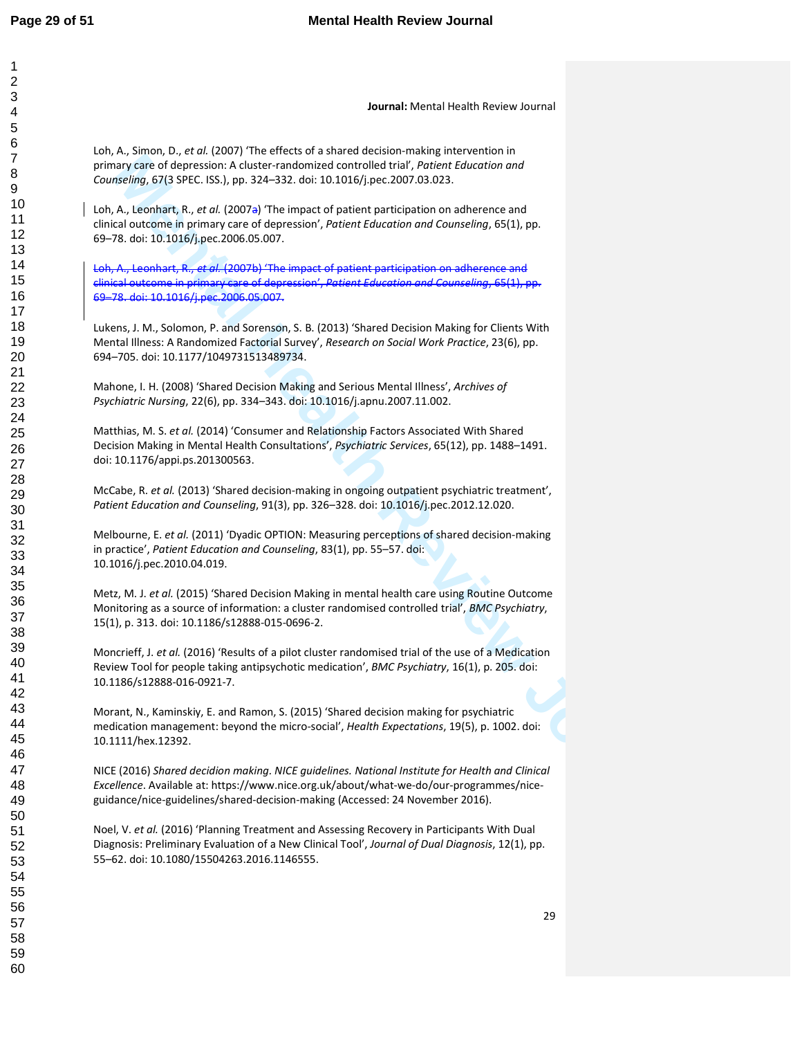Journal: Mental Health Review Journal

Loh, A., Simon, D., *et al.* (2007) 'The effects of a shared decision-making intervention in primary care of depression: A cluster-randomized controlled trial', *Patient Education and Counseling*, 67(3 SPEC. ISS.), pp. 324–332. doi: 10.1016/j.pec.2007.03.023.

Loh, A., Leonhart, R., *et al.* (2007a) 'The impact of patient participation on adherence and clinical outcome in primary care of depression', *Patient Education and Counseling*, 65(1), pp. 69–78. doi: 10.1016/j.pec.2006.05.007.

~~Loh, A., Leonhart, R., *et al.* (2007b) 'The impact of patient participation on adherence and clinical outcome in primary care of depression', *Patient Education and Counseling*, 65(1), pp. 69–78. doi: 10.1016/j.pec.2006.05.007.~~

Lukens, J. M., Solomon, P. and Sorenson, S. B. (2013) 'Shared Decision Making for Clients With Mental Illness: A Randomized Factorial Survey', *Research on Social Work Practice*, 23(6), pp. 694–705. doi: 10.1177/1049731513489734.

Mahone, I. H. (2008) 'Shared Decision Making and Serious Mental Illness', *Archives of Psychiatric Nursing*, 22(6), pp. 334–343. doi: 10.1016/j.apnu.2007.11.002.

Matthias, M. S. *et al.* (2014) 'Consumer and Relationship Factors Associated With Shared Decision Making in Mental Health Consultations', *Psychiatric Services*, 65(12), pp. 1488–1491. doi: 10.1176/appi.ps.201300563.

McCabe, R. *et al.* (2013) 'Shared decision-making in ongoing outpatient psychiatric treatment', *Patient Education and Counseling*, 91(3), pp. 326–328. doi: 10.1016/j.pec.2012.12.020.

Melbourne, E. *et al.* (2011) 'Dyadic OPTION: Measuring perceptions of shared decision-making in practice', *Patient Education and Counseling*, 83(1), pp. 55–57. doi: 10.1016/j.pec.2010.04.019.

Metz, M. J. *et al.* (2015) 'Shared Decision Making in mental health care using Routine Outcome Monitoring as a source of information: a cluster randomised controlled trial', *BMC Psychiatry*, 15(1), p. 313. doi: 10.1186/s12888-015-0696-2.

Moncrieff, J. *et al.* (2016) 'Results of a pilot cluster randomised trial of the use of a Medication Review Tool for people taking antipsychotic medication', *BMC Psychiatry*, 16(1), p. 205. doi: 10.1186/s12888-016-0921-7.

Morant, N., Kaminskiy, E. and Ramon, S. (2015) 'Shared decision making for psychiatric medication management: beyond the micro-social', *Health Expectations*, 19(5), p. 1002. doi: 10.1111/hex.12392.

NICE (2016) *Shared decidion making. NICE guidelines. National Institute for Health and Clinical Excellence*. Available at: https://www.nice.org.uk/about/what-we-do/our-programmes/nice-guidance/nice-guidelines/shared-decision-making (Accessed: 24 November 2016).

Noel, V. *et al.* (2016) 'Planning Treatment and Assessing Recovery in Participants With Dual Diagnosis: Preliminary Evaluation of a New Clinical Tool', *Journal of Dual Diagnosis*, 12(1), pp. 55–62. doi: 10.1080/15504263.2016.1146555.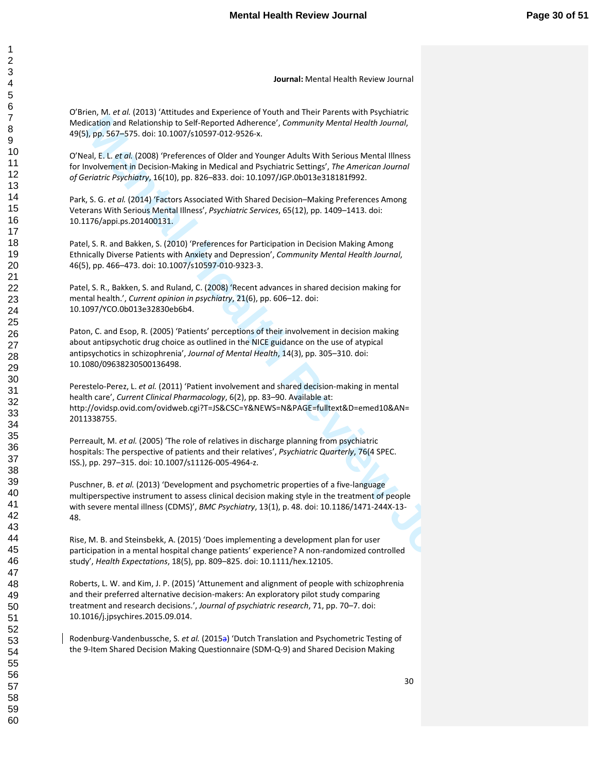**Journal:** Mental Health Review Journal

O'Brien, M. *et al.* (2013) 'Attitudes and Experience of Youth and Their Parents with Psychiatric Medication and Relationship to Self-Reported Adherence', *Community Mental Health Journal*, 49(5), pp. 567–575. doi: 10.1007/s10597-012-9526-x.

O'Neal, E. L. *et al.* (2008) 'Preferences of Older and Younger Adults With Serious Mental Illness for Involvement in Decision-Making in Medical and Psychiatric Settings', *The American Journal of Geriatric Psychiatry*, 16(10), pp. 826–833. doi: 10.1097/JGP.0b013e318181f992.

Park, S. G. *et al.* (2014) 'Factors Associated With Shared Decision–Making Preferences Among Veterans With Serious Mental Illness', *Psychiatric Services*, 65(12), pp. 1409–1413. doi: 10.1176/appi.ps.201400131.

Patel, S. R. and Bakken, S. (2010) 'Preferences for Participation in Decision Making Among Ethnically Diverse Patients with Anxiety and Depression', *Community Mental Health Journal*, 46(5), pp. 466–473. doi: 10.1007/s10597-010-9323-3.

Patel, S. R., Bakken, S. and Ruland, C. (2008) 'Recent advances in shared decision making for mental health.', *Current opinion in psychiatry*, 21(6), pp. 606–12. doi: 10.1097/YCO.0b013e32830eb6b4.

Paton, C. and Esop, R. (2005) 'Patients' perceptions of their involvement in decision making about antipsychotic drug choice as outlined in the NICE guidance on the use of atypical antipsychotics in schizophrenia', *Journal of Mental Health*, 14(3), pp. 305–310. doi: 10.1080/09638230500136498.

Perestelo-Perez, L. *et al.* (2011) 'Patient involvement and shared decision-making in mental health care', *Current Clinical Pharmacology*, 6(2), pp. 83–90. Available at: http://ovidsp.ovid.com/ovidweb.cgi?T=JS&CSC=Y&NEWS=N&PAGE=fulltext&D=emed10&AN=2011338755.

Perreault, M. *et al.* (2005) 'The role of relatives in discharge planning from psychiatric hospitals: The perspective of patients and their relatives', *Psychiatric Quarterly*, 76(4 SPEC. ISS.), pp. 297–315. doi: 10.1007/s11126-005-4964-z.

Puschner, B. *et al.* (2013) 'Development and psychometric properties of a five-language multiperspective instrument to assess clinical decision making style in the treatment of people with severe mental illness (CDMS)', *BMC Psychiatry*, 13(1), p. 48. doi: 10.1186/1471-244X-13-48.

Rise, M. B. and Steinsbekk, A. (2015) 'Does implementing a development plan for user participation in a mental hospital change patients' experience? A non-randomized controlled study', *Health Expectations*, 18(5), pp. 809–825. doi: 10.1111/hex.12105.

Roberts, L. W. and Kim, J. P. (2015) 'Attunement and alignment of people with schizophrenia and their preferred alternative decision-makers: An exploratory pilot study comparing treatment and research decisions.', *Journal of psychiatric research*, 71, pp. 70–7. doi: 10.1016/j.jpsychires.2015.09.014.

Rodenburg-Vandenbussche, S. *et al.* (2015a) 'Dutch Translation and Psychometric Testing of the 9-Item Shared Decision Making Questionnaire (SDM-Q-9) and Shared Decision Making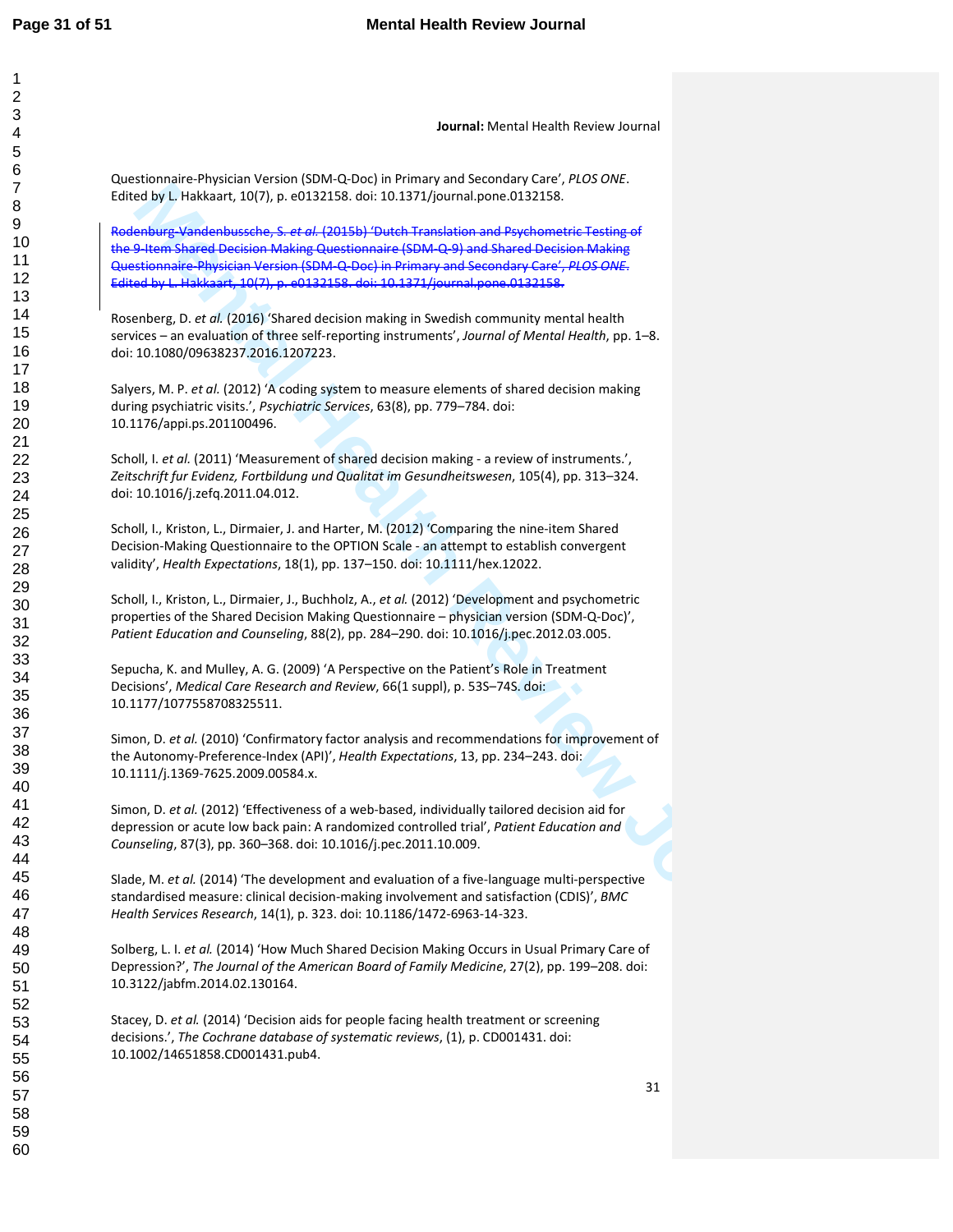**Journal:** Mental Health Review Journal

Questionnaire-Physician Version (SDM-Q-Doc) in Primary and Secondary Care', *PLOS ONE*. Edited by L. Hakkaart, 10(7), p. e0132158. doi: 10.1371/journal.pone.0132158.

~~Rodenburg-Vandenbussche, S. *et al.* (2015b) 'Dutch Translation and Psychometric Testing of the 9-Item Shared Decision Making Questionnaire (SDM-Q-9) and Shared Decision Making Questionnaire-Physician Version (SDM-Q-Doc) in Primary and Secondary Care', *PLOS ONE*. Edited by L. Hakkaart, 10(7), p. e0132158. doi: 10.1371/journal.pone.0132158.~~

Rosenberg, D. *et al.* (2016) 'Shared decision making in Swedish community mental health services – an evaluation of three self-reporting instruments', *Journal of Mental Health*, pp. 1–8. doi: 10.1080/09638237.2016.1207223.

Salyers, M. P. *et al.* (2012) 'A coding system to measure elements of shared decision making during psychiatric visits.', *Psychiatric Services*, 63(8), pp. 779–784. doi: 10.1176/appi.ps.201100496.

Scholl, I. *et al.* (2011) 'Measurement of shared decision making - a review of instruments.', *Zeitschrift fur Evidenz, Fortbildung und Qualitat im Gesundheitswesen*, 105(4), pp. 313–324. doi: 10.1016/j.zefq.2011.04.012.

Scholl, I., Kriston, L., Dirmaier, J. and Harter, M. (2012) 'Comparing the nine-item Shared Decision-Making Questionnaire to the OPTION Scale - an attempt to establish convergent validity', *Health Expectations*, 18(1), pp. 137–150. doi: 10.1111/hex.12022.

Scholl, I., Kriston, L., Dirmaier, J., Buchholz, A., *et al.* (2012) 'Development and psychometric properties of the Shared Decision Making Questionnaire – physician version (SDM-Q-Doc)', *Patient Education and Counseling*, 88(2), pp. 284–290. doi: 10.1016/j.pec.2012.03.005.

Sepucha, K. and Mulley, A. G. (2009) 'A Perspective on the Patient's Role in Treatment Decisions', *Medical Care Research and Review*, 66(1 suppl), p. 53S–74S. doi: 10.1177/1077558708325511.

Simon, D. *et al.* (2010) 'Confirmatory factor analysis and recommendations for improvement of the Autonomy-Preference-Index (API)', *Health Expectations*, 13, pp. 234–243. doi: 10.1111/j.1369-7625.2009.00584.x.

Simon, D. *et al.* (2012) 'Effectiveness of a web-based, individually tailored decision aid for depression or acute low back pain: A randomized controlled trial', *Patient Education and Counseling*, 87(3), pp. 360–368. doi: 10.1016/j.pec.2011.10.009.

Slade, M. *et al.* (2014) 'The development and evaluation of a five-language multi-perspective standardised measure: clinical decision-making involvement and satisfaction (CDIS)', *BMC Health Services Research*, 14(1), p. 323. doi: 10.1186/1472-6963-14-323.

Solberg, L. I. *et al.* (2014) 'How Much Shared Decision Making Occurs in Usual Primary Care of Depression?', *The Journal of the American Board of Family Medicine*, 27(2), pp. 199–208. doi: 10.3122/jabfm.2014.02.130164.

Stacey, D. *et al.* (2014) 'Decision aids for people facing health treatment or screening decisions.', *The Cochrane database of systematic reviews*, (1), p. CD001431. doi: 10.1002/14651858.CD001431.pub4.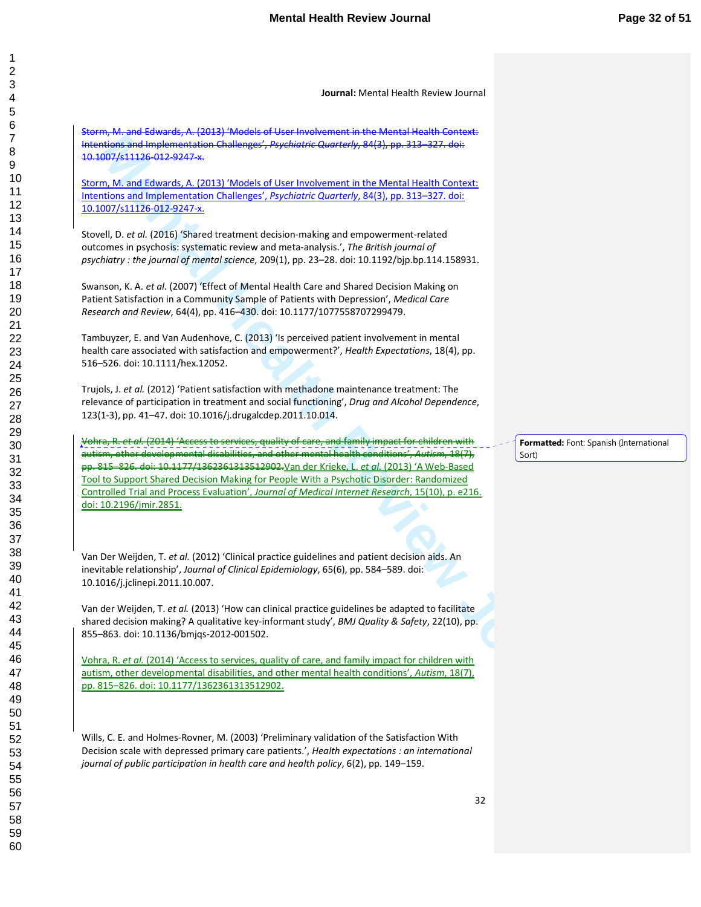**Journal:** Mental Health Review Journal

~~Storm, M. and Edwards, A. (2013) 'Models of User Involvement in the Mental Health Context: Intentions and Implementation Challenges', *Psychiatric Quarterly*, 84(3), pp. 313–327. doi: 10.1007/s11126-012-9247-x.~~

Storm, M. and Edwards, A. (2013) 'Models of User Involvement in the Mental Health Context: Intentions and Implementation Challenges', *Psychiatric Quarterly*, 84(3), pp. 313–327. doi: 10.1007/s11126-012-9247-x.

Stovell, D. *et al.* (2016) 'Shared treatment decision-making and empowerment-related outcomes in psychosis: systematic review and meta-analysis.', *The British journal of psychiatry : the journal of mental science*, 209(1), pp. 23–28. doi: 10.1192/bjp.bp.114.158931.

Swanson, K. A. *et al.* (2007) 'Effect of Mental Health Care and Shared Decision Making on Patient Satisfaction in a Community Sample of Patients with Depression', *Medical Care Research and Review*, 64(4), pp. 416–430. doi: 10.1177/1077558707299479.

Tambuyzer, E. and Van Audenhove, C. (2013) 'Is perceived patient involvement in mental health care associated with satisfaction and empowerment?', *Health Expectations*, 18(4), pp. 516–526. doi: 10.1111/hex.12052.

Trujols, J. *et al.* (2012) 'Patient satisfaction with methadone maintenance treatment: The relevance of participation in treatment and social functioning', *Drug and Alcohol Dependence*, 123(1-3), pp. 41–47. doi: 10.1016/j.drugalcdep.2011.10.014.

~~Vohra, R. *et al.* (2014) 'Access to services, quality of care, and family impact for children with autism, other developmental disabilities, and other mental health conditions', *Autism*, 18(7), pp. 815–826. doi: 10.1177/1362361313512902.~~Van der Krieke, L. *et al.* (2013) 'A Web-Based Tool to Support Shared Decision Making for People With a Psychotic Disorder: Randomized Controlled Trial and Process Evaluation', *Journal of Medical Internet Research*, 15(10), p. e216. doi: 10.2196/jmir.2851.

Formatted: Font: Spanish (International Sort)

Van Der Weijden, T. *et al.* (2012) 'Clinical practice guidelines and patient decision aids. An inevitable relationship', *Journal of Clinical Epidemiology*, 65(6), pp. 584–589. doi: 10.1016/j.jclinepi.2011.10.007.

Van der Weijden, T. *et al.* (2013) 'How can clinical practice guidelines be adapted to facilitate shared decision making? A qualitative key-informant study', *BMJ Quality & Safety*, 22(10), pp. 855–863. doi: 10.1136/bmjqs-2012-001502.

Vohra, R. *et al.* (2014) 'Access to services, quality of care, and family impact for children with autism, other developmental disabilities, and other mental health conditions', *Autism*, 18(7), pp. 815–826. doi: 10.1177/1362361313512902.

Wills, C. E. and Holmes-Rovner, M. (2003) 'Preliminary validation of the Satisfaction With Decision scale with depressed primary care patients.', *Health expectations : an international journal of public participation in health care and health policy*, 6(2), pp. 149–159.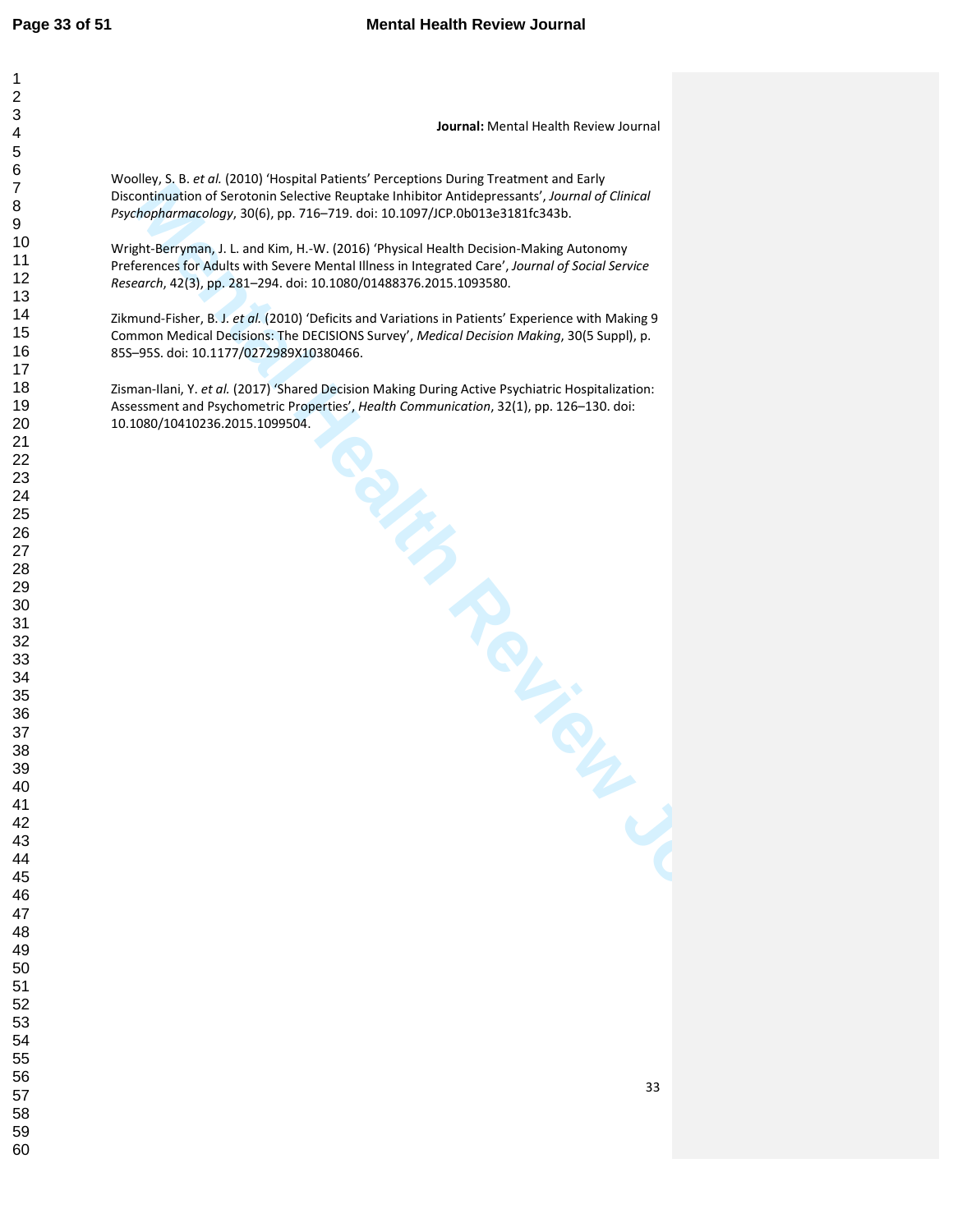**Journal:** Mental Health Review Journal

Woolley, S. B. *et al.* (2010) 'Hospital Patients' Perceptions During Treatment and Early Discontinuation of Serotonin Selective Reuptake Inhibitor Antidepressants', *Journal of Clinical Psychopharmacology*, 30(6), pp. 716–719. doi: 10.1097/JCP.0b013e3181fc343b.

Wright-Berryman, J. L. and Kim, H.-W. (2016) 'Physical Health Decision-Making Autonomy Preferences for Adults with Severe Mental Illness in Integrated Care', *Journal of Social Service Research*, 42(3), pp. 281–294. doi: 10.1080/01488376.2015.1093580.

Zikmund-Fisher, B. J. *et al.* (2010) 'Deficits and Variations in Patients' Experience with Making 9 Common Medical Decisions: The DECISIONS Survey', *Medical Decision Making*, 30(5 Suppl), p. 85S–95S. doi: 10.1177/0272989X10380466.

Zisman-Ilani, Y. *et al.* (2017) 'Shared Decision Making During Active Psychiatric Hospitalization: Assessment and Psychometric Properties', *Health Communication*, 32(1), pp. 126–130. doi: 10.1080/10410236.2015.1099504.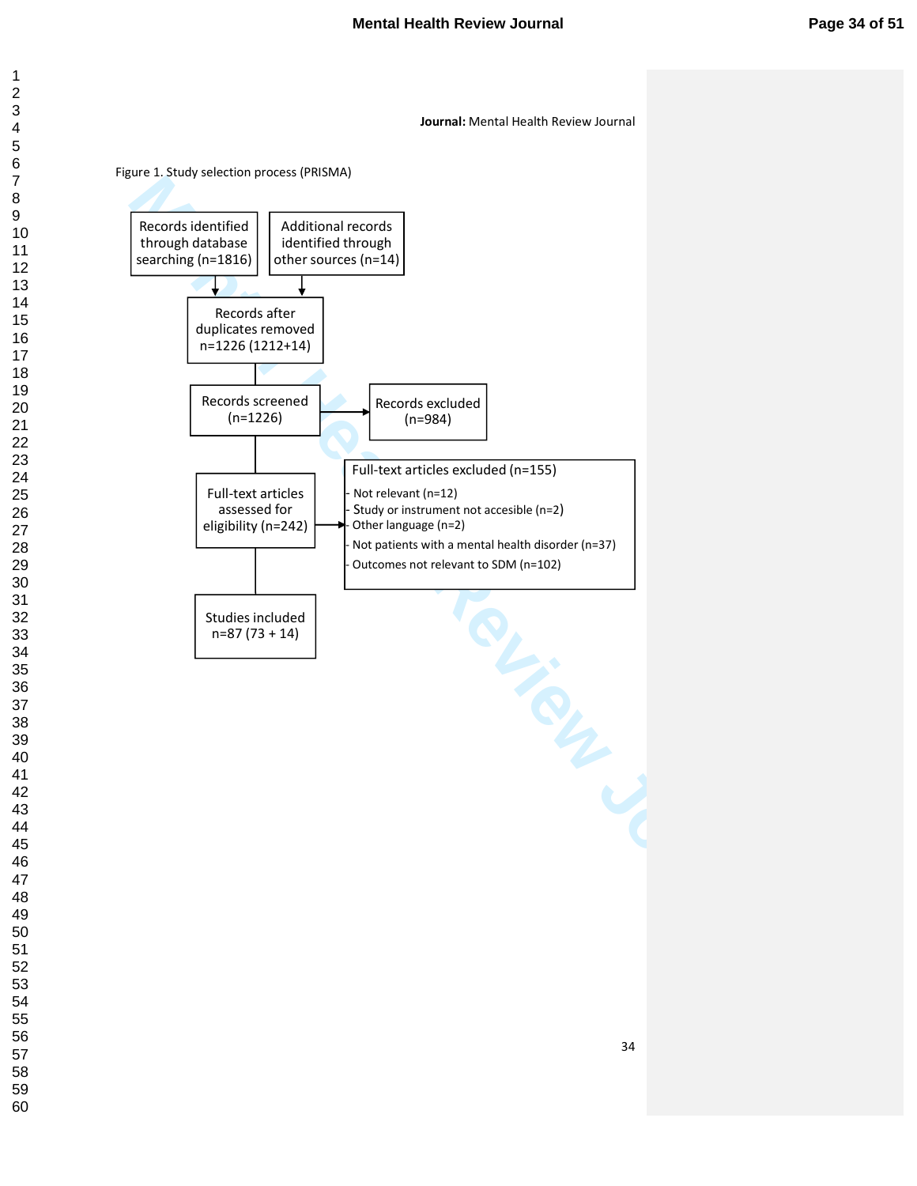**Journal:** Mental Health Review Journal

Figure 1. Study selection process (PRISMA)

Records identified through database searching (n=1816)

Additional records identified through other sources (n=14)

Records after duplicates removed n=1226 (1212+14)

Records screened (n=1226)

Records excluded (n=984)

Full-text articles assessed for eligibility (n=242)

Full-text articles excluded (n=155)

- Not relevant (n=12)
- Study or instrument not accesible (n=2)
- Other language (n=2)
- Not patients with a mental health disorder (n=37)
- Outcomes not relevant to SDM (n=102)

Studies included n=87 (73 + 14)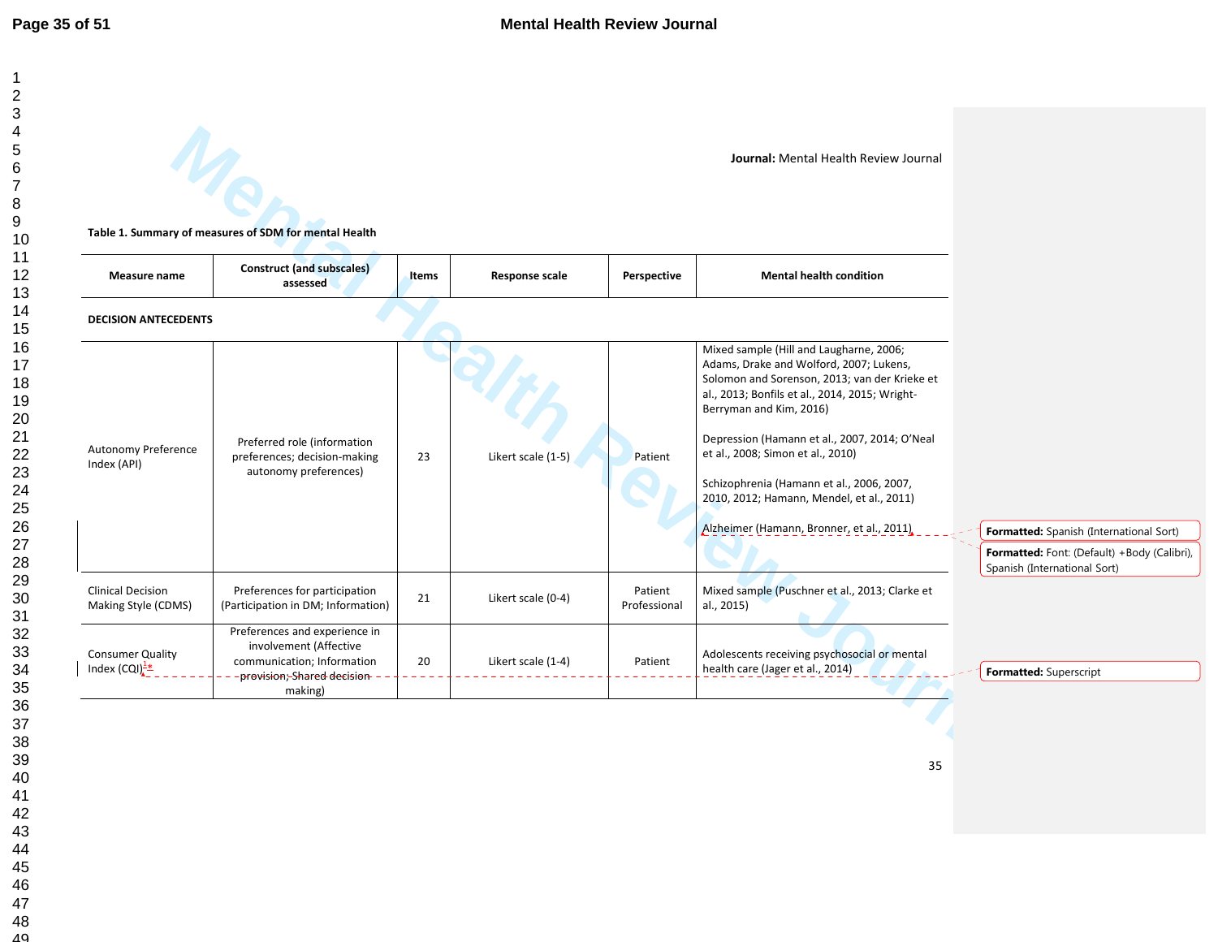**Journal:** Mental Health Review Journal

**Table 1. Summary of measures of SDM for mental Health**

| Measure name | Construct (and subscales) assessed | Items | Response scale | Perspective | Mental health condition |
|---|---|---|---|---|---|
| **DECISION ANTECEDENTS** | | | | | |
| Autonomy Preference Index (API) | Preferred role (information preferences; decision-making autonomy preferences) | 23 | Likert scale (1-5) | Patient | Mixed sample (Hill and Laugharne, 2006; Adams, Drake and Wolford, 2007; Lukens, Solomon and Sorenson, 2013; van der Krieke et al., 2013; Bonfils et al., 2014, 2015; Wright-Berryman and Kim, 2016)<br><br>Depression (Hamann et al., 2007, 2014; O'Neal et al., 2008; Simon et al., 2010)<br><br>Schizophrenia (Hamann et al., 2006, 2007, 2010, 2012; Hamann, Mendel, et al., 2011)<br><br>Alzheimer (Hamann, Bronner, et al., 2011) |
| Clinical Decision Making Style (CDMS) | Preferences for participation (Participation in DM; Information) | 21 | Likert scale (0-4) | Patient Professional | Mixed sample (Puschner et al., 2013; Clarke et al., 2015) |
| Consumer Quality Index (CQI)[1]* | Preferences and experience in involvement (Affective communication; Information provision; Shared decision making) | 20 | Likert scale (1-4) | Patient | Adolescents receiving psychosocial or mental health care (Jager et al., 2014) |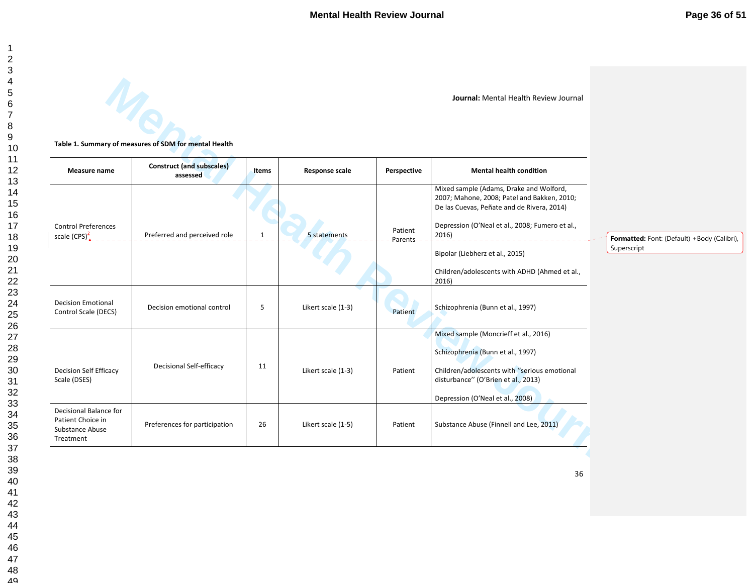**Journal:** Mental Health Review Journal

**Table 1. Summary of measures of SDM for mental Health**

| Measure name | Construct (and subscales) assessed | Items | Response scale | Perspective | Mental health condition |
|---|---|---|---|---|---|
| Control Preferences scale (CPS)[2] | Preferred and perceived role | 1 | 5 statements | Patient Parents | Mixed sample (Adams, Drake and Wolford, 2007; Mahone, 2008; Patel and Bakken, 2010; De las Cuevas, Peñate and de Rivera, 2014)<br><br>Depression (O'Neal et al., 2008; Fumero et al., 2016)<br><br>Bipolar (Liebherz et al., 2015)<br><br>Children/adolescents with ADHD (Ahmed et al., 2016) |
| Decision Emotional Control Scale (DECS) | Decision emotional control | 5 | Likert scale (1-3) | Patient | Schizophrenia (Bunn et al., 1997) |
| Decision Self Efficacy Scale (DSES) | Decisional Self-efficacy | 11 | Likert scale (1-3) | Patient | Mixed sample (Moncrieff et al., 2016)<br><br>Schizophrenia (Bunn et al., 1997)<br><br>Children/adolescents with ''serious emotional disturbance'' (O'Brien et al., 2013)<br><br>Depression (O'Neal et al., 2008) |
| Decisional Balance for Patient Choice in Substance Abuse Treatment | Preferences for participation | 26 | Likert scale (1-5) | Patient | Substance Abuse (Finnell and Lee, 2011) |

Formatted: Font: (Default) +Body (Calibri), Superscript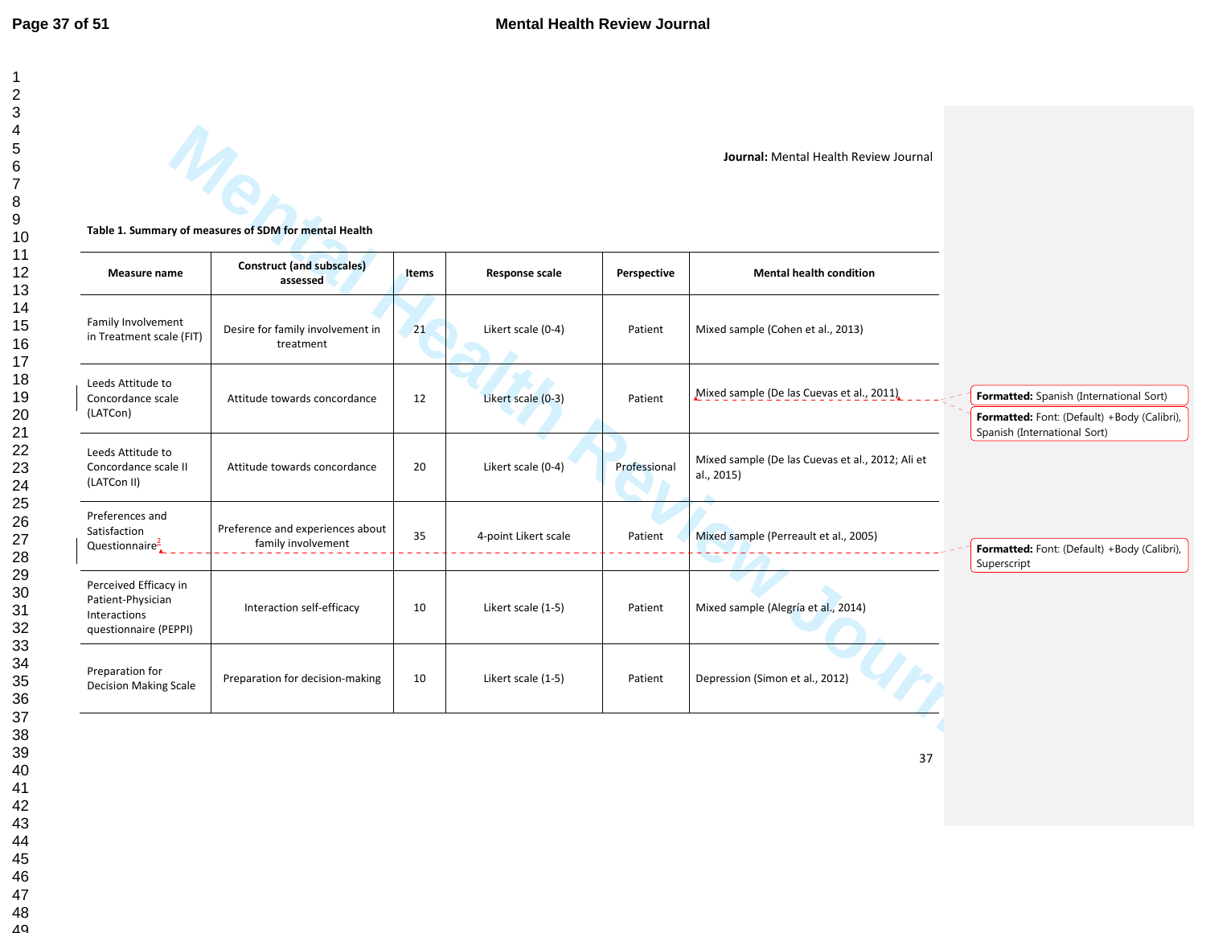**Journal:** Mental Health Review Journal

**Table 1. Summary of measures of SDM for mental Health**

| Measure name | Construct (and subscales) assessed | Items | Response scale | Perspective | Mental health condition |
|---|---|---|---|---|---|
| Family Involvement in Treatment scale (FIT) | Desire for family involvement in treatment | 21 | Likert scale (0-4) | Patient | Mixed sample (Cohen et al., 2013) |
| Leeds Attitude to Concordance scale (LATCon) | Attitude towards concordance | 12 | Likert scale (0-3) | Patient | Mixed sample (De las Cuevas et al., 2011) |
| Leeds Attitude to Concordance scale II (LATCon II) | Attitude towards concordance | 20 | Likert scale (0-4) | Professional | Mixed sample (De las Cuevas et al., 2012; Ali et al., 2015) |
| Preferences and Satisfaction Questionnaire[2] | Preference and experiences about family involvement | 35 | 4-point Likert scale | Patient | Mixed sample (Perreault et al., 2005) |
| Perceived Efficacy in Patient-Physician Interactions questionnaire (PEPPI) | Interaction self-efficacy | 10 | Likert scale (1-5) | Patient | Mixed sample (Alegría et al., 2014) |
| Preparation for Decision Making Scale | Preparation for decision-making | 10 | Likert scale (1-5) | Patient | Depression (Simon et al., 2012) |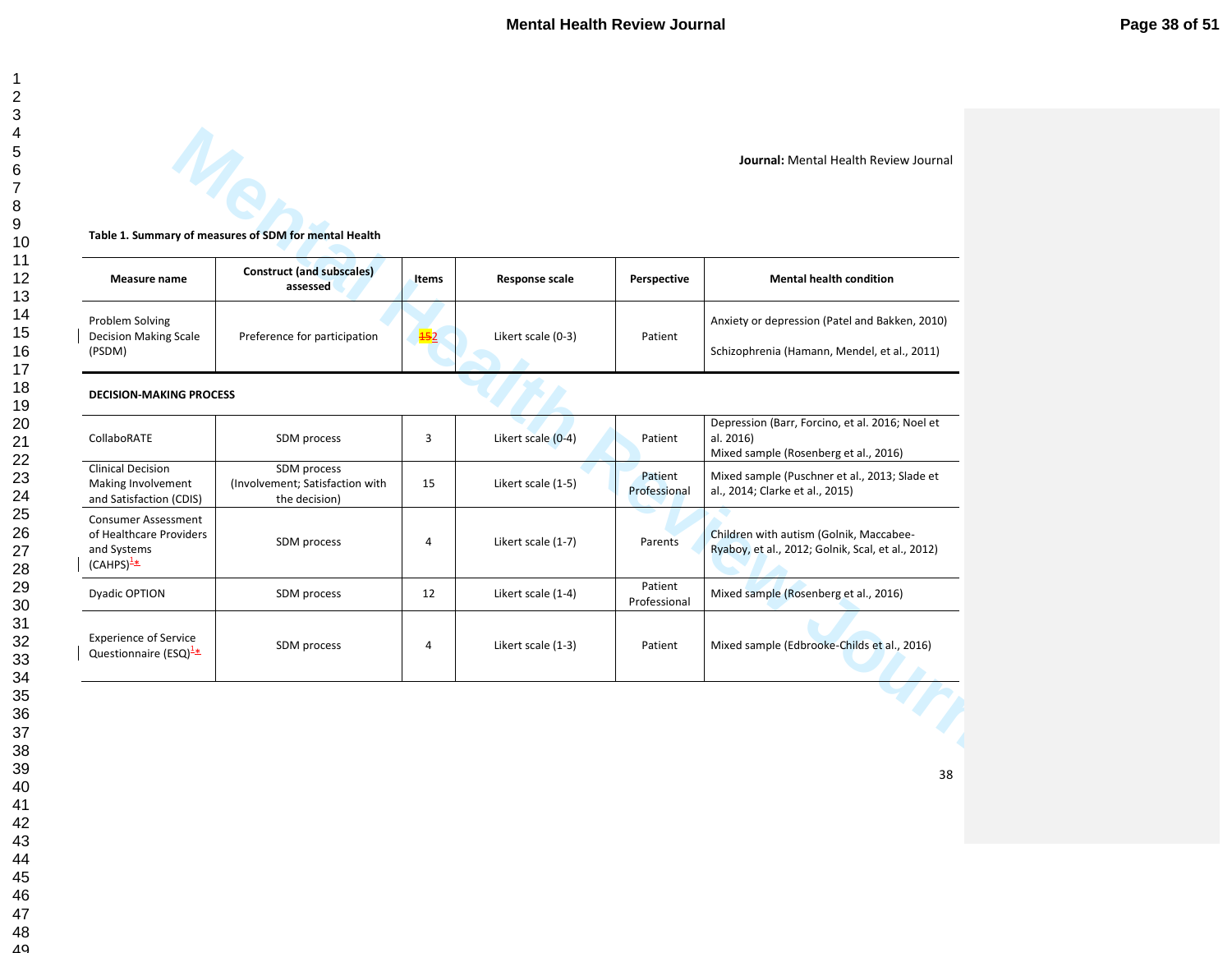**Journal:** Mental Health Review Journal

**Table 1. Summary of measures of SDM for mental Health**

| Measure name | Construct (and subscales) assessed | Items | Response scale | Perspective | Mental health condition |
|---|---|---|---|---|---|
| Problem Solving Decision Making Scale (PSDM) | Preference for participation | 152 | Likert scale (0-3) | Patient | Anxiety or depression (Patel and Bakken, 2010)<br>Schizophrenia (Hamann, Mendel, et al., 2011) |
| **DECISION-MAKING PROCESS** | | | | | |
| CollaboRATE | SDM process | 3 | Likert scale (0-4) | Patient | Depression (Barr, Forcino, et al. 2016; Noel et al. 2016)<br>Mixed sample (Rosenberg et al., 2016) |
| Clinical Decision Making Involvement and Satisfaction (CDIS) | SDM process (Involvement; Satisfaction with the decision) | 15 | Likert scale (1-5) | Patient Professional | Mixed sample (Puschner et al., 2013; Slade et al., 2014; Clarke et al., 2015) |
| Consumer Assessment of Healthcare Providers and Systems (CAHPS)[1*] | SDM process | 4 | Likert scale (1-7) | Parents | Children with autism (Golnik, Maccabee-Ryaboy, et al., 2012; Golnik, Scal, et al., 2012) |
| Dyadic OPTION | SDM process | 12 | Likert scale (1-4) | Patient Professional | Mixed sample (Rosenberg et al., 2016) |
| Experience of Service Questionnaire (ESQ)[1*] | SDM process | 4 | Likert scale (1-3) | Patient | Mixed sample (Edbrooke-Childs et al., 2016) |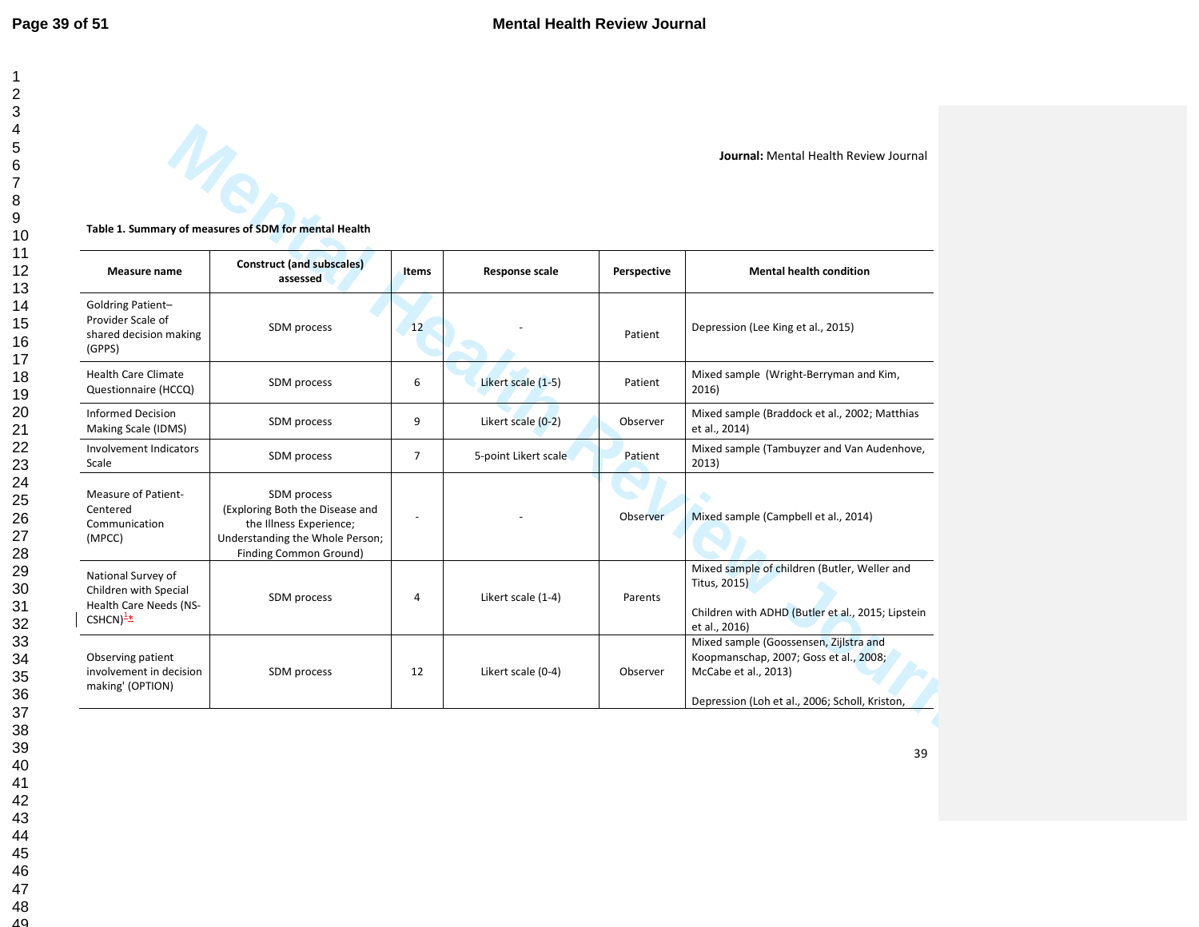**Journal:** Mental Health Review Journal

**Table 1. Summary of measures of SDM for mental Health**

| Measure name | Construct (and subscales) assessed | Items | Response scale | Perspective | Mental health condition |
|---|---|---|---|---|---|
| Goldring Patient–Provider Scale of shared decision making (GPPS) | SDM process | 12 | - | Patient | Depression (Lee King et al., 2015) |
| Health Care Climate Questionnaire (HCCQ) | SDM process | 6 | Likert scale (1-5) | Patient | Mixed sample (Wright-Berryman and Kim, 2016) |
| Informed Decision Making Scale (IDMS) | SDM process | 9 | Likert scale (0-2) | Observer | Mixed sample (Braddock et al., 2002; Matthias et al., 2014) |
| Involvement Indicators Scale | SDM process | 7 | 5-point Likert scale | Patient | Mixed sample (Tambuyzer and Van Audenhove, 2013) |
| Measure of Patient-Centered Communication (MPCC) | SDM process (Exploring Both the Disease and the Illness Experience; Understanding the Whole Person; Finding Common Ground) | - | - | Observer | Mixed sample (Campbell et al., 2014) |
| National Survey of Children with Special Health Care Needs (NS-CSHCN)[1] | SDM process | 4 | Likert scale (1-4) | Parents | Mixed sample of children (Butler, Weller and Titus, 2015)<br><br>Children with ADHD (Butler et al., 2015; Lipstein et al., 2016) |
| Observing patient involvement in decision making' (OPTION) | SDM process | 12 | Likert scale (0-4) | Observer | Mixed sample (Goossensen, Zijlstra and Koopmanschap, 2007; Goss et al., 2008; McCabe et al., 2013)<br><br>Depression (Loh et al., 2006; Scholl, Kriston, |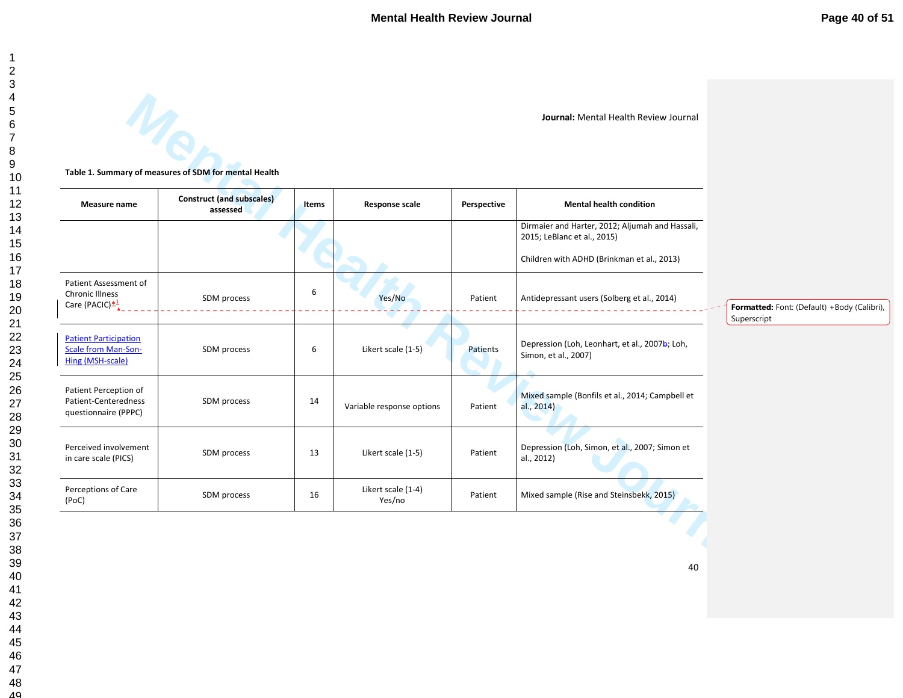**Journal:** Mental Health Review Journal

**Table 1. Summary of measures of SDM for mental Health**

| Measure name | Construct (and subscales) assessed | Items | Response scale | Perspective | Mental health condition |
|---|---|---|---|---|---|
| | | | | | Dirmaier and Harter, 2012; Aljumah and Hassali, 2015; LeBlanc et al., 2015)<br><br>Children with ADHD (Brinkman et al., 2013) |
| Patient Assessment of Chronic Illness Care (PACIC)*[1] | SDM process | 6 | Yes/No | Patient | Antidepressant users (Solberg et al., 2014) |
| Patient Participation Scale from Man-Son-Hing (MSH-scale) | SDM process | 6 | Likert scale (1-5) | Patients | Depression (Loh, Leonhart, et al., 2007b; Loh, Simon, et al., 2007) |
| Patient Perception of Patient-Centeredness questionnaire (PPPC) | SDM process | 14 | Variable response options | Patient | Mixed sample (Bonfils et al., 2014; Campbell et al., 2014) |
| Perceived involvement in care scale (PICS) | SDM process | 13 | Likert scale (1-5) | Patient | Depression (Loh, Simon, et al., 2007; Simon et al., 2012) |
| Perceptions of Care (PoC) | SDM process | 16 | Likert scale (1-4)<br>Yes/no | Patient | Mixed sample (Rise and Steinsbekk, 2015) |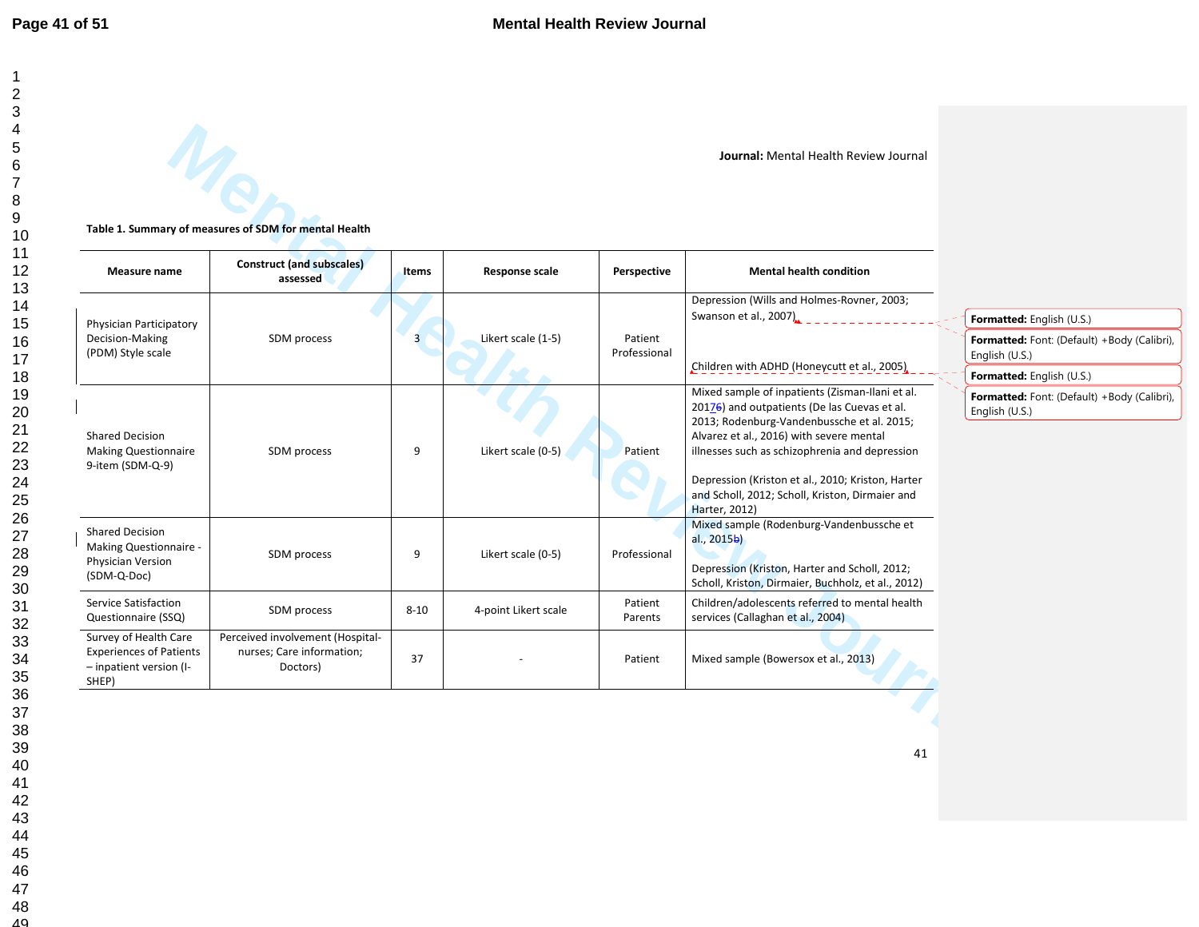**Journal:** Mental Health Review Journal

**Table 1. Summary of measures of SDM for mental Health**

| Measure name | Construct (and subscales) assessed | Items | Response scale | Perspective | Mental health condition |
|---|---|---|---|---|---|
| Physician Participatory Decision-Making (PDM) Style scale | SDM process | 3 | Likert scale (1-5) | Patient Professional | Depression (Wills and Holmes-Rovner, 2003; Swanson et al., 2007)<br><br>Children with ADHD (Honeycutt et al., 2005) |
| Shared Decision Making Questionnaire 9-item (SDM-Q-9) | SDM process | 9 | Likert scale (0-5) | Patient | Mixed sample of inpatients (Zisman-Ilani et al. 20176) and outpatients (De las Cuevas et al. 2013; Rodenburg-Vandenbussche et al. 2015; Alvarez et al., 2016) with severe mental illnesses such as schizophrenia and depression<br><br>Depression (Kriston et al., 2010; Kriston, Harter and Scholl, 2012; Scholl, Kriston, Dirmaier and Harter, 2012) |
| Shared Decision Making Questionnaire - Physician Version (SDM-Q-Doc) | SDM process | 9 | Likert scale (0-5) | Professional | Mixed sample (Rodenburg-Vandenbussche et al., 2015b)<br><br>Depression (Kriston, Harter and Scholl, 2012; Scholl, Kriston, Dirmaier, Buchholz, et al., 2012) |
| Service Satisfaction Questionnaire (SSQ) | SDM process | 8-10 | 4-point Likert scale | Patient Parents | Children/adolescents referred to mental health services (Callaghan et al., 2004) |
| Survey of Health Care Experiences of Patients – inpatient version (I-SHEP) | Perceived involvement (Hospital-nurses; Care information; Doctors) | 37 | - | Patient | Mixed sample (Bowersox et al., 2013) |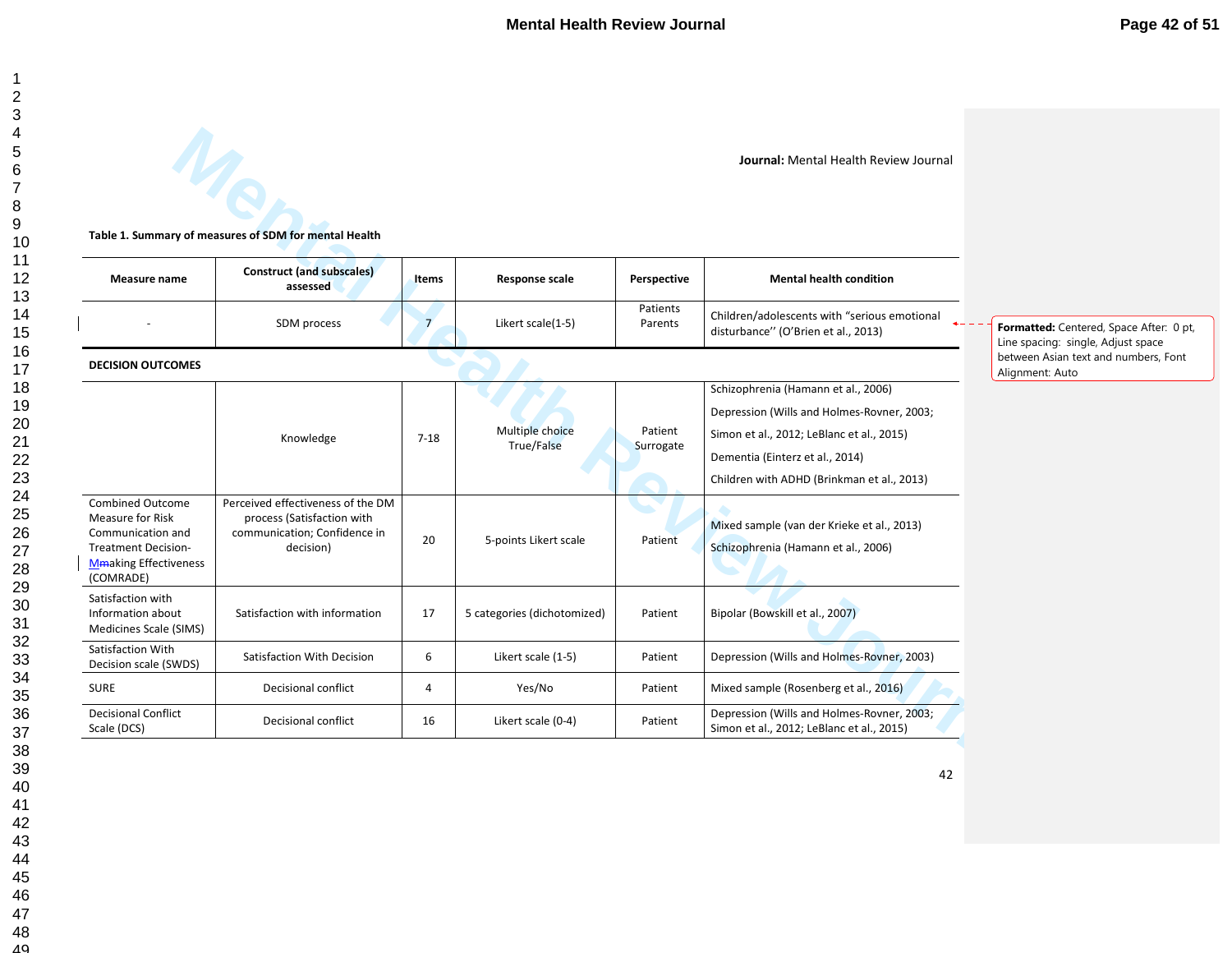**Journal:** Mental Health Review Journal

**Table 1. Summary of measures of SDM for mental Health**

| Measure name | Construct (and subscales) assessed | Items | Response scale | Perspective | Mental health condition |
|---|---|---|---|---|---|
| - | SDM process | 7 | Likert scale(1-5) | Patients Parents | Children/adolescents with "serious emotional disturbance'' (O'Brien et al., 2013) |
| **DECISION OUTCOMES** | | | | | |
| | Knowledge | 7-18 | Multiple choice True/False | Patient Surrogate | Schizophrenia (Hamann et al., 2006) Depression (Wills and Holmes-Rovner, 2003; Simon et al., 2012; LeBlanc et al., 2015) Dementia (Einterz et al., 2014) Children with ADHD (Brinkman et al., 2013) |
| Combined Outcome Measure for Risk Communication and Treatment Decision-Mmaking Effectiveness (COMRADE) | Perceived effectiveness of the DM process (Satisfaction with communication; Confidence in decision) | 20 | 5-points Likert scale | Patient | Mixed sample (van der Krieke et al., 2013) Schizophrenia (Hamann et al., 2006) |
| Satisfaction with Information about Medicines Scale (SIMS) | Satisfaction with information | 17 | 5 categories (dichotomized) | Patient | Bipolar (Bowskill et al., 2007) |
| Satisfaction With Decision scale (SWDS) | Satisfaction With Decision | 6 | Likert scale (1-5) | Patient | Depression (Wills and Holmes-Rovner, 2003) |
| SURE | Decisional conflict | 4 | Yes/No | Patient | Mixed sample (Rosenberg et al., 2016) |
| Decisional Conflict Scale (DCS) | Decisional conflict | 16 | Likert scale (0-4) | Patient | Depression (Wills and Holmes-Rovner, 2003; Simon et al., 2012; LeBlanc et al., 2015) |

**Formatted:** Centered, Space After: 0 pt, Line spacing: single, Adjust space between Asian text and numbers, Font Alignment: Auto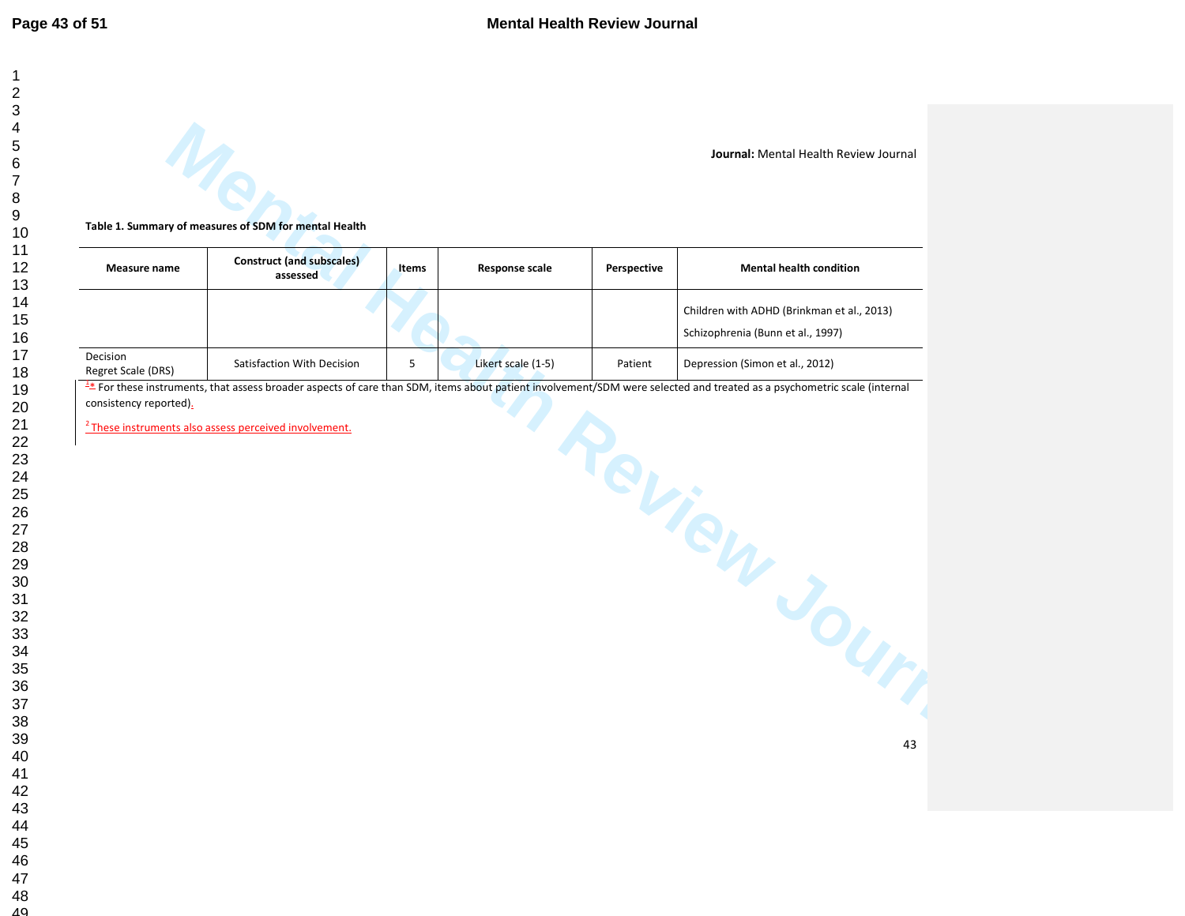**Journal:** Mental Health Review Journal

**Table 1. Summary of measures of SDM for mental Health**

| Measure name | Construct (and subscales) assessed | Items | Response scale | Perspective | Mental health condition |
|---|---|---|---|---|---|
| | | | | | Children with ADHD (Brinkman et al., 2013)<br>Schizophrenia (Bunn et al., 1997) |
| Decision Regret Scale (DRS) | Satisfaction With Decision | 5 | Likert scale (1-5) | Patient | Depression (Simon et al., 2012) |

[1]* For these instruments, that assess broader aspects of care than SDM, items about patient involvement/SDM were selected and treated as a psychometric scale (internal consistency reported).

[2] These instruments also assess perceived involvement.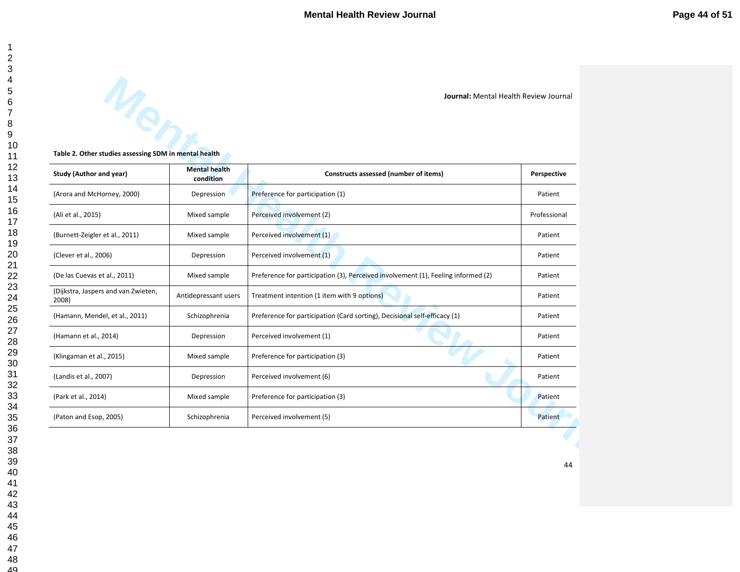**Journal:** Mental Health Review Journal

**Table 2. Other studies assessing SDM in mental health**

| Study (Author and year) | Mental health condition | Constructs assessed (number of items) | Perspective |
|---|---|---|---|
| (Arora and McHorney, 2000) | Depression | Preference for participation (1) | Patient |
| (Ali et al., 2015) | Mixed sample | Perceived involvement (2) | Professional |
| (Burnett-Zeigler et al., 2011) | Mixed sample | Perceived involvement (1) | Patient |
| (Clever et al., 2006) | Depression | Perceived involvement (1) | Patient |
| (De las Cuevas et al., 2011) | Mixed sample | Preference for participation (3), Perceived involvement (1), Feeling informed (2) | Patient |
| (Dijkstra, Jaspers and van Zwieten, 2008) | Antidepressant users | Treatment intention (1 item with 9 options) | Patient |
| (Hamann, Mendel, et al., 2011) | Schizophrenia | Preference for participation (Card sorting), Decisional self-efficacy (1) | Patient |
| (Hamann et al., 2014) | Depression | Perceived involvement (1) | Patient |
| (Klingaman et al., 2015) | Mixed sample | Preference for participation (3) | Patient |
| (Landis et al., 2007) | Depression | Perceived involvement (6) | Patient |
| (Park et al., 2014) | Mixed sample | Preference for participation (3) | Patient |
| (Paton and Esop, 2005) | Schizophrenia | Perceived involvement (5) | Patient |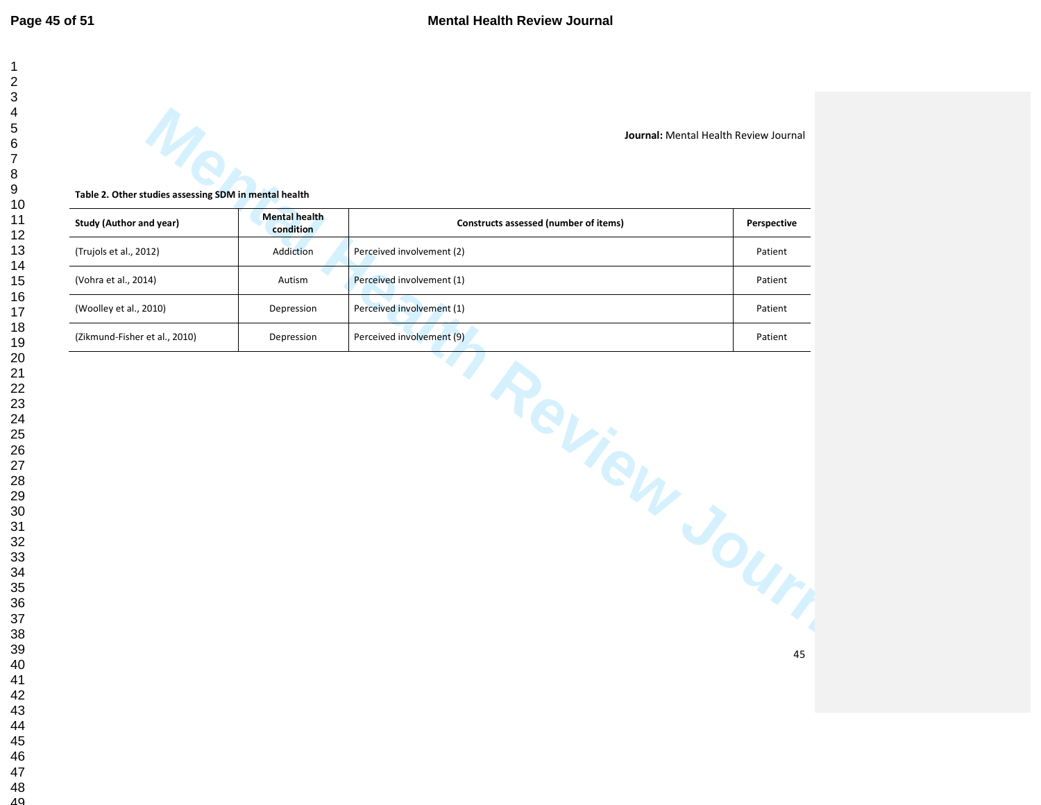**Journal:** Mental Health Review Journal

**Table 2. Other studies assessing SDM in mental health**

| Study (Author and year) | Mental health condition | Constructs assessed (number of items) | Perspective |
|---|---|---|---|
| (Trujols et al., 2012) | Addiction | Perceived involvement (2) | Patient |
| (Vohra et al., 2014) | Autism | Perceived involvement (1) | Patient |
| (Woolley et al., 2010) | Depression | Perceived involvement (1) | Patient |
| (Zikmund-Fisher et al., 2010) | Depression | Perceived involvement (9) | Patient |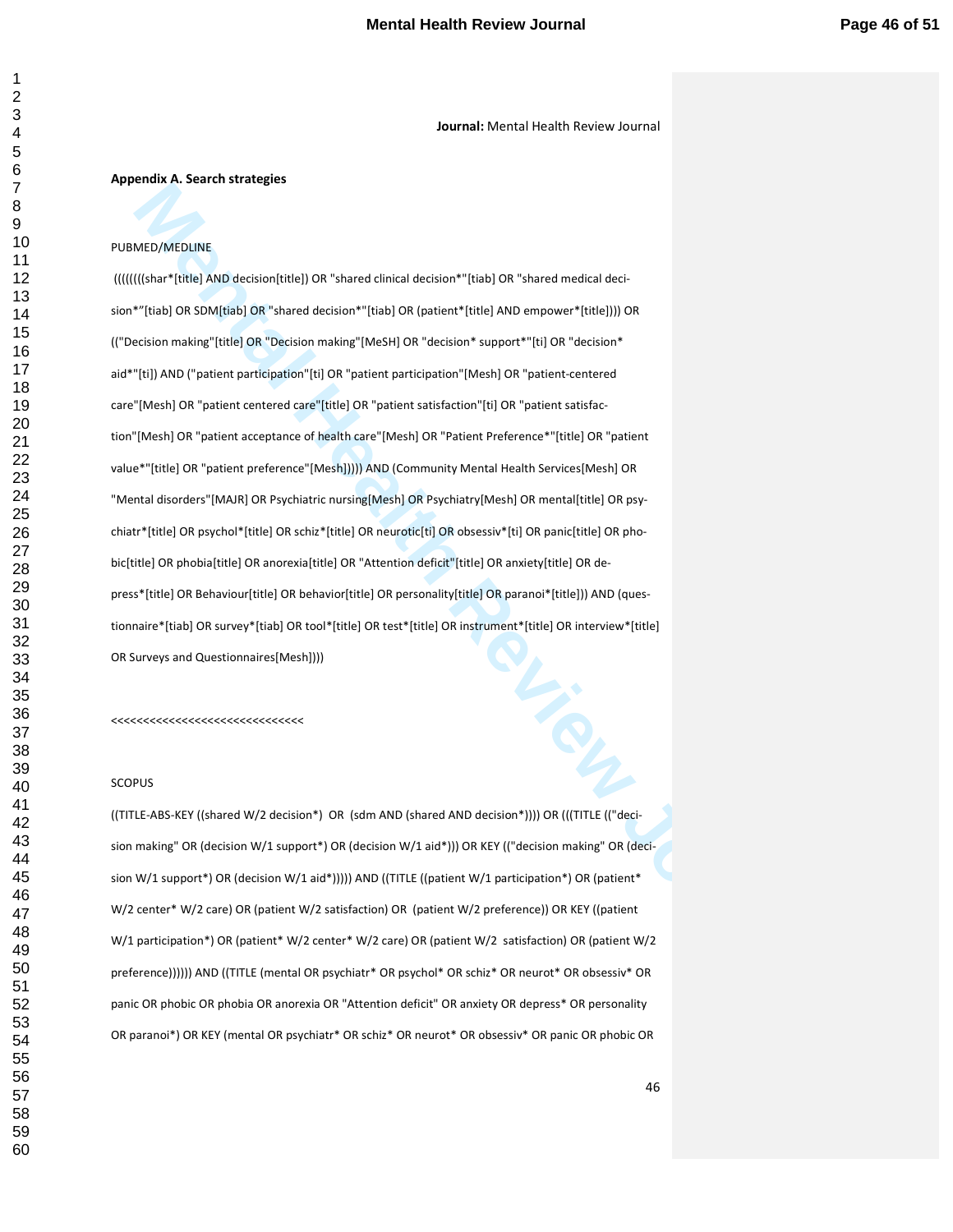**Journal:** Mental Health Review Journal

**Appendix A. Search strategies**

PUBMED/MEDLINE

((((((((shar*[title] AND decision[title]) OR "shared clinical decision*"[tiab] OR "shared medical decision*"[tiab] OR SDM[tiab] OR "shared decision*"[tiab] OR (patient*[title] AND empower*[title]))) OR (("Decision making"[title] OR "Decision making"[MeSH] OR "decision* support*"[ti] OR "decision* aid*"[ti]) AND ("patient participation"[ti] OR "patient participation"[Mesh] OR "patient-centered care"[Mesh] OR "patient centered care"[title] OR "patient satisfaction"[ti] OR "patient satisfaction"[Mesh] OR "patient acceptance of health care"[Mesh] OR "Patient Preference*"[title] OR "patient value*"[title] OR "patient preference"[Mesh])))) AND (Community Mental Health Services[Mesh] OR "Mental disorders"[MAJR] OR Psychiatric nursing[Mesh] OR Psychiatry[Mesh] OR mental[title] OR psychiatr*[title] OR psychol*[title] OR schiz*[title] OR neurotic[ti] OR obsessiv*[ti] OR panic[title] OR phobic[title] OR phobia[title] OR anorexia[title] OR "Attention deficit"[title] OR anxiety[title] OR depress*[title] OR Behaviour[title] OR behavior[title] OR personality[title] OR paranoi*[title])) AND (questionnaire*[tiab] OR survey*[tiab] OR tool*[title] OR test*[title] OR instrument*[title] OR interview*[title] OR Surveys and Questionnaires[Mesh])))

<<<<<<<<<<<<<<<<<<<<<<<<<<<<<<<

SCOPUS

((TITLE-ABS-KEY ((shared W/2 decision*) OR (sdm AND (shared AND decision*)))) OR (((TITLE (("decision making" OR (decision W/1 support*) OR (decision W/1 aid*))) OR KEY (("decision making" OR (decision W/1 support*) OR (decision W/1 aid*))))) AND ((TITLE ((patient W/1 participation*) OR (patient* W/2 center* W/2 care) OR (patient W/2 satisfaction) OR (patient W/2 preference)) OR KEY ((patient W/1 participation*) OR (patient* W/2 center* W/2 care) OR (patient W/2 satisfaction) OR (patient W/2 preference)))))) AND ((TITLE (mental OR psychiatr* OR psychol* OR schiz* OR neurot* OR obsessiv* OR panic OR phobic OR phobia OR anorexia OR "Attention deficit" OR anxiety OR depress* OR personality OR paranoi*) OR KEY (mental OR psychiatr* OR schiz* OR neurot* OR obsessiv* OR panic OR phobic OR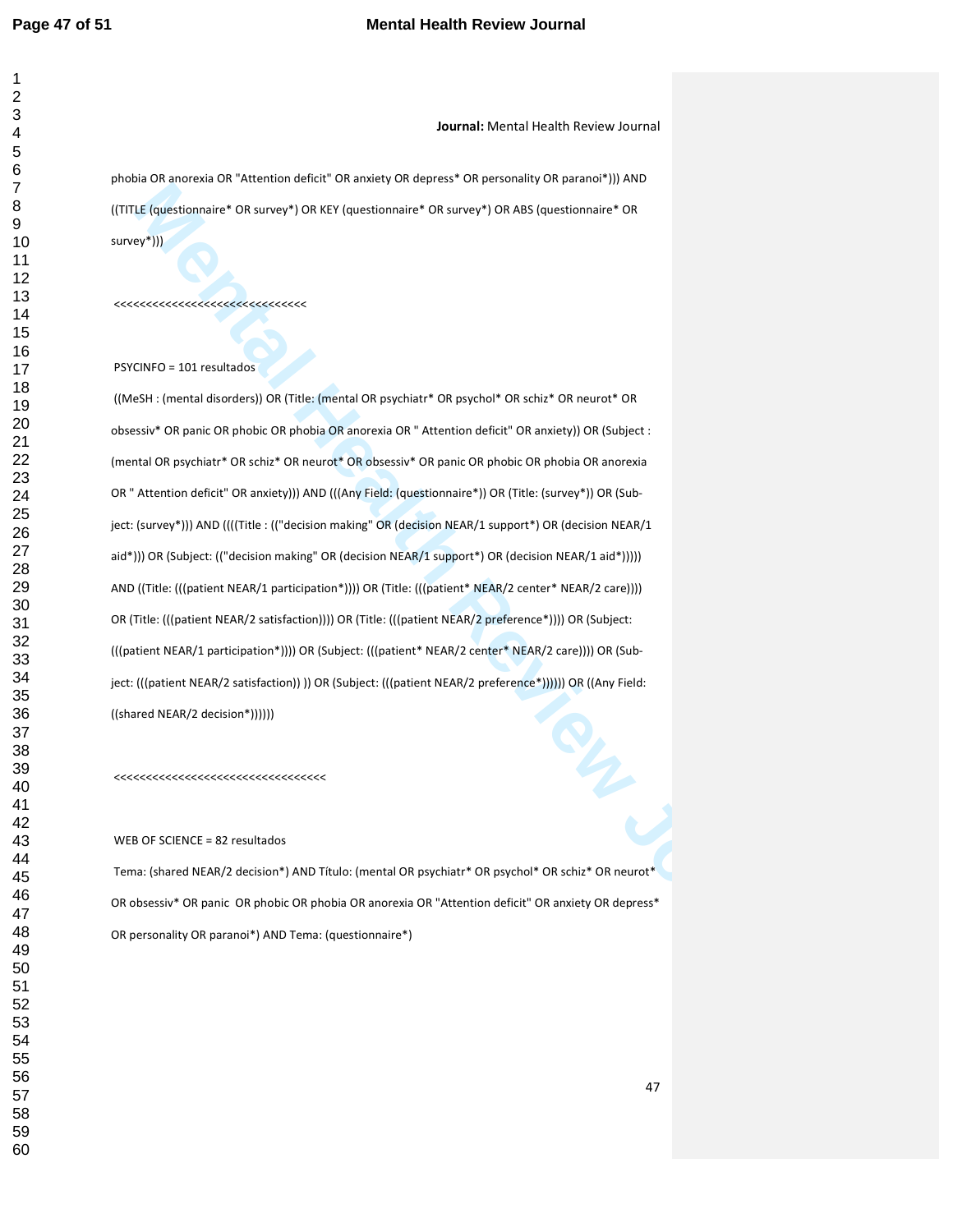phobia OR anorexia OR "Attention deficit" OR anxiety OR depress* OR personality OR paranoi*))) AND ((TITLE (questionnaire* OR survey*) OR KEY (questionnaire* OR survey*) OR ABS (questionnaire* OR survey*)))

<<<<<<<<<<<<<<<<<<<<<<<<<<<<<<<

PSYCINFO = 101 resultados

((MeSH : (mental disorders)) OR (Title: (mental OR psychiatr* OR psychol* OR schiz* OR neurot* OR obsessiv* OR panic OR phobic OR phobia OR anorexia OR " Attention deficit" OR anxiety)) OR (Subject : (mental OR psychiatr* OR schiz* OR neurot* OR obsessiv* OR panic OR phobic OR phobia OR anorexia OR " Attention deficit" OR anxiety))) AND (((Any Field: (questionnaire*)) OR (Title: (survey*)) OR (Subject: (survey*))) AND ((((Title : (("decision making" OR (decision NEAR/1 support*) OR (decision NEAR/1 aid*))) OR (Subject: (("decision making" OR (decision NEAR/1 support*) OR (decision NEAR/1 aid*))))) AND ((Title: (((patient NEAR/1 participation*)))) OR (Title: (((patient* NEAR/2 center* NEAR/2 care)))) OR (Title: (((patient NEAR/2 satisfaction)))) OR (Title: (((patient NEAR/2 preference*)))) OR (Subject: (((patient NEAR/1 participation*)))) OR (Subject: (((patient* NEAR/2 center* NEAR/2 care)))) OR (Subject: (((patient NEAR/2 satisfaction)) )) OR (Subject: (((patient NEAR/2 preference*)))))) OR ((Any Field: ((shared NEAR/2 decision*))))))

<<<<<<<<<<<<<<<<<<<<<<<<<<<<<<<<<<<

WEB OF SCIENCE = 82 resultados

Tema: (shared NEAR/2 decision*) AND Título: (mental OR psychiatr* OR psychol* OR schiz* OR neurot* OR obsessiv* OR panic OR phobic OR phobia OR anorexia OR "Attention deficit" OR anxiety OR depress* OR personality OR paranoi*) AND Tema: (questionnaire*)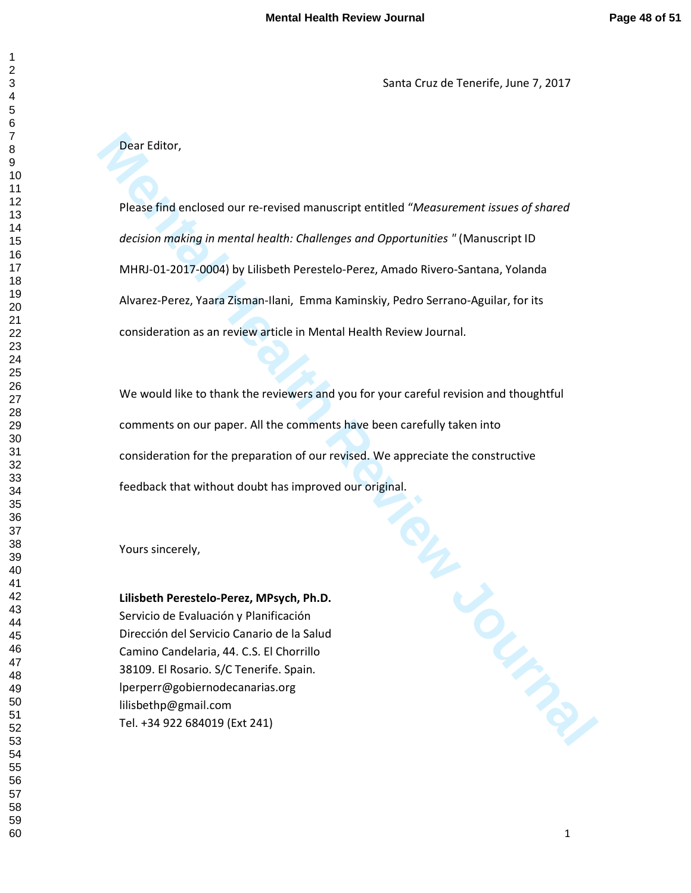Santa Cruz de Tenerife, June 7, 2017

Dear Editor,

Please find enclosed our re-revised manuscript entitled *"Measurement issues of shared decision making in mental health: Challenges and Opportunities "* (Manuscript ID MHRJ-01-2017-0004) by Lilisbeth Perestelo-Perez, Amado Rivero-Santana, Yolanda Alvarez-Perez, Yaara Zisman-Ilani, Emma Kaminskiy, Pedro Serrano-Aguilar, for its consideration as an review article in Mental Health Review Journal.

We would like to thank the reviewers and you for your careful revision and thoughtful comments on our paper. All the comments have been carefully taken into consideration for the preparation of our revised. We appreciate the constructive feedback that without doubt has improved our original.

Yours sincerely,

**Lilisbeth Perestelo-Perez, MPsych, Ph.D.**
Servicio de Evaluación y Planificación
Dirección del Servicio Canario de la Salud
Camino Candelaria, 44. C.S. El Chorrillo
38109. El Rosario. S/C Tenerife. Spain.
lperperr@gobiernodecanarias.org
lilisbethp@gmail.com
Tel. +34 922 684019 (Ext 241)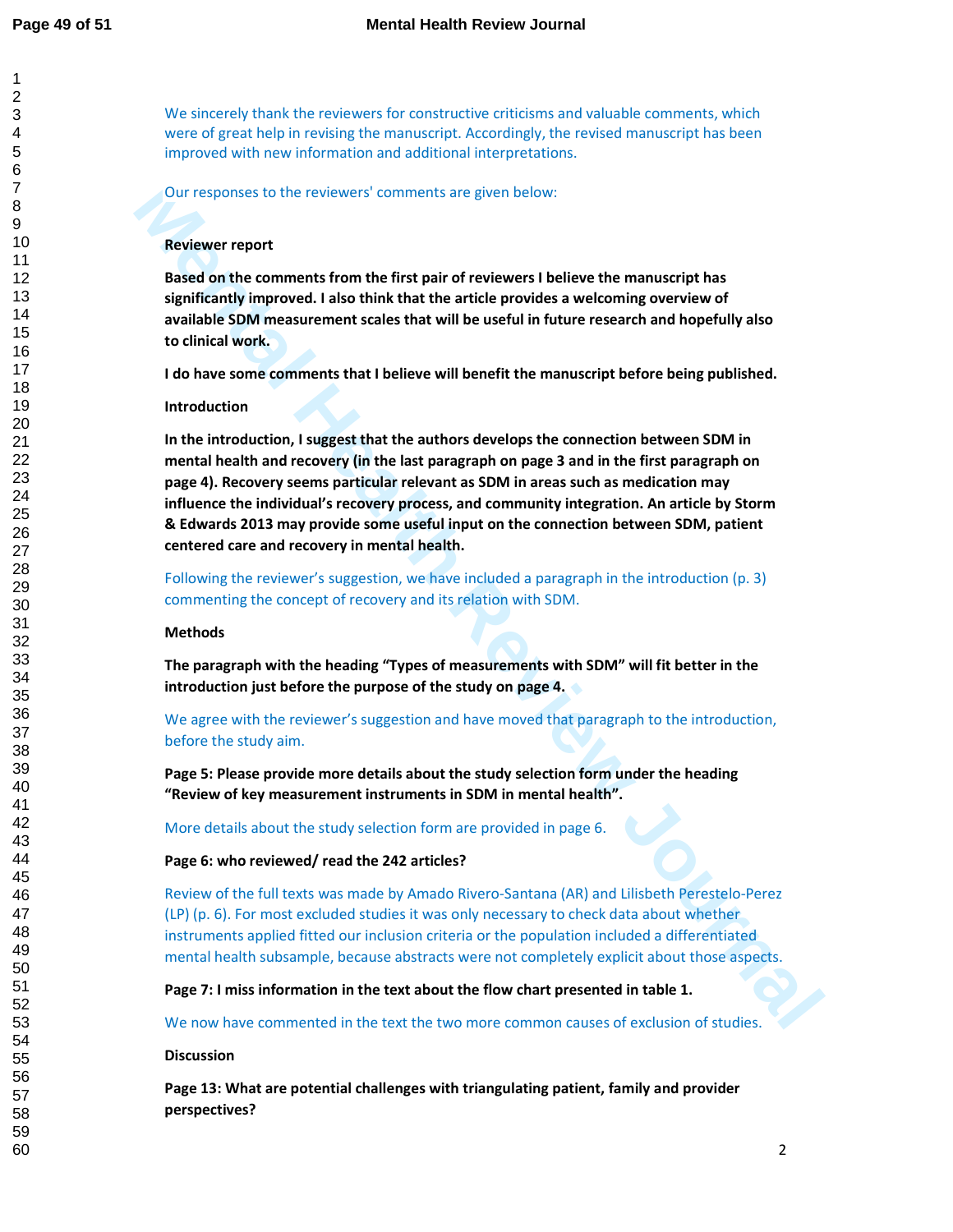We sincerely thank the reviewers for constructive criticisms and valuable comments, which were of great help in revising the manuscript. Accordingly, the revised manuscript has been improved with new information and additional interpretations.

Our responses to the reviewers' comments are given below:

**Reviewer report**

**Based on the comments from the first pair of reviewers I believe the manuscript has significantly improved. I also think that the article provides a welcoming overview of available SDM measurement scales that will be useful in future research and hopefully also to clinical work.**

**I do have some comments that I believe will benefit the manuscript before being published.**

**Introduction**

**In the introduction, I suggest that the authors develops the connection between SDM in mental health and recovery (in the last paragraph on page 3 and in the first paragraph on page 4). Recovery seems particular relevant as SDM in areas such as medication may influence the individual's recovery process, and community integration. An article by Storm & Edwards 2013 may provide some useful input on the connection between SDM, patient centered care and recovery in mental health.**

Following the reviewer's suggestion, we have included a paragraph in the introduction (p. 3) commenting the concept of recovery and its relation with SDM.

**Methods**

**The paragraph with the heading "Types of measurements with SDM" will fit better in the introduction just before the purpose of the study on page 4.**

We agree with the reviewer's suggestion and have moved that paragraph to the introduction, before the study aim.

**Page 5: Please provide more details about the study selection form under the heading "Review of key measurement instruments in SDM in mental health".**

More details about the study selection form are provided in page 6.

**Page 6: who reviewed/ read the 242 articles?**

Review of the full texts was made by Amado Rivero-Santana (AR) and Lilisbeth Perestelo-Perez (LP) (p. 6). For most excluded studies it was only necessary to check data about whether instruments applied fitted our inclusion criteria or the population included a differentiated mental health subsample, because abstracts were not completely explicit about those aspects.

**Page 7: I miss information in the text about the flow chart presented in table 1.**

We now have commented in the text the two more common causes of exclusion of studies.

**Discussion**

**Page 13: What are potential challenges with triangulating patient, family and provider perspectives?**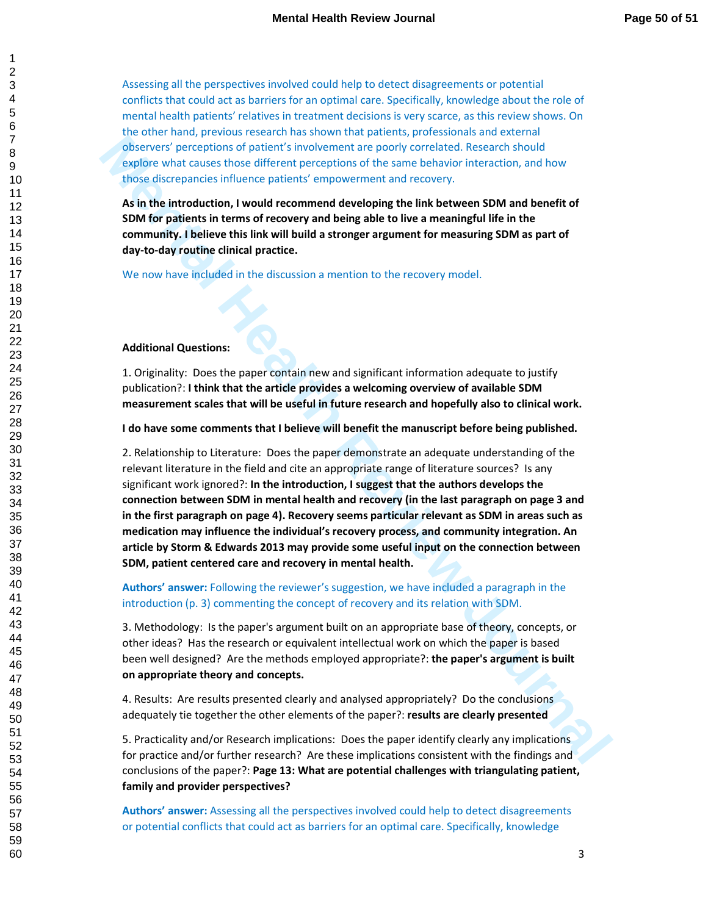Assessing all the perspectives involved could help to detect disagreements or potential conflicts that could act as barriers for an optimal care. Specifically, knowledge about the role of mental health patients' relatives in treatment decisions is very scarce, as this review shows. On the other hand, previous research has shown that patients, professionals and external observers' perceptions of patient's involvement are poorly correlated. Research should explore what causes those different perceptions of the same behavior interaction, and how those discrepancies influence patients' empowerment and recovery.

**As in the introduction, I would recommend developing the link between SDM and benefit of SDM for patients in terms of recovery and being able to live a meaningful life in the community. I believe this link will build a stronger argument for measuring SDM as part of day-to-day routine clinical practice.**

We now have included in the discussion a mention to the recovery model.

**Additional Questions:**

1. Originality: Does the paper contain new and significant information adequate to justify publication?: **I think that the article provides a welcoming overview of available SDM measurement scales that will be useful in future research and hopefully also to clinical work.**

**I do have some comments that I believe will benefit the manuscript before being published.**

2. Relationship to Literature: Does the paper demonstrate an adequate understanding of the relevant literature in the field and cite an appropriate range of literature sources? Is any significant work ignored?: **In the introduction, I suggest that the authors develops the connection between SDM in mental health and recovery (in the last paragraph on page 3 and in the first paragraph on page 4). Recovery seems particular relevant as SDM in areas such as medication may influence the individual's recovery process, and community integration. An article by Storm & Edwards 2013 may provide some useful input on the connection between SDM, patient centered care and recovery in mental health.**

**Authors' answer:** Following the reviewer's suggestion, we have included a paragraph in the introduction (p. 3) commenting the concept of recovery and its relation with SDM.

3. Methodology: Is the paper's argument built on an appropriate base of theory, concepts, or other ideas? Has the research or equivalent intellectual work on which the paper is based been well designed? Are the methods employed appropriate?: **the paper's argument is built on appropriate theory and concepts.**

4. Results: Are results presented clearly and analysed appropriately? Do the conclusions adequately tie together the other elements of the paper?: **results are clearly presented**

5. Practicality and/or Research implications: Does the paper identify clearly any implications for practice and/or further research? Are these implications consistent with the findings and conclusions of the paper?: **Page 13: What are potential challenges with triangulating patient, family and provider perspectives?**

**Authors' answer:** Assessing all the perspectives involved could help to detect disagreements or potential conflicts that could act as barriers for an optimal care. Specifically, knowledge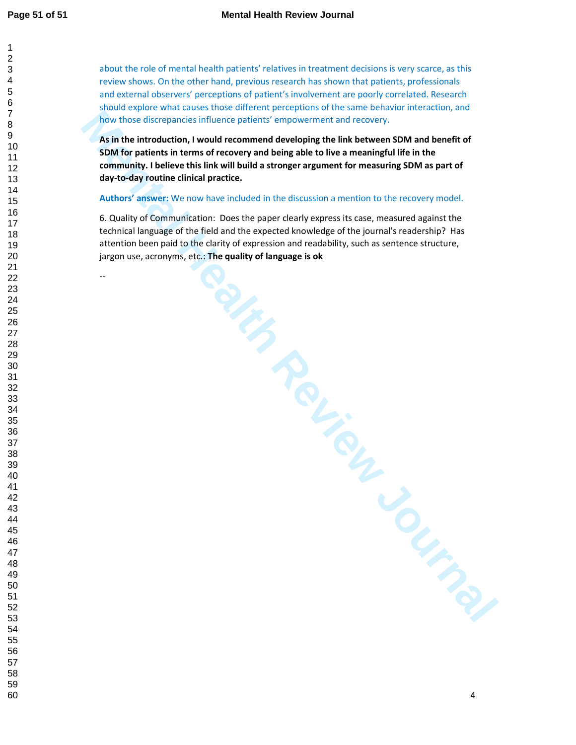about the role of mental health patients' relatives in treatment decisions is very scarce, as this review shows. On the other hand, previous research has shown that patients, professionals and external observers' perceptions of patient's involvement are poorly correlated. Research should explore what causes those different perceptions of the same behavior interaction, and how those discrepancies influence patients' empowerment and recovery.

**As in the introduction, I would recommend developing the link between SDM and benefit of SDM for patients in terms of recovery and being able to live a meaningful life in the community. I believe this link will build a stronger argument for measuring SDM as part of day-to-day routine clinical practice.**

**Authors' answer:** We now have included in the discussion a mention to the recovery model.

6. Quality of Communication: Does the paper clearly express its case, measured against the technical language of the field and the expected knowledge of the journal's readership? Has attention been paid to the clarity of expression and readability, such as sentence structure, jargon use, acronyms, etc.: **The quality of language is ok**

--